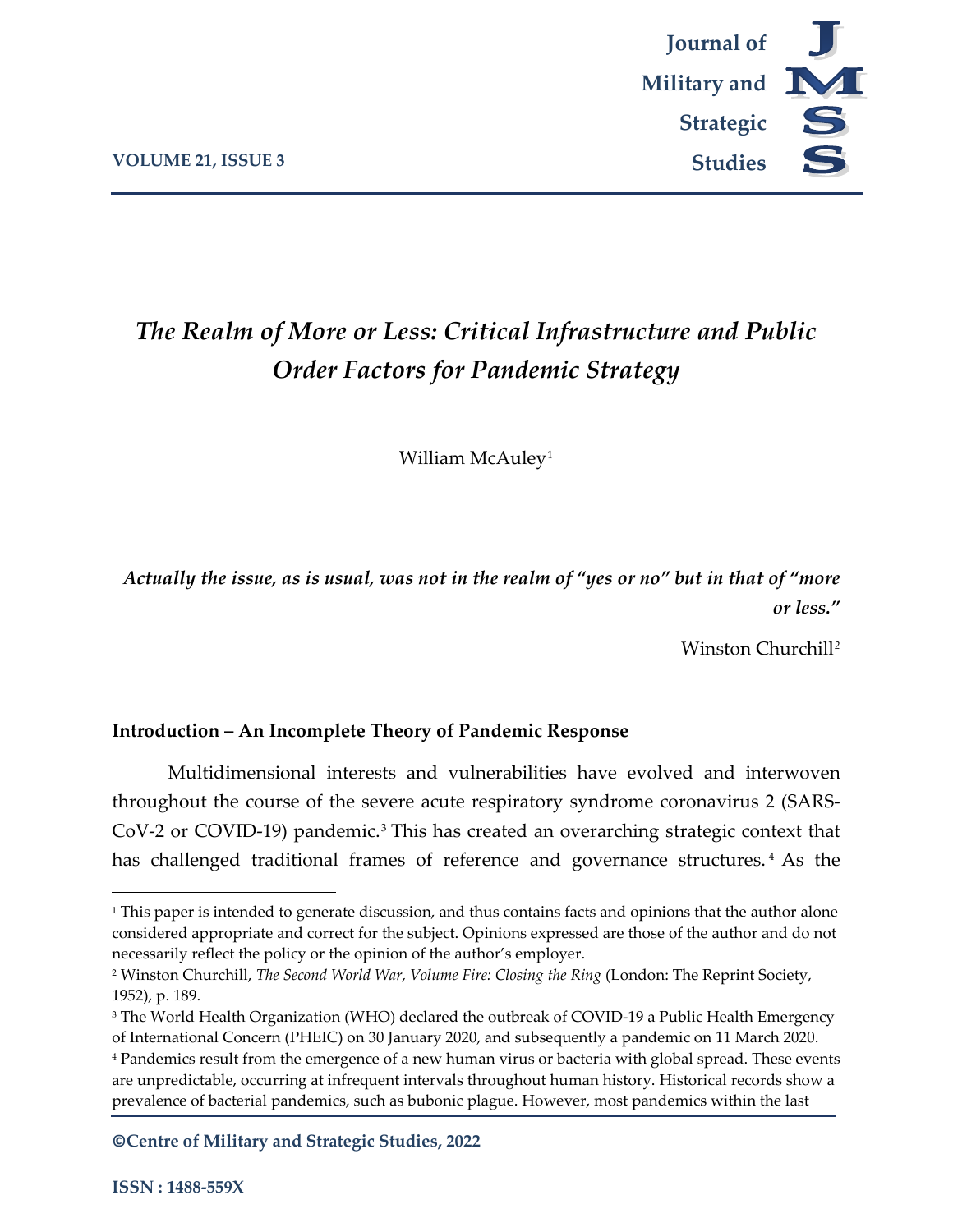# *The Realm of More or Less: Critical Infrastructure and Public Order Factors for Pandemic Strategy*

William McAuley[1]

> ***Actually the issue, as is usual, was not in the realm of "yes or no" but in that of "more or less."***
>
> Winston Churchill[2]

## Introduction – An Incomplete Theory of Pandemic Response

Multidimensional interests and vulnerabilities have evolved and interwoven throughout the course of the severe acute respiratory syndrome coronavirus 2 (SARS-CoV-2 or COVID-19) pandemic.[3] This has created an overarching strategic context that has challenged traditional frames of reference and governance structures.[4] As the

---

[1] This paper is intended to generate discussion, and thus contains facts and opinions that the author alone considered appropriate and correct for the subject. Opinions expressed are those of the author and do not necessarily reflect the policy or the opinion of the author's employer.

[2] Winston Churchill, *The Second World War, Volume Fire: Closing the Ring* (London: The Reprint Society, 1952), p. 189.

[3] The World Health Organization (WHO) declared the outbreak of COVID-19 a Public Health Emergency of International Concern (PHEIC) on 30 January 2020, and subsequently a pandemic on 11 March 2020.

[4] Pandemics result from the emergence of a new human virus or bacteria with global spread. These events are unpredictable, occurring at infrequent intervals throughout human history. Historical records show a prevalence of bacterial pandemics, such as bubonic plague. However, most pandemics within the last

**©Centre of Military and Strategic Studies, 2022**

**ISSN : 1488-559X**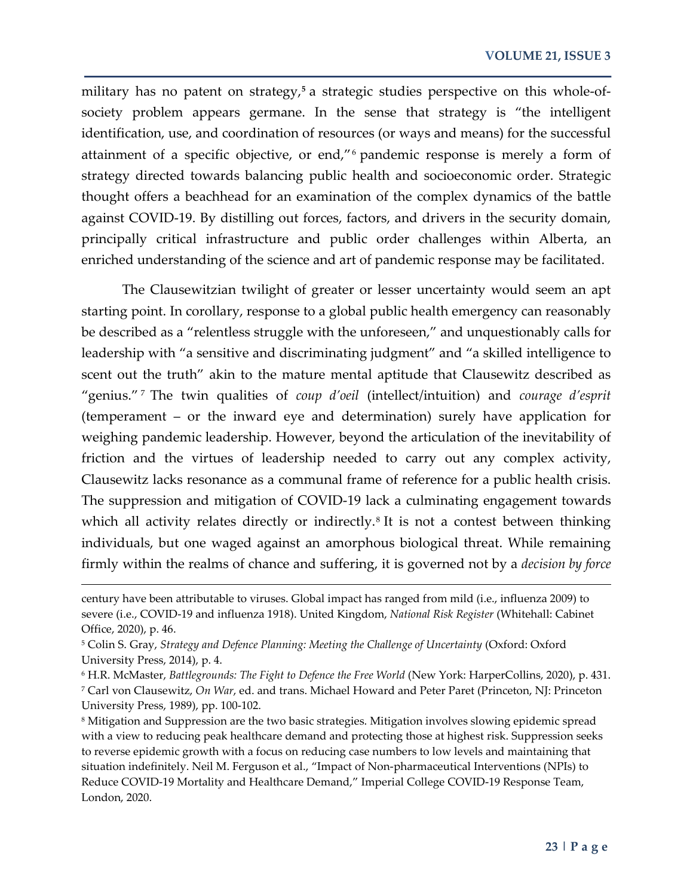military has no patent on strategy,[5] a strategic studies perspective on this whole-of-society problem appears germane. In the sense that strategy is "the intelligent identification, use, and coordination of resources (or ways and means) for the successful attainment of a specific objective, or end,"[6] pandemic response is merely a form of strategy directed towards balancing public health and socioeconomic order. Strategic thought offers a beachhead for an examination of the complex dynamics of the battle against COVID-19. By distilling out forces, factors, and drivers in the security domain, principally critical infrastructure and public order challenges within Alberta, an enriched understanding of the science and art of pandemic response may be facilitated.

The Clausewitzian twilight of greater or lesser uncertainty would seem an apt starting point. In corollary, response to a global public health emergency can reasonably be described as a "relentless struggle with the unforeseen," and unquestionably calls for leadership with "a sensitive and discriminating judgment" and "a skilled intelligence to scent out the truth" akin to the mature mental aptitude that Clausewitz described as "genius."[7] The twin qualities of *coup d'oeil* (intellect/intuition) and *courage d'esprit* (temperament – or the inward eye and determination) surely have application for weighing pandemic leadership. However, beyond the articulation of the inevitability of friction and the virtues of leadership needed to carry out any complex activity, Clausewitz lacks resonance as a communal frame of reference for a public health crisis. The suppression and mitigation of COVID-19 lack a culminating engagement towards which all activity relates directly or indirectly.[8] It is not a contest between thinking individuals, but one waged against an amorphous biological threat. While remaining firmly within the realms of chance and suffering, it is governed not by a *decision by force*

---

century have been attributable to viruses. Global impact has ranged from mild (i.e., influenza 2009) to severe (i.e., COVID-19 and influenza 1918). United Kingdom, *National Risk Register* (Whitehall: Cabinet Office, 2020), p. 46.

[5] Colin S. Gray, *Strategy and Defence Planning: Meeting the Challenge of Uncertainty* (Oxford: Oxford University Press, 2014), p. 4.

[6] H.R. McMaster, *Battlegrounds: The Fight to Defence the Free World* (New York: HarperCollins, 2020), p. 431.

[7] Carl von Clausewitz, *On War*, ed. and trans. Michael Howard and Peter Paret (Princeton, NJ: Princeton University Press, 1989), pp. 100-102.

[8] Mitigation and Suppression are the two basic strategies. Mitigation involves slowing epidemic spread with a view to reducing peak healthcare demand and protecting those at highest risk. Suppression seeks to reverse epidemic growth with a focus on reducing case numbers to low levels and maintaining that situation indefinitely. Neil M. Ferguson et al., "Impact of Non-pharmaceutical Interventions (NPIs) to Reduce COVID-19 Mortality and Healthcare Demand," Imperial College COVID-19 Response Team, London, 2020.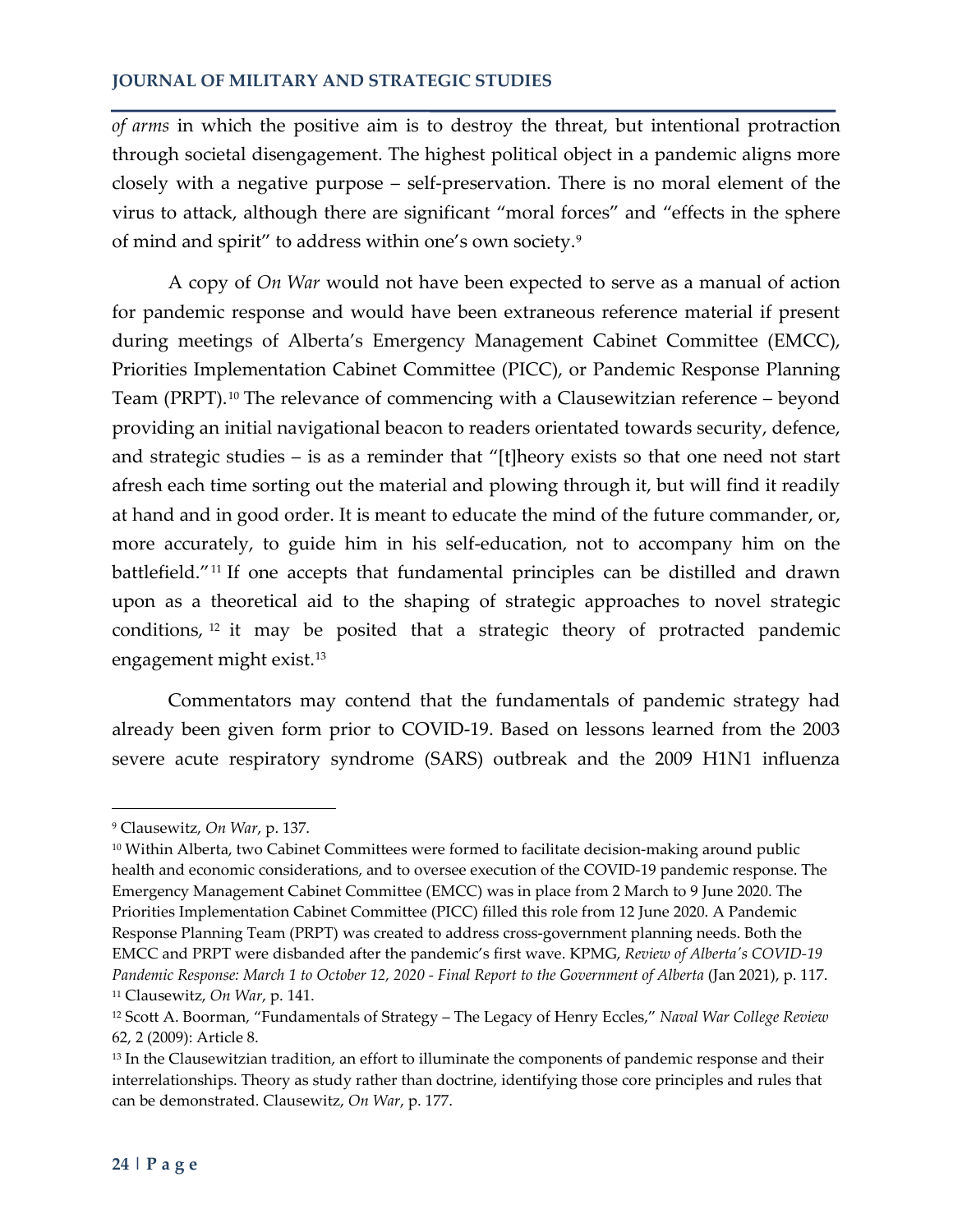*of arms* in which the positive aim is to destroy the threat, but intentional protraction through societal disengagement. The highest political object in a pandemic aligns more closely with a negative purpose – self-preservation. There is no moral element of the virus to attack, although there are significant "moral forces" and "effects in the sphere of mind and spirit" to address within one's own society.[9]

A copy of *On War* would not have been expected to serve as a manual of action for pandemic response and would have been extraneous reference material if present during meetings of Alberta's Emergency Management Cabinet Committee (EMCC), Priorities Implementation Cabinet Committee (PICC), or Pandemic Response Planning Team (PRPT).[10] The relevance of commencing with a Clausewitzian reference – beyond providing an initial navigational beacon to readers orientated towards security, defence, and strategic studies – is as a reminder that "[t]heory exists so that one need not start afresh each time sorting out the material and plowing through it, but will find it readily at hand and in good order. It is meant to educate the mind of the future commander, or, more accurately, to guide him in his self-education, not to accompany him on the battlefield."[11] If one accepts that fundamental principles can be distilled and drawn upon as a theoretical aid to the shaping of strategic approaches to novel strategic conditions,[12] it may be posited that a strategic theory of protracted pandemic engagement might exist.[13]

Commentators may contend that the fundamentals of pandemic strategy had already been given form prior to COVID-19. Based on lessons learned from the 2003 severe acute respiratory syndrome (SARS) outbreak and the 2009 H1N1 influenza

---

[9] Clausewitz, *On War*, p. 137.

[10] Within Alberta, two Cabinet Committees were formed to facilitate decision-making around public health and economic considerations, and to oversee execution of the COVID-19 pandemic response. The Emergency Management Cabinet Committee (EMCC) was in place from 2 March to 9 June 2020. The Priorities Implementation Cabinet Committee (PICC) filled this role from 12 June 2020. A Pandemic Response Planning Team (PRPT) was created to address cross-government planning needs. Both the EMCC and PRPT were disbanded after the pandemic's first wave. KPMG, *Review of Alberta's COVID-19 Pandemic Response: March 1 to October 12, 2020 - Final Report to the Government of Alberta* (Jan 2021), p. 117.

[11] Clausewitz, *On War*, p. 141.

[12] Scott A. Boorman, "Fundamentals of Strategy – The Legacy of Henry Eccles," *Naval War College Review* 62, 2 (2009): Article 8.

[13] In the Clausewitzian tradition, an effort to illuminate the components of pandemic response and their interrelationships. Theory as study rather than doctrine, identifying those core principles and rules that can be demonstrated. Clausewitz, *On War*, p. 177.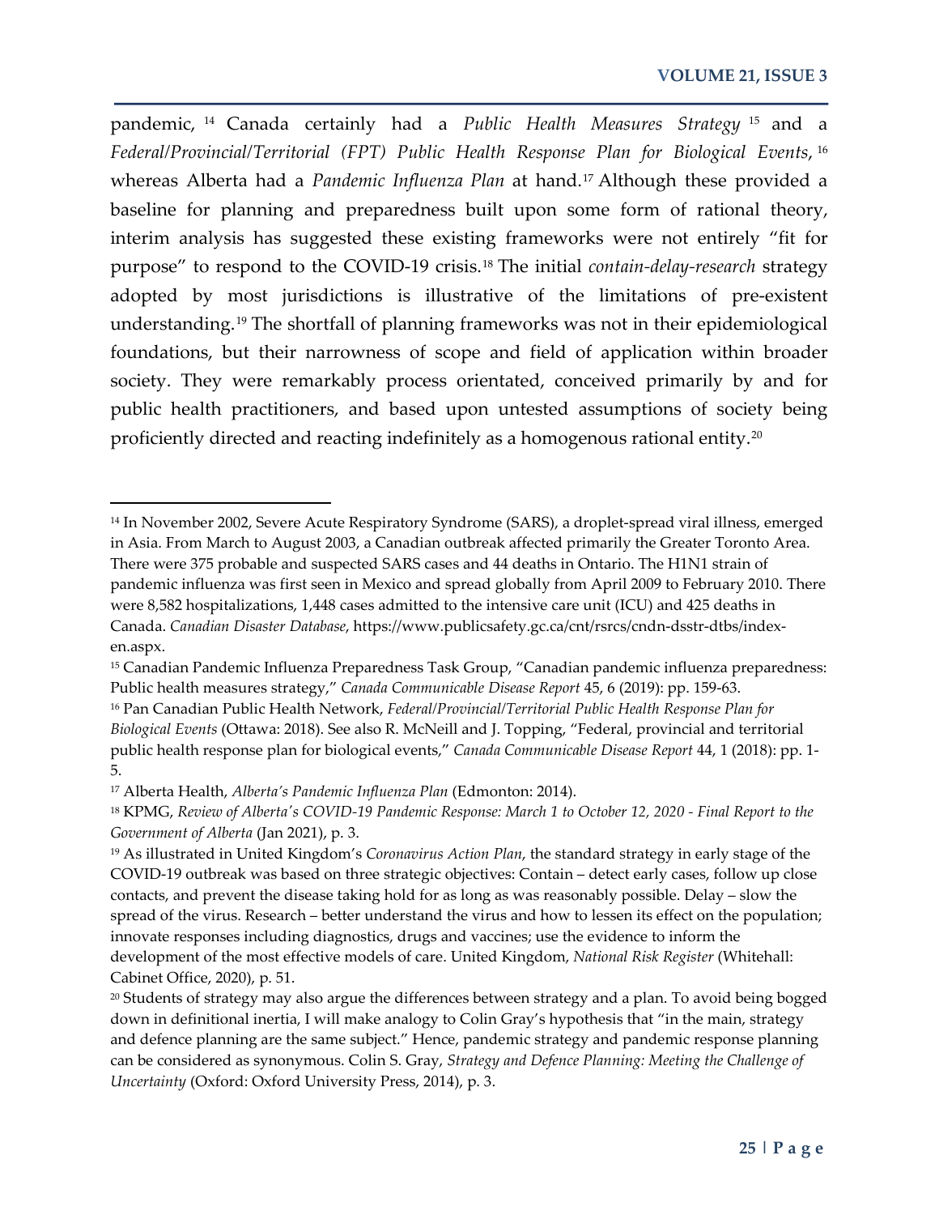pandemic,[14] Canada certainly had a *Public Health Measures Strategy*[15] and a *Federal/Provincial/Territorial (FPT) Public Health Response Plan for Biological Events*,[16] whereas Alberta had a *Pandemic Influenza Plan* at hand.[17] Although these provided a baseline for planning and preparedness built upon some form of rational theory, interim analysis has suggested these existing frameworks were not entirely "fit for purpose" to respond to the COVID-19 crisis.[18] The initial *contain-delay-research* strategy adopted by most jurisdictions is illustrative of the limitations of pre-existent understanding.[19] The shortfall of planning frameworks was not in their epidemiological foundations, but their narrowness of scope and field of application within broader society. They were remarkably process orientated, conceived primarily by and for public health practitioners, and based upon untested assumptions of society being proficiently directed and reacting indefinitely as a homogenous rational entity.[20]

---

[14] In November 2002, Severe Acute Respiratory Syndrome (SARS), a droplet-spread viral illness, emerged in Asia. From March to August 2003, a Canadian outbreak affected primarily the Greater Toronto Area. There were 375 probable and suspected SARS cases and 44 deaths in Ontario. The H1N1 strain of pandemic influenza was first seen in Mexico and spread globally from April 2009 to February 2010. There were 8,582 hospitalizations, 1,448 cases admitted to the intensive care unit (ICU) and 425 deaths in Canada. *Canadian Disaster Database*, https://www.publicsafety.gc.ca/cnt/rsrcs/cndn-dsstr-dtbs/index-en.aspx.

[15] Canadian Pandemic Influenza Preparedness Task Group, "Canadian pandemic influenza preparedness: Public health measures strategy," *Canada Communicable Disease Report* 45, 6 (2019): pp. 159-63.

[16] Pan Canadian Public Health Network, *Federal/Provincial/Territorial Public Health Response Plan for Biological Events* (Ottawa: 2018). See also R. McNeill and J. Topping, "Federal, provincial and territorial public health response plan for biological events," *Canada Communicable Disease Report* 44, 1 (2018): pp. 1-5.

[17] Alberta Health, *Alberta's Pandemic Influenza Plan* (Edmonton: 2014).

[18] KPMG, *Review of Alberta's COVID-19 Pandemic Response: March 1 to October 12, 2020 - Final Report to the Government of Alberta* (Jan 2021), p. 3.

[19] As illustrated in United Kingdom's *Coronavirus Action Plan*, the standard strategy in early stage of the COVID-19 outbreak was based on three strategic objectives: Contain – detect early cases, follow up close contacts, and prevent the disease taking hold for as long as was reasonably possible. Delay – slow the spread of the virus. Research – better understand the virus and how to lessen its effect on the population; innovate responses including diagnostics, drugs and vaccines; use the evidence to inform the development of the most effective models of care. United Kingdom, *National Risk Register* (Whitehall: Cabinet Office, 2020), p. 51.

[20] Students of strategy may also argue the differences between strategy and a plan. To avoid being bogged down in definitional inertia, I will make analogy to Colin Gray's hypothesis that "in the main, strategy and defence planning are the same subject." Hence, pandemic strategy and pandemic response planning can be considered as synonymous. Colin S. Gray, *Strategy and Defence Planning: Meeting the Challenge of Uncertainty* (Oxford: Oxford University Press, 2014), p. 3.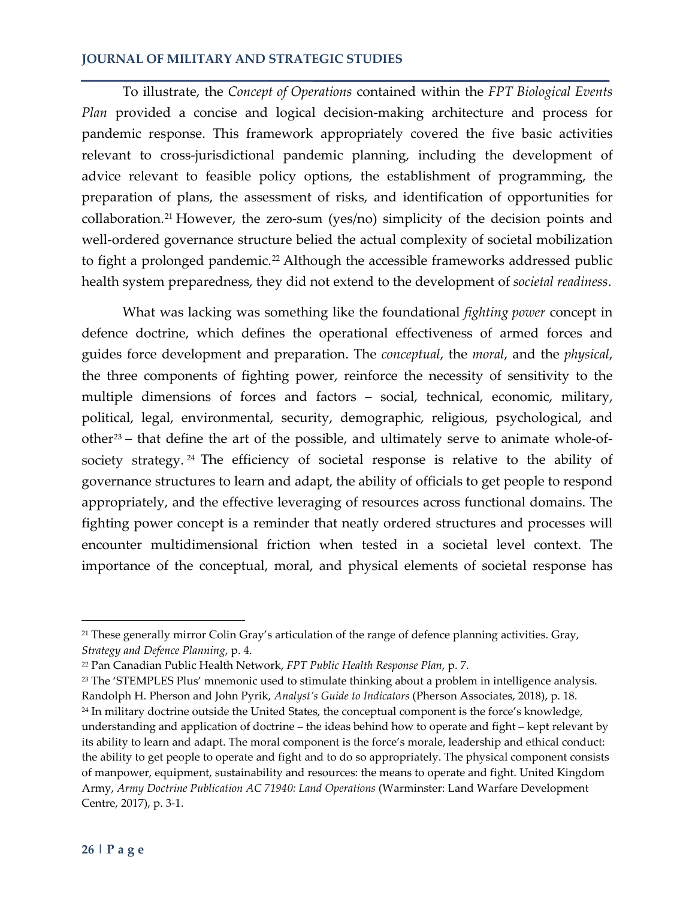To illustrate, the *Concept of Operations* contained within the *FPT Biological Events Plan* provided a concise and logical decision-making architecture and process for pandemic response. This framework appropriately covered the five basic activities relevant to cross-jurisdictional pandemic planning, including the development of advice relevant to feasible policy options, the establishment of programming, the preparation of plans, the assessment of risks, and identification of opportunities for collaboration.[21] However, the zero-sum (yes/no) simplicity of the decision points and well-ordered governance structure belied the actual complexity of societal mobilization to fight a prolonged pandemic.[22] Although the accessible frameworks addressed public health system preparedness, they did not extend to the development of *societal readiness*.

What was lacking was something like the foundational *fighting power* concept in defence doctrine, which defines the operational effectiveness of armed forces and guides force development and preparation. The *conceptual*, the *moral*, and the *physical*, the three components of fighting power, reinforce the necessity of sensitivity to the multiple dimensions of forces and factors – social, technical, economic, military, political, legal, environmental, security, demographic, religious, psychological, and other[23] – that define the art of the possible, and ultimately serve to animate whole-of-society strategy.[24] The efficiency of societal response is relative to the ability of governance structures to learn and adapt, the ability of officials to get people to respond appropriately, and the effective leveraging of resources across functional domains. The fighting power concept is a reminder that neatly ordered structures and processes will encounter multidimensional friction when tested in a societal level context. The importance of the conceptual, moral, and physical elements of societal response has

---

[21] These generally mirror Colin Gray's articulation of the range of defence planning activities. Gray, *Strategy and Defence Planning*, p. 4.

[22] Pan Canadian Public Health Network, *FPT Public Health Response Plan*, p. 7.

[23] The 'STEMPLES Plus' mnemonic used to stimulate thinking about a problem in intelligence analysis. Randolph H. Pherson and John Pyrik, *Analyst's Guide to Indicators* (Pherson Associates, 2018), p. 18.

[24] In military doctrine outside the United States, the conceptual component is the force's knowledge, understanding and application of doctrine – the ideas behind how to operate and fight – kept relevant by its ability to learn and adapt. The moral component is the force's morale, leadership and ethical conduct: the ability to get people to operate and fight and to do so appropriately. The physical component consists of manpower, equipment, sustainability and resources: the means to operate and fight. United Kingdom Army, *Army Doctrine Publication AC 71940: Land Operations* (Warminster: Land Warfare Development Centre, 2017), p. 3-1.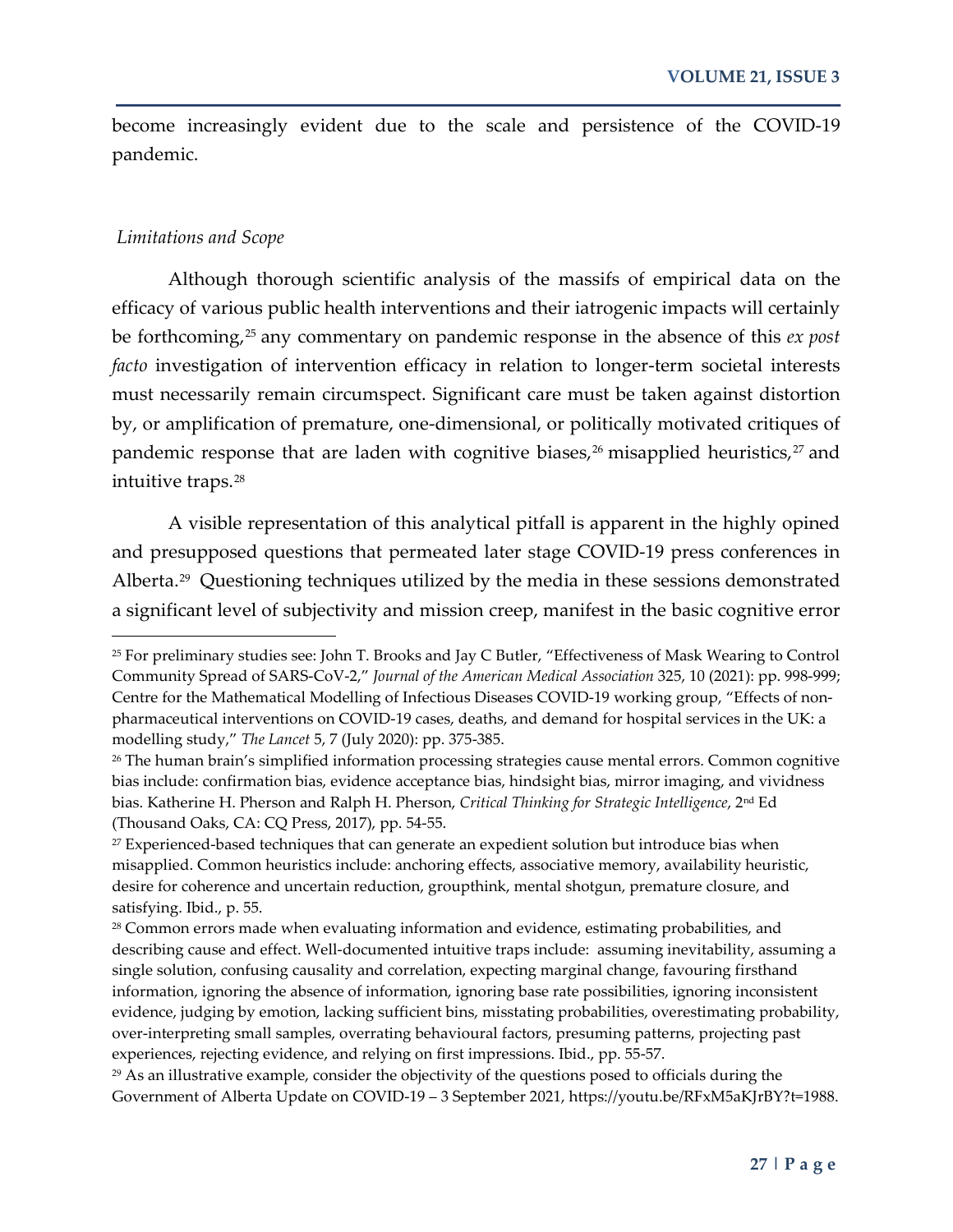become increasingly evident due to the scale and persistence of the COVID-19 pandemic.

*Limitations and Scope*

Although thorough scientific analysis of the massifs of empirical data on the efficacy of various public health interventions and their iatrogenic impacts will certainly be forthcoming,[25] any commentary on pandemic response in the absence of this *ex post facto* investigation of intervention efficacy in relation to longer-term societal interests must necessarily remain circumspect. Significant care must be taken against distortion by, or amplification of premature, one-dimensional, or politically motivated critiques of pandemic response that are laden with cognitive biases,[26] misapplied heuristics,[27] and intuitive traps.[28]

A visible representation of this analytical pitfall is apparent in the highly opined and presupposed questions that permeated later stage COVID-19 press conferences in Alberta.[29] Questioning techniques utilized by the media in these sessions demonstrated a significant level of subjectivity and mission creep, manifest in the basic cognitive error

---

[25] For preliminary studies see: John T. Brooks and Jay C Butler, "Effectiveness of Mask Wearing to Control Community Spread of SARS-CoV-2," *Journal of the American Medical Association* 325, 10 (2021): pp. 998-999; Centre for the Mathematical Modelling of Infectious Diseases COVID-19 working group, "Effects of non-pharmaceutical interventions on COVID-19 cases, deaths, and demand for hospital services in the UK: a modelling study," *The Lancet* 5, 7 (July 2020): pp. 375-385.

[26] The human brain's simplified information processing strategies cause mental errors. Common cognitive bias include: confirmation bias, evidence acceptance bias, hindsight bias, mirror imaging, and vividness bias. Katherine H. Pherson and Ralph H. Pherson, *Critical Thinking for Strategic Intelligence*, 2nd Ed (Thousand Oaks, CA: CQ Press, 2017), pp. 54-55.

[27] Experienced-based techniques that can generate an expedient solution but introduce bias when misapplied. Common heuristics include: anchoring effects, associative memory, availability heuristic, desire for coherence and uncertain reduction, groupthink, mental shotgun, premature closure, and satisfying. Ibid., p. 55.

[28] Common errors made when evaluating information and evidence, estimating probabilities, and describing cause and effect. Well-documented intuitive traps include: assuming inevitability, assuming a single solution, confusing causality and correlation, expecting marginal change, favouring firsthand information, ignoring the absence of information, ignoring base rate possibilities, ignoring inconsistent evidence, judging by emotion, lacking sufficient bins, misstating probabilities, overestimating probability, over-interpreting small samples, overrating behavioural factors, presuming patterns, projecting past experiences, rejecting evidence, and relying on first impressions. Ibid., pp. 55-57.

[29] As an illustrative example, consider the objectivity of the questions posed to officials during the Government of Alberta Update on COVID-19 – 3 September 2021, https://youtu.be/RFxM5aKJrBY?t=1988.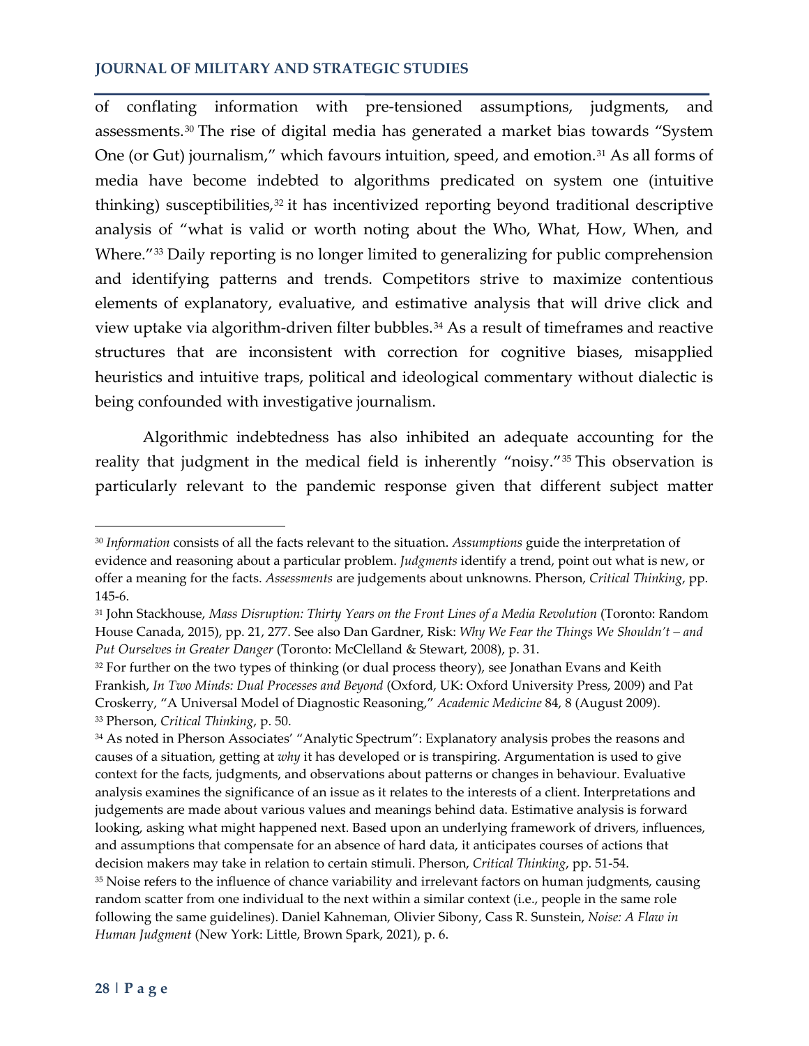of conflating information with pre-tensioned assumptions, judgments, and assessments.[30] The rise of digital media has generated a market bias towards "System One (or Gut) journalism," which favours intuition, speed, and emotion.[31] As all forms of media have become indebted to algorithms predicated on system one (intuitive thinking) susceptibilities,[32] it has incentivized reporting beyond traditional descriptive analysis of "what is valid or worth noting about the Who, What, How, When, and Where."[33] Daily reporting is no longer limited to generalizing for public comprehension and identifying patterns and trends. Competitors strive to maximize contentious elements of explanatory, evaluative, and estimative analysis that will drive click and view uptake via algorithm-driven filter bubbles.[34] As a result of timeframes and reactive structures that are inconsistent with correction for cognitive biases, misapplied heuristics and intuitive traps, political and ideological commentary without dialectic is being confounded with investigative journalism.

Algorithmic indebtedness has also inhibited an adequate accounting for the reality that judgment in the medical field is inherently "noisy."[35] This observation is particularly relevant to the pandemic response given that different subject matter

---

[30] *Information* consists of all the facts relevant to the situation. *Assumptions* guide the interpretation of evidence and reasoning about a particular problem. *Judgments* identify a trend, point out what is new, or offer a meaning for the facts. *Assessments* are judgements about unknowns. Pherson, *Critical Thinking*, pp. 145-6.

[31] John Stackhouse, *Mass Disruption: Thirty Years on the Front Lines of a Media Revolution* (Toronto: Random House Canada, 2015), pp. 21, 277. See also Dan Gardner, Risk: *Why We Fear the Things We Shouldn't – and Put Ourselves in Greater Danger* (Toronto: McClelland & Stewart, 2008), p. 31.

[32] For further on the two types of thinking (or dual process theory), see Jonathan Evans and Keith Frankish, *In Two Minds: Dual Processes and Beyond* (Oxford, UK: Oxford University Press, 2009) and Pat Croskerry, "A Universal Model of Diagnostic Reasoning," *Academic Medicine* 84, 8 (August 2009).

[33] Pherson, *Critical Thinking*, p. 50.

[34] As noted in Pherson Associates' "Analytic Spectrum": Explanatory analysis probes the reasons and causes of a situation, getting at *why* it has developed or is transpiring. Argumentation is used to give context for the facts, judgments, and observations about patterns or changes in behaviour. Evaluative analysis examines the significance of an issue as it relates to the interests of a client. Interpretations and judgements are made about various values and meanings behind data. Estimative analysis is forward looking, asking what might happened next. Based upon an underlying framework of drivers, influences, and assumptions that compensate for an absence of hard data, it anticipates courses of actions that decision makers may take in relation to certain stimuli. Pherson, *Critical Thinking*, pp. 51-54.

[35] Noise refers to the influence of chance variability and irrelevant factors on human judgments, causing random scatter from one individual to the next within a similar context (i.e., people in the same role following the same guidelines). Daniel Kahneman, Olivier Sibony, Cass R. Sunstein, *Noise: A Flaw in Human Judgment* (New York: Little, Brown Spark, 2021), p. 6.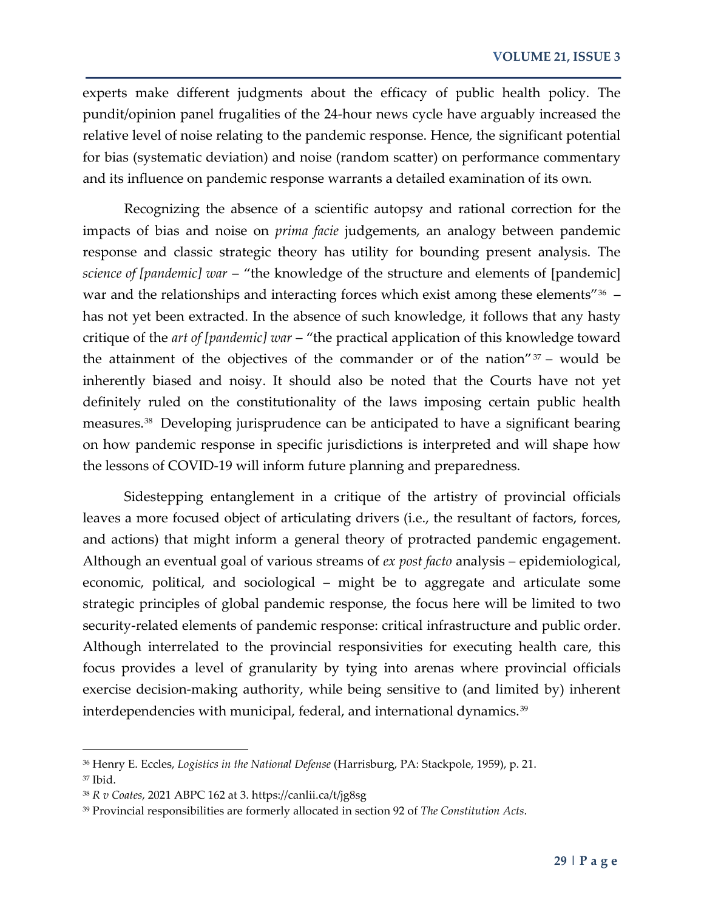experts make different judgments about the efficacy of public health policy. The pundit/opinion panel frugalities of the 24-hour news cycle have arguably increased the relative level of noise relating to the pandemic response. Hence, the significant potential for bias (systematic deviation) and noise (random scatter) on performance commentary and its influence on pandemic response warrants a detailed examination of its own.

Recognizing the absence of a scientific autopsy and rational correction for the impacts of bias and noise on *prima facie* judgements, an analogy between pandemic response and classic strategic theory has utility for bounding present analysis. The *science of [pandemic] war* – "the knowledge of the structure and elements of [pandemic] war and the relationships and interacting forces which exist among these elements"[36] – has not yet been extracted. In the absence of such knowledge, it follows that any hasty critique of the *art of [pandemic] war* – "the practical application of this knowledge toward the attainment of the objectives of the commander or of the nation"[37] – would be inherently biased and noisy. It should also be noted that the Courts have not yet definitely ruled on the constitutionality of the laws imposing certain public health measures.[38] Developing jurisprudence can be anticipated to have a significant bearing on how pandemic response in specific jurisdictions is interpreted and will shape how the lessons of COVID-19 will inform future planning and preparedness.

Sidestepping entanglement in a critique of the artistry of provincial officials leaves a more focused object of articulating drivers (i.e., the resultant of factors, forces, and actions) that might inform a general theory of protracted pandemic engagement. Although an eventual goal of various streams of *ex post facto* analysis – epidemiological, economic, political, and sociological – might be to aggregate and articulate some strategic principles of global pandemic response, the focus here will be limited to two security-related elements of pandemic response: critical infrastructure and public order. Although interrelated to the provincial responsivities for executing health care, this focus provides a level of granularity by tying into arenas where provincial officials exercise decision-making authority, while being sensitive to (and limited by) inherent interdependencies with municipal, federal, and international dynamics.[39]

---

[36] Henry E. Eccles, *Logistics in the National Defense* (Harrisburg, PA: Stackpole, 1959), p. 21.

[37] Ibid.

[38] *R v Coates*, 2021 ABPC 162 at 3. https://canlii.ca/t/jg8sg

[39] Provincial responsibilities are formerly allocated in section 92 of *The Constitution Acts*.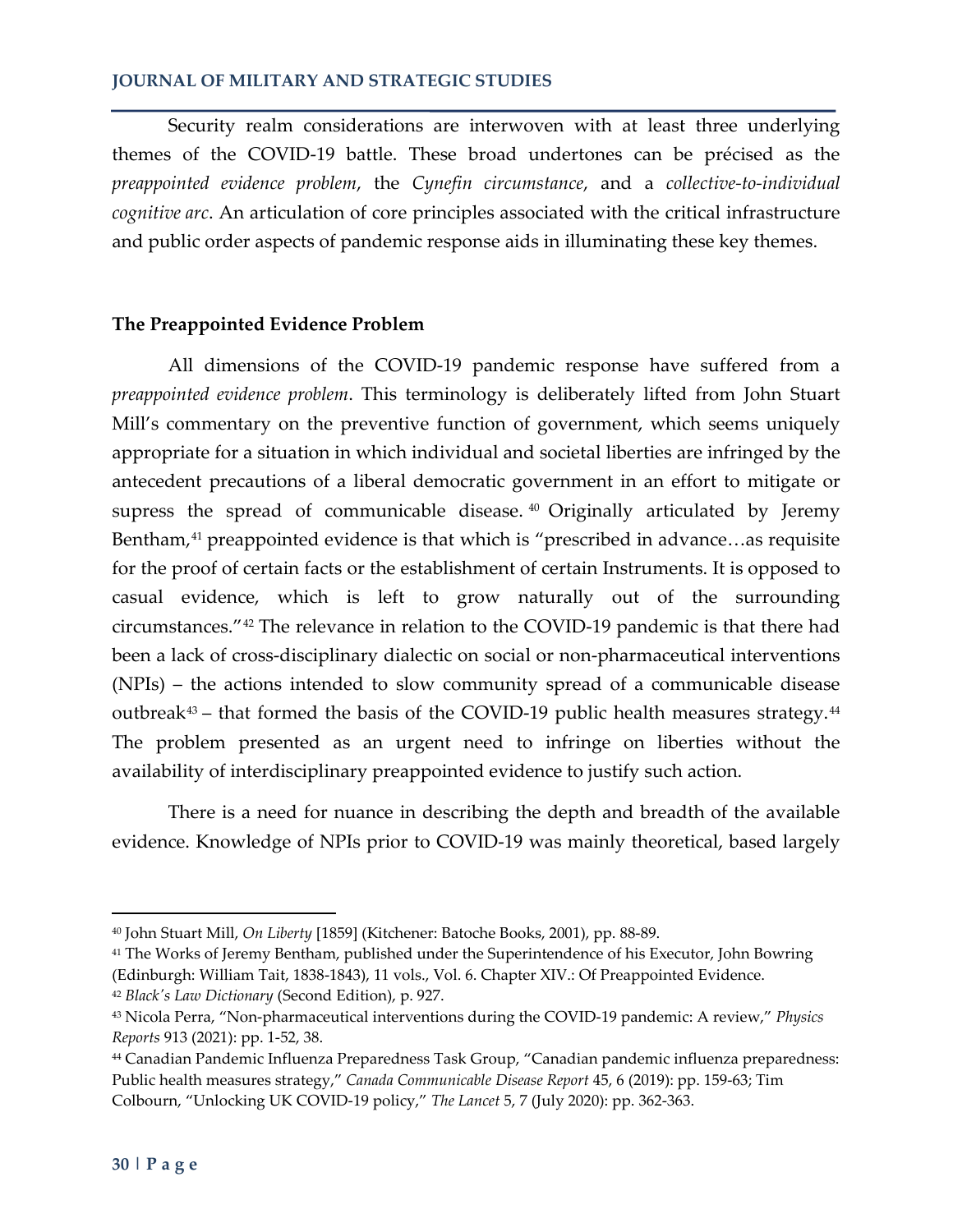Security realm considerations are interwoven with at least three underlying themes of the COVID-19 battle. These broad undertones can be précised as the *preappointed evidence problem*, the *Cynefin circumstance*, and a *collective-to-individual cognitive arc*. An articulation of core principles associated with the critical infrastructure and public order aspects of pandemic response aids in illuminating these key themes.

## The Preappointed Evidence Problem

All dimensions of the COVID-19 pandemic response have suffered from a *preappointed evidence problem*. This terminology is deliberately lifted from John Stuart Mill's commentary on the preventive function of government, which seems uniquely appropriate for a situation in which individual and societal liberties are infringed by the antecedent precautions of a liberal democratic government in an effort to mitigate or supress the spread of communicable disease.[40] Originally articulated by Jeremy Bentham,[41] preappointed evidence is that which is "prescribed in advance…as requisite for the proof of certain facts or the establishment of certain Instruments. It is opposed to casual evidence, which is left to grow naturally out of the surrounding circumstances."[42] The relevance in relation to the COVID-19 pandemic is that there had been a lack of cross-disciplinary dialectic on social or non-pharmaceutical interventions (NPIs) – the actions intended to slow community spread of a communicable disease outbreak[43] – that formed the basis of the COVID-19 public health measures strategy.[44] The problem presented as an urgent need to infringe on liberties without the availability of interdisciplinary preappointed evidence to justify such action.

There is a need for nuance in describing the depth and breadth of the available evidence. Knowledge of NPIs prior to COVID-19 was mainly theoretical, based largely

---

[40] John Stuart Mill, *On Liberty* [1859] (Kitchener: Batoche Books, 2001), pp. 88-89.

[41] The Works of Jeremy Bentham, published under the Superintendence of his Executor, John Bowring (Edinburgh: William Tait, 1838-1843), 11 vols., Vol. 6. Chapter XIV.: Of Preappointed Evidence.

[42] *Black's Law Dictionary* (Second Edition), p. 927.

[43] Nicola Perra, "Non-pharmaceutical interventions during the COVID-19 pandemic: A review," *Physics Reports* 913 (2021): pp. 1-52, 38.

[44] Canadian Pandemic Influenza Preparedness Task Group, "Canadian pandemic influenza preparedness: Public health measures strategy," *Canada Communicable Disease Report* 45, 6 (2019): pp. 159-63; Tim Colbourn, "Unlocking UK COVID-19 policy," *The Lancet* 5, 7 (July 2020): pp. 362-363.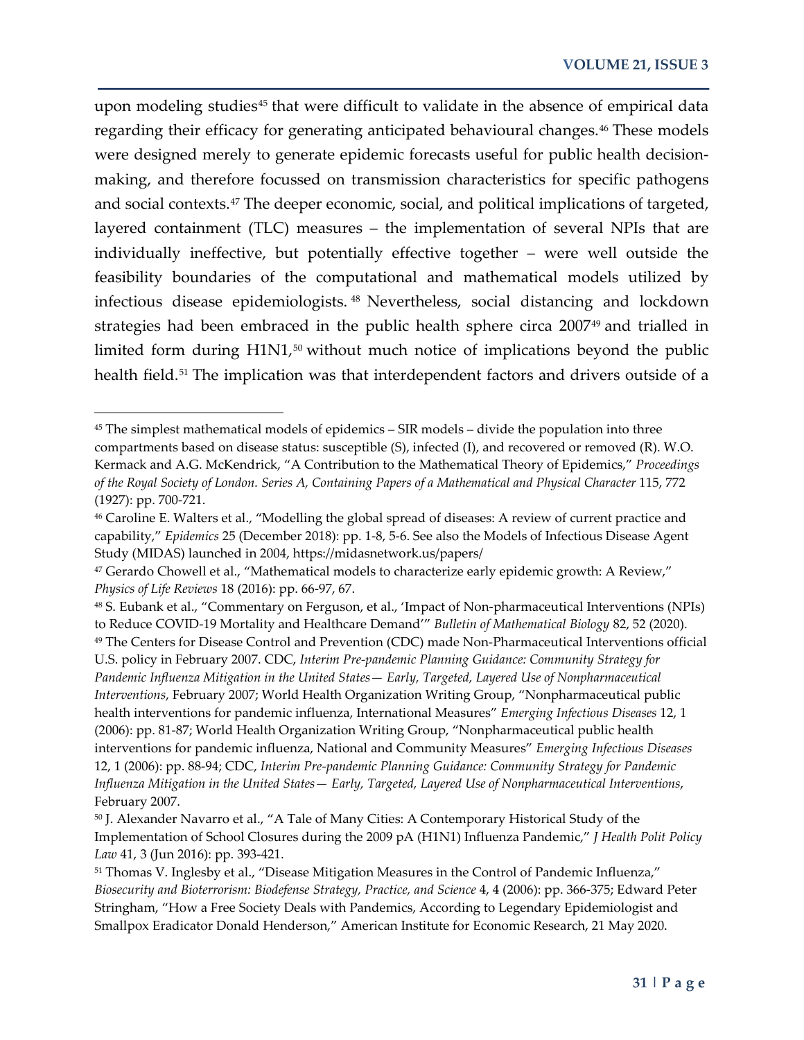upon modeling studies[45] that were difficult to validate in the absence of empirical data regarding their efficacy for generating anticipated behavioural changes.[46] These models were designed merely to generate epidemic forecasts useful for public health decision-making, and therefore focussed on transmission characteristics for specific pathogens and social contexts.[47] The deeper economic, social, and political implications of targeted, layered containment (TLC) measures – the implementation of several NPIs that are individually ineffective, but potentially effective together – were well outside the feasibility boundaries of the computational and mathematical models utilized by infectious disease epidemiologists.[48] Nevertheless, social distancing and lockdown strategies had been embraced in the public health sphere circa 2007[49] and trialled in limited form during H1N1,[50] without much notice of implications beyond the public health field.[51] The implication was that interdependent factors and drivers outside of a

---

[45] The simplest mathematical models of epidemics – SIR models – divide the population into three compartments based on disease status: susceptible (S), infected (I), and recovered or removed (R). W.O. Kermack and A.G. McKendrick, "A Contribution to the Mathematical Theory of Epidemics," *Proceedings of the Royal Society of London. Series A, Containing Papers of a Mathematical and Physical Character* 115, 772 (1927): pp. 700-721.

[46] Caroline E. Walters et al., "Modelling the global spread of diseases: A review of current practice and capability," *Epidemics* 25 (December 2018): pp. 1-8, 5-6. See also the Models of Infectious Disease Agent Study (MIDAS) launched in 2004, https://midasnetwork.us/papers/

[47] Gerardo Chowell et al., "Mathematical models to characterize early epidemic growth: A Review," *Physics of Life Reviews* 18 (2016): pp. 66-97, 67.

[48] S. Eubank et al., "Commentary on Ferguson, et al., 'Impact of Non-pharmaceutical Interventions (NPIs) to Reduce COVID-19 Mortality and Healthcare Demand'" *Bulletin of Mathematical Biology* 82, 52 (2020).

[49] The Centers for Disease Control and Prevention (CDC) made Non-Pharmaceutical Interventions official U.S. policy in February 2007. CDC, *Interim Pre-pandemic Planning Guidance: Community Strategy for Pandemic Influenza Mitigation in the United States— Early, Targeted, Layered Use of Nonpharmaceutical Interventions*, February 2007; World Health Organization Writing Group, "Nonpharmaceutical public health interventions for pandemic influenza, International Measures" *Emerging Infectious Diseases* 12, 1 (2006): pp. 81-87; World Health Organization Writing Group, "Nonpharmaceutical public health interventions for pandemic influenza, National and Community Measures" *Emerging Infectious Diseases* 12, 1 (2006): pp. 88-94; CDC, *Interim Pre-pandemic Planning Guidance: Community Strategy for Pandemic Influenza Mitigation in the United States— Early, Targeted, Layered Use of Nonpharmaceutical Interventions*, February 2007.

[50] J. Alexander Navarro et al., "A Tale of Many Cities: A Contemporary Historical Study of the Implementation of School Closures during the 2009 pA (H1N1) Influenza Pandemic," *J Health Polit Policy Law* 41, 3 (Jun 2016): pp. 393-421.

[51] Thomas V. Inglesby et al., "Disease Mitigation Measures in the Control of Pandemic Influenza," *Biosecurity and Bioterrorism: Biodefense Strategy, Practice, and Science* 4, 4 (2006): pp. 366-375; Edward Peter Stringham, "How a Free Society Deals with Pandemics, According to Legendary Epidemiologist and Smallpox Eradicator Donald Henderson," American Institute for Economic Research, 21 May 2020.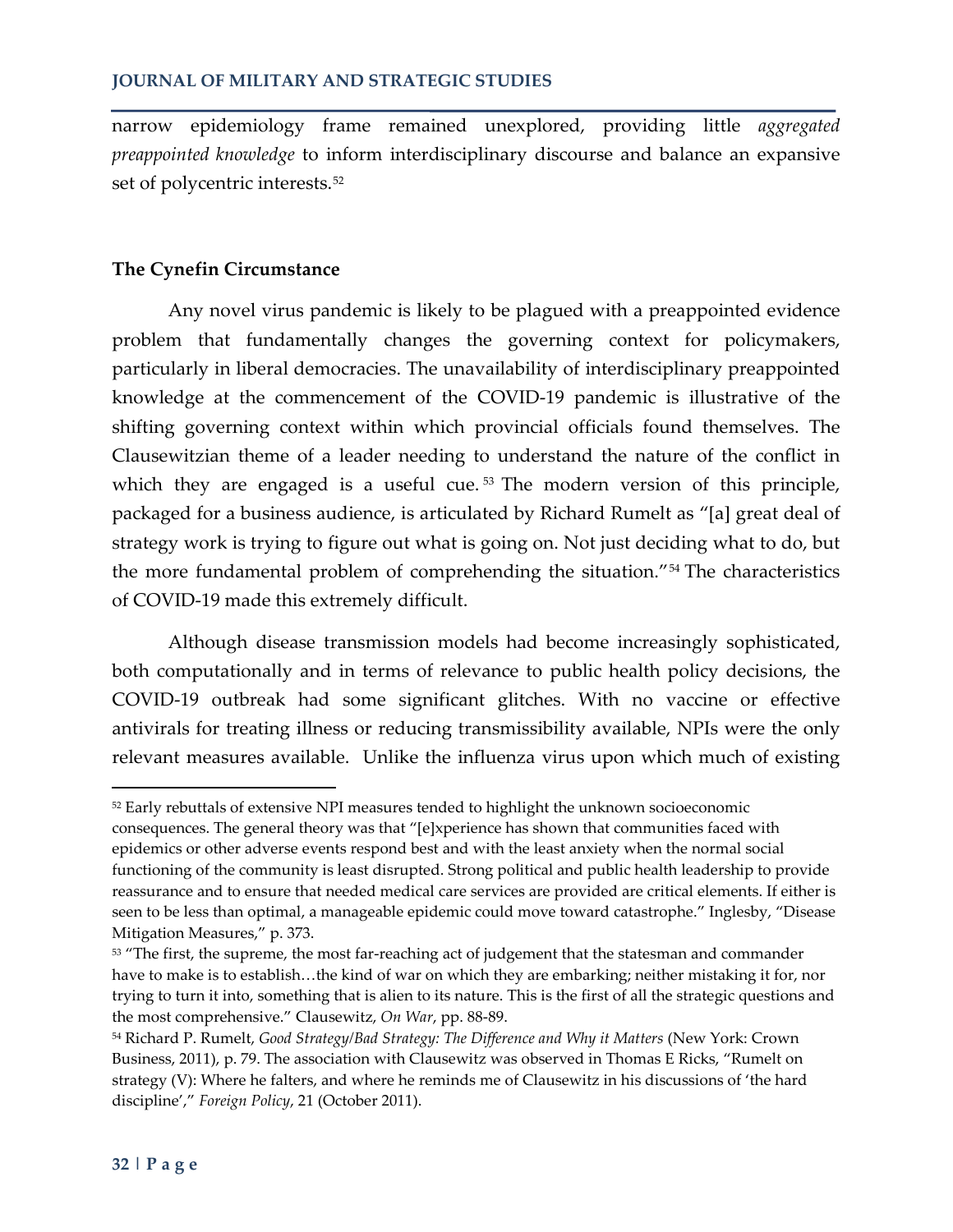narrow epidemiology frame remained unexplored, providing little *aggregated preappointed knowledge* to inform interdisciplinary discourse and balance an expansive set of polycentric interests.[52]

## The Cynefin Circumstance

Any novel virus pandemic is likely to be plagued with a preappointed evidence problem that fundamentally changes the governing context for policymakers, particularly in liberal democracies. The unavailability of interdisciplinary preappointed knowledge at the commencement of the COVID-19 pandemic is illustrative of the shifting governing context within which provincial officials found themselves. The Clausewitzian theme of a leader needing to understand the nature of the conflict in which they are engaged is a useful cue.[53] The modern version of this principle, packaged for a business audience, is articulated by Richard Rumelt as "[a] great deal of strategy work is trying to figure out what is going on. Not just deciding what to do, but the more fundamental problem of comprehending the situation."[54] The characteristics of COVID-19 made this extremely difficult.

Although disease transmission models had become increasingly sophisticated, both computationally and in terms of relevance to public health policy decisions, the COVID-19 outbreak had some significant glitches. With no vaccine or effective antivirals for treating illness or reducing transmissibility available, NPIs were the only relevant measures available. Unlike the influenza virus upon which much of existing

---

[52] Early rebuttals of extensive NPI measures tended to highlight the unknown socioeconomic consequences. The general theory was that "[e]xperience has shown that communities faced with epidemics or other adverse events respond best and with the least anxiety when the normal social functioning of the community is least disrupted. Strong political and public health leadership to provide reassurance and to ensure that needed medical care services are provided are critical elements. If either is seen to be less than optimal, a manageable epidemic could move toward catastrophe." Inglesby, "Disease Mitigation Measures," p. 373.

[53] "The first, the supreme, the most far-reaching act of judgement that the statesman and commander have to make is to establish…the kind of war on which they are embarking; neither mistaking it for, nor trying to turn it into, something that is alien to its nature. This is the first of all the strategic questions and the most comprehensive." Clausewitz, *On War*, pp. 88-89.

[54] Richard P. Rumelt, *Good Strategy/Bad Strategy: The Difference and Why it Matters* (New York: Crown Business, 2011), p. 79. The association with Clausewitz was observed in Thomas E Ricks, "Rumelt on strategy (V): Where he falters, and where he reminds me of Clausewitz in his discussions of 'the hard discipline'," *Foreign Policy*, 21 (October 2011).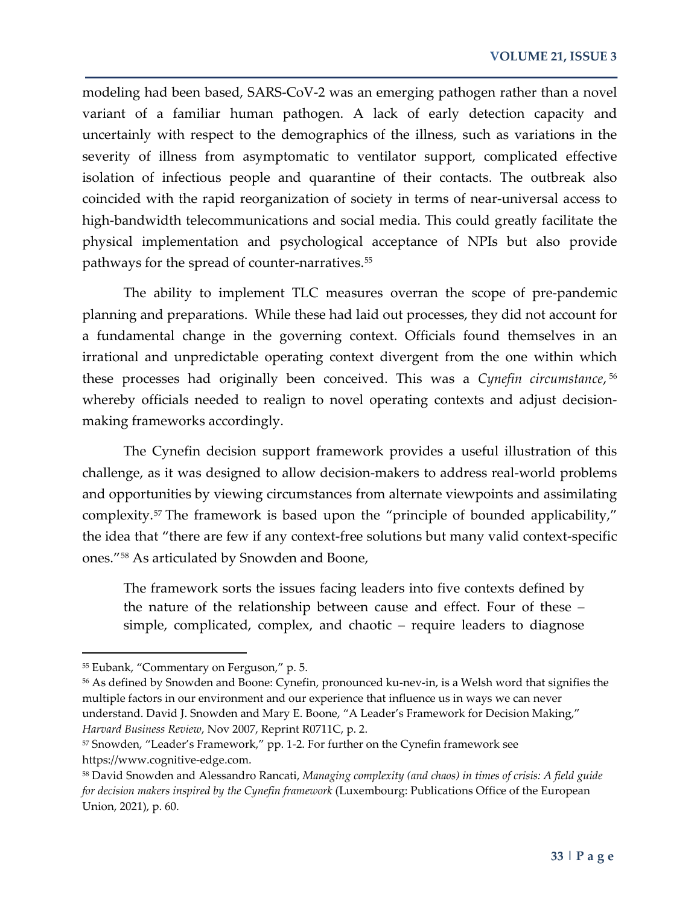modeling had been based, SARS-CoV-2 was an emerging pathogen rather than a novel variant of a familiar human pathogen. A lack of early detection capacity and uncertainly with respect to the demographics of the illness, such as variations in the severity of illness from asymptomatic to ventilator support, complicated effective isolation of infectious people and quarantine of their contacts. The outbreak also coincided with the rapid reorganization of society in terms of near-universal access to high-bandwidth telecommunications and social media. This could greatly facilitate the physical implementation and psychological acceptance of NPIs but also provide pathways for the spread of counter-narratives.[55]

The ability to implement TLC measures overran the scope of pre-pandemic planning and preparations. While these had laid out processes, they did not account for a fundamental change in the governing context. Officials found themselves in an irrational and unpredictable operating context divergent from the one within which these processes had originally been conceived. This was a *Cynefin circumstance*,[56] whereby officials needed to realign to novel operating contexts and adjust decision-making frameworks accordingly.

The Cynefin decision support framework provides a useful illustration of this challenge, as it was designed to allow decision-makers to address real-world problems and opportunities by viewing circumstances from alternate viewpoints and assimilating complexity.[57] The framework is based upon the "principle of bounded applicability," the idea that "there are few if any context-free solutions but many valid context-specific ones."[58] As articulated by Snowden and Boone,

> The framework sorts the issues facing leaders into five contexts defined by the nature of the relationship between cause and effect. Four of these – simple, complicated, complex, and chaotic – require leaders to diagnose

---

[55] Eubank, "Commentary on Ferguson," p. 5.

[56] As defined by Snowden and Boone: Cynefin, pronounced ku-nev-in, is a Welsh word that signifies the multiple factors in our environment and our experience that influence us in ways we can never understand. David J. Snowden and Mary E. Boone, "A Leader's Framework for Decision Making," *Harvard Business Review*, Nov 2007, Reprint R0711C, p. 2.

[57] Snowden, "Leader's Framework," pp. 1-2. For further on the Cynefin framework see https://www.cognitive-edge.com.

[58] David Snowden and Alessandro Rancati, *Managing complexity (and chaos) in times of crisis: A field guide for decision makers inspired by the Cynefin framework* (Luxembourg: Publications Office of the European Union, 2021), p. 60.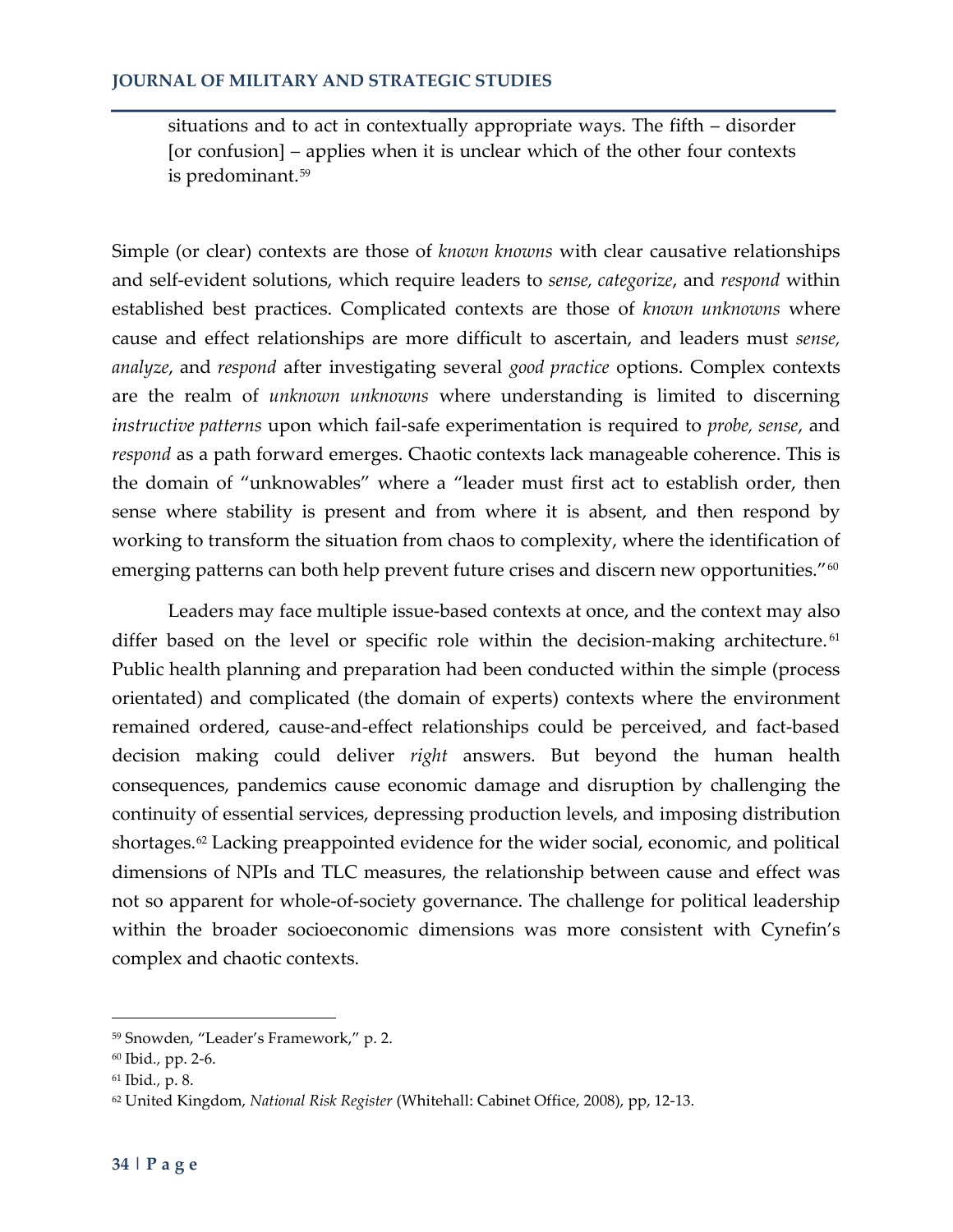> situations and to act in contextually appropriate ways. The fifth – disorder [or confusion] – applies when it is unclear which of the other four contexts is predominant.[59]

Simple (or clear) contexts are those of *known knowns* with clear causative relationships and self-evident solutions, which require leaders to *sense, categorize*, and *respond* within established best practices. Complicated contexts are those of *known unknowns* where cause and effect relationships are more difficult to ascertain, and leaders must *sense, analyze*, and *respond* after investigating several *good practice* options. Complex contexts are the realm of *unknown unknowns* where understanding is limited to discerning *instructive patterns* upon which fail-safe experimentation is required to *probe, sense*, and *respond* as a path forward emerges. Chaotic contexts lack manageable coherence. This is the domain of "unknowables" where a "leader must first act to establish order, then sense where stability is present and from where it is absent, and then respond by working to transform the situation from chaos to complexity, where the identification of emerging patterns can both help prevent future crises and discern new opportunities."[60]

Leaders may face multiple issue-based contexts at once, and the context may also differ based on the level or specific role within the decision-making architecture.[61] Public health planning and preparation had been conducted within the simple (process orientated) and complicated (the domain of experts) contexts where the environment remained ordered, cause-and-effect relationships could be perceived, and fact-based decision making could deliver *right* answers. But beyond the human health consequences, pandemics cause economic damage and disruption by challenging the continuity of essential services, depressing production levels, and imposing distribution shortages.[62] Lacking preappointed evidence for the wider social, economic, and political dimensions of NPIs and TLC measures, the relationship between cause and effect was not so apparent for whole-of-society governance. The challenge for political leadership within the broader socioeconomic dimensions was more consistent with Cynefin's complex and chaotic contexts.

---

[59] Snowden, "Leader's Framework," p. 2.

[60] Ibid., pp. 2-6.

[61] Ibid., p. 8.

[62] United Kingdom, *National Risk Register* (Whitehall: Cabinet Office, 2008), pp, 12-13.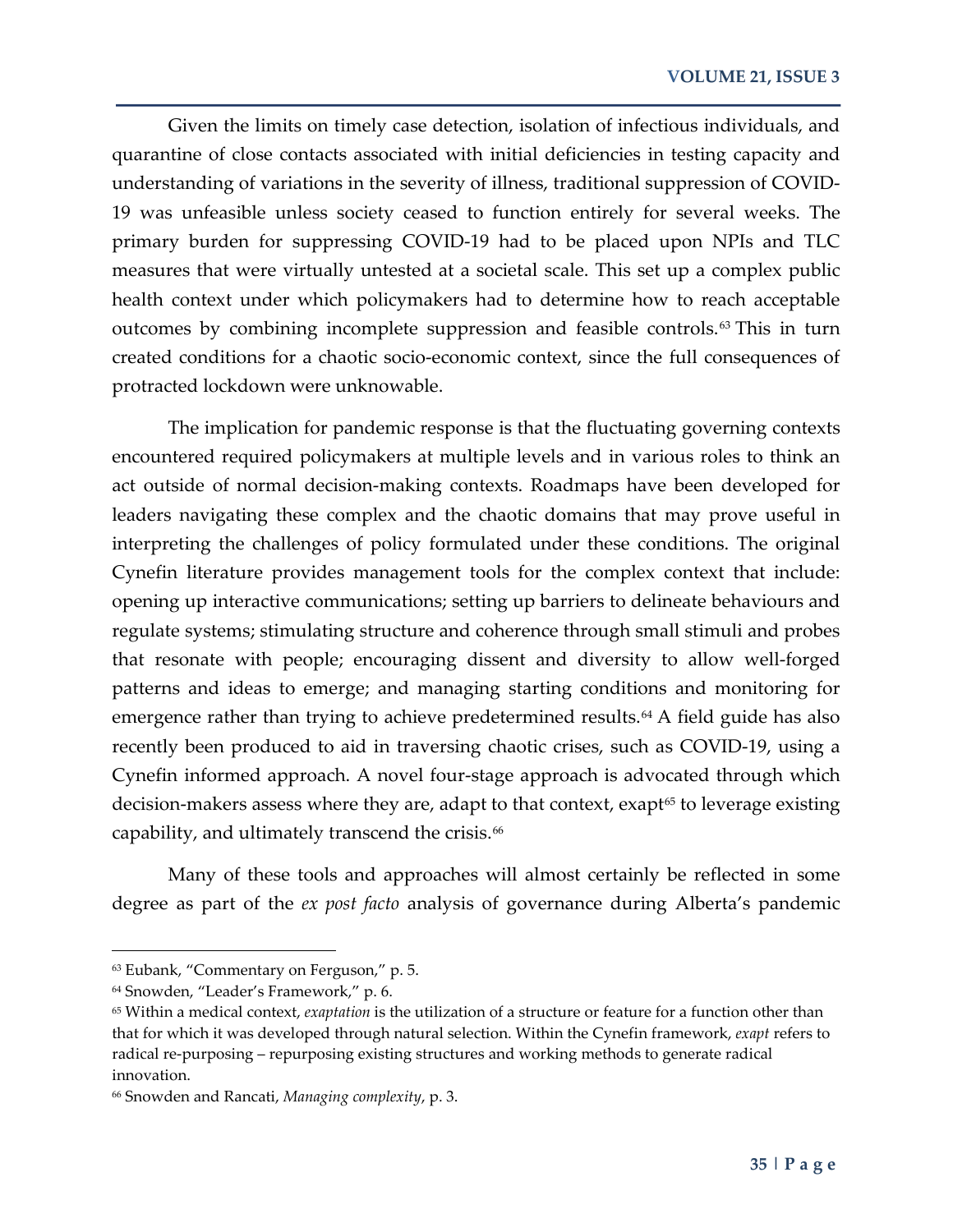Given the limits on timely case detection, isolation of infectious individuals, and quarantine of close contacts associated with initial deficiencies in testing capacity and understanding of variations in the severity of illness, traditional suppression of COVID-19 was unfeasible unless society ceased to function entirely for several weeks. The primary burden for suppressing COVID-19 had to be placed upon NPIs and TLC measures that were virtually untested at a societal scale. This set up a complex public health context under which policymakers had to determine how to reach acceptable outcomes by combining incomplete suppression and feasible controls.[63] This in turn created conditions for a chaotic socio-economic context, since the full consequences of protracted lockdown were unknowable.

The implication for pandemic response is that the fluctuating governing contexts encountered required policymakers at multiple levels and in various roles to think an act outside of normal decision-making contexts. Roadmaps have been developed for leaders navigating these complex and the chaotic domains that may prove useful in interpreting the challenges of policy formulated under these conditions. The original Cynefin literature provides management tools for the complex context that include: opening up interactive communications; setting up barriers to delineate behaviours and regulate systems; stimulating structure and coherence through small stimuli and probes that resonate with people; encouraging dissent and diversity to allow well-forged patterns and ideas to emerge; and managing starting conditions and monitoring for emergence rather than trying to achieve predetermined results.[64] A field guide has also recently been produced to aid in traversing chaotic crises, such as COVID-19, using a Cynefin informed approach. A novel four-stage approach is advocated through which decision-makers assess where they are, adapt to that context, exapt[65] to leverage existing capability, and ultimately transcend the crisis.[66]

Many of these tools and approaches will almost certainly be reflected in some degree as part of the *ex post facto* analysis of governance during Alberta's pandemic

---

[63] Eubank, "Commentary on Ferguson," p. 5.

[64] Snowden, "Leader's Framework," p. 6.

[65] Within a medical context, *exaptation* is the utilization of a structure or feature for a function other than that for which it was developed through natural selection. Within the Cynefin framework, *exapt* refers to radical re-purposing – repurposing existing structures and working methods to generate radical innovation.

[66] Snowden and Rancati, *Managing complexity*, p. 3.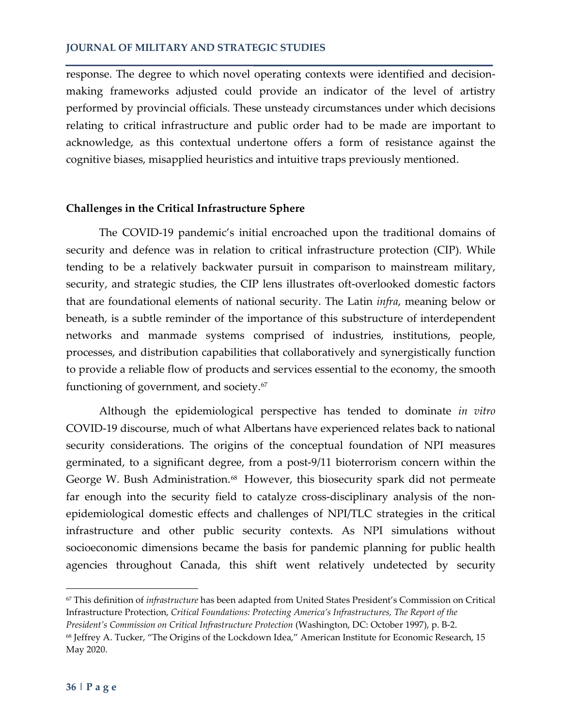response. The degree to which novel operating contexts were identified and decision-making frameworks adjusted could provide an indicator of the level of artistry performed by provincial officials. These unsteady circumstances under which decisions relating to critical infrastructure and public order had to be made are important to acknowledge, as this contextual undertone offers a form of resistance against the cognitive biases, misapplied heuristics and intuitive traps previously mentioned.

**Challenges in the Critical Infrastructure Sphere**

The COVID-19 pandemic's initial encroached upon the traditional domains of security and defence was in relation to critical infrastructure protection (CIP). While tending to be a relatively backwater pursuit in comparison to mainstream military, security, and strategic studies, the CIP lens illustrates oft-overlooked domestic factors that are foundational elements of national security. The Latin *infra*, meaning below or beneath, is a subtle reminder of the importance of this substructure of interdependent networks and manmade systems comprised of industries, institutions, people, processes, and distribution capabilities that collaboratively and synergistically function to provide a reliable flow of products and services essential to the economy, the smooth functioning of government, and society.[67]

Although the epidemiological perspective has tended to dominate *in vitro* COVID-19 discourse, much of what Albertans have experienced relates back to national security considerations. The origins of the conceptual foundation of NPI measures germinated, to a significant degree, from a post-9/11 bioterrorism concern within the George W. Bush Administration.[68] However, this biosecurity spark did not permeate far enough into the security field to catalyze cross-disciplinary analysis of the non-epidemiological domestic effects and challenges of NPI/TLC strategies in the critical infrastructure and other public security contexts. As NPI simulations without socioeconomic dimensions became the basis for pandemic planning for public health agencies throughout Canada, this shift went relatively undetected by security

---

[67] This definition of *infrastructure* has been adapted from United States President's Commission on Critical Infrastructure Protection, *Critical Foundations: Protecting America's Infrastructures, The Report of the President's Commission on Critical Infrastructure Protection* (Washington, DC: October 1997), p. B-2.

[68] Jeffrey A. Tucker, "The Origins of the Lockdown Idea," American Institute for Economic Research, 15 May 2020.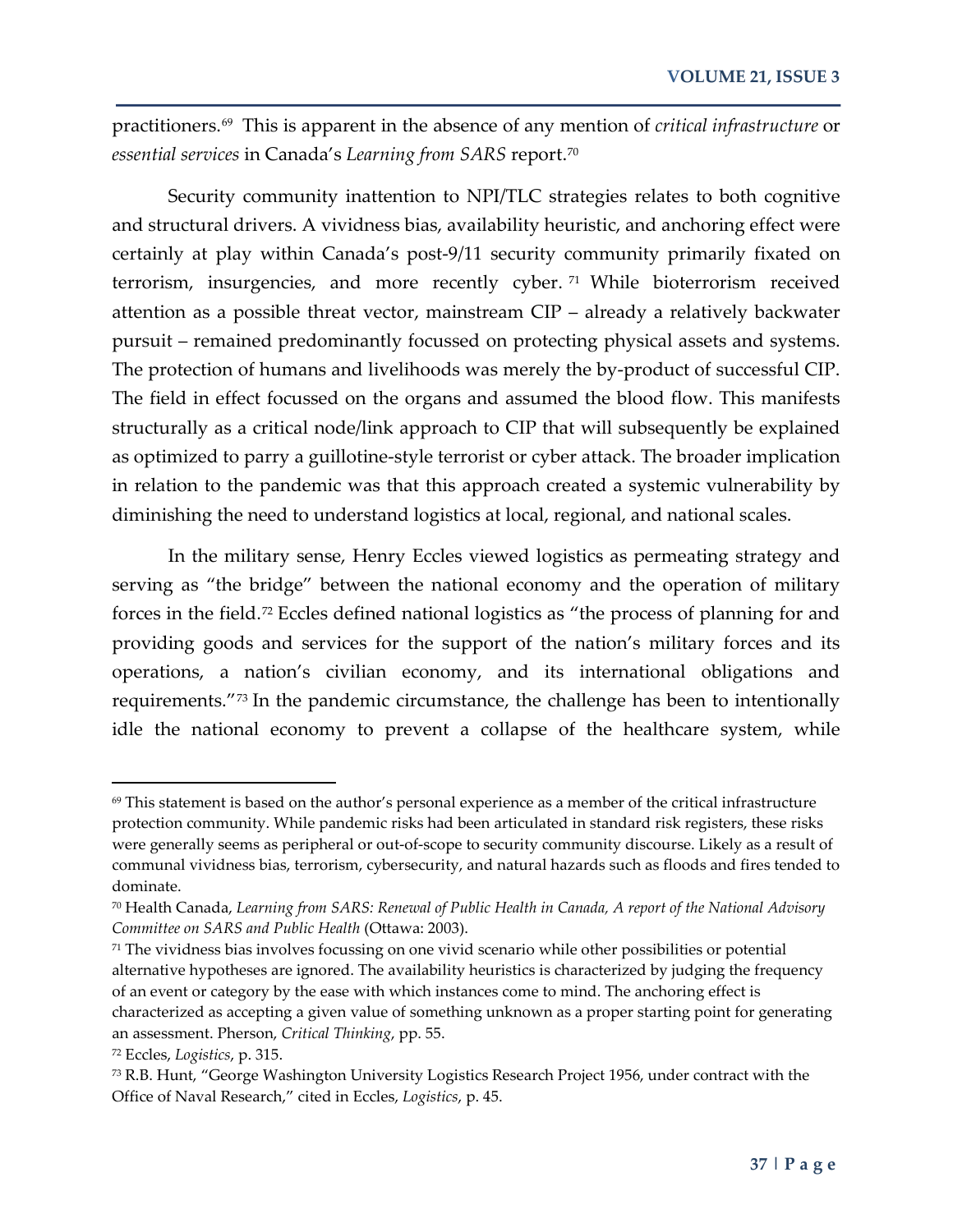practitioners.[69] This is apparent in the absence of any mention of *critical infrastructure* or *essential services* in Canada's *Learning from SARS* report.[70]

Security community inattention to NPI/TLC strategies relates to both cognitive and structural drivers. A vividness bias, availability heuristic, and anchoring effect were certainly at play within Canada's post-9/11 security community primarily fixated on terrorism, insurgencies, and more recently cyber.[71] While bioterrorism received attention as a possible threat vector, mainstream CIP – already a relatively backwater pursuit – remained predominantly focussed on protecting physical assets and systems. The protection of humans and livelihoods was merely the by-product of successful CIP. The field in effect focussed on the organs and assumed the blood flow. This manifests structurally as a critical node/link approach to CIP that will subsequently be explained as optimized to parry a guillotine-style terrorist or cyber attack. The broader implication in relation to the pandemic was that this approach created a systemic vulnerability by diminishing the need to understand logistics at local, regional, and national scales.

In the military sense, Henry Eccles viewed logistics as permeating strategy and serving as "the bridge" between the national economy and the operation of military forces in the field.[72] Eccles defined national logistics as "the process of planning for and providing goods and services for the support of the nation's military forces and its operations, a nation's civilian economy, and its international obligations and requirements."[73] In the pandemic circumstance, the challenge has been to intentionally idle the national economy to prevent a collapse of the healthcare system, while

---

[69] This statement is based on the author's personal experience as a member of the critical infrastructure protection community. While pandemic risks had been articulated in standard risk registers, these risks were generally seems as peripheral or out-of-scope to security community discourse. Likely as a result of communal vividness bias, terrorism, cybersecurity, and natural hazards such as floods and fires tended to dominate.

[70] Health Canada, *Learning from SARS: Renewal of Public Health in Canada, A report of the National Advisory Committee on SARS and Public Health* (Ottawa: 2003).

[71] The vividness bias involves focussing on one vivid scenario while other possibilities or potential alternative hypotheses are ignored. The availability heuristics is characterized by judging the frequency of an event or category by the ease with which instances come to mind. The anchoring effect is characterized as accepting a given value of something unknown as a proper starting point for generating an assessment. Pherson, *Critical Thinking*, pp. 55.

[72] Eccles, *Logistics*, p. 315.

[73] R.B. Hunt, "George Washington University Logistics Research Project 1956, under contract with the Office of Naval Research," cited in Eccles, *Logistics*, p. 45.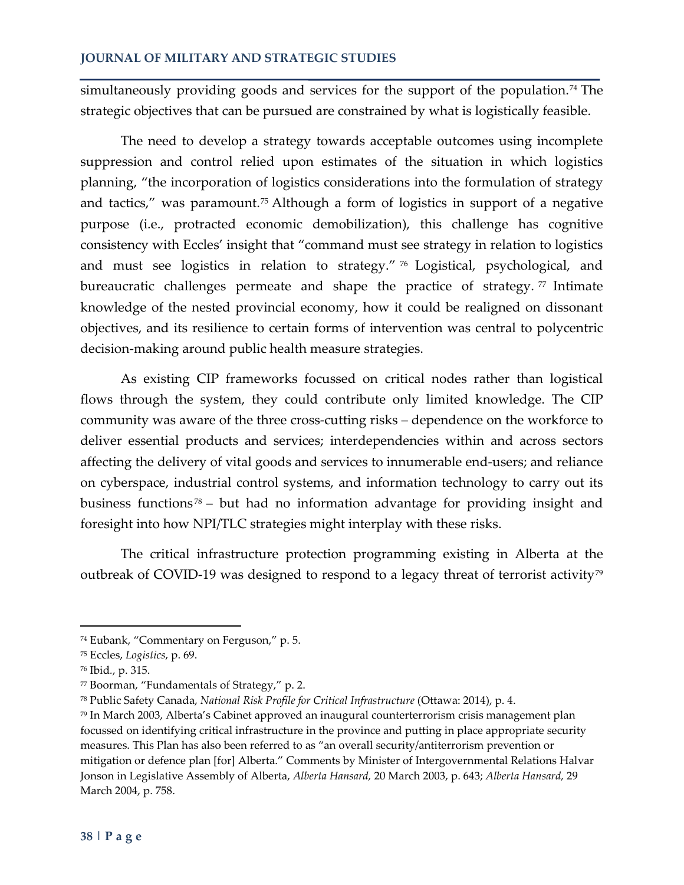simultaneously providing goods and services for the support of the population.[74] The strategic objectives that can be pursued are constrained by what is logistically feasible.

The need to develop a strategy towards acceptable outcomes using incomplete suppression and control relied upon estimates of the situation in which logistics planning, "the incorporation of logistics considerations into the formulation of strategy and tactics," was paramount.[75] Although a form of logistics in support of a negative purpose (i.e., protracted economic demobilization), this challenge has cognitive consistency with Eccles' insight that "command must see strategy in relation to logistics and must see logistics in relation to strategy."[76] Logistical, psychological, and bureaucratic challenges permeate and shape the practice of strategy.[77] Intimate knowledge of the nested provincial economy, how it could be realigned on dissonant objectives, and its resilience to certain forms of intervention was central to polycentric decision-making around public health measure strategies.

As existing CIP frameworks focussed on critical nodes rather than logistical flows through the system, they could contribute only limited knowledge. The CIP community was aware of the three cross-cutting risks – dependence on the workforce to deliver essential products and services; interdependencies within and across sectors affecting the delivery of vital goods and services to innumerable end-users; and reliance on cyberspace, industrial control systems, and information technology to carry out its business functions[78] – but had no information advantage for providing insight and foresight into how NPI/TLC strategies might interplay with these risks.

The critical infrastructure protection programming existing in Alberta at the outbreak of COVID-19 was designed to respond to a legacy threat of terrorist activity[79]

---

[74] Eubank, "Commentary on Ferguson," p. 5.

[75] Eccles, *Logistics*, p. 69.

[76] Ibid., p. 315.

[77] Boorman, "Fundamentals of Strategy," p. 2.

[78] Public Safety Canada, *National Risk Profile for Critical Infrastructure* (Ottawa: 2014), p. 4.

[79] In March 2003, Alberta's Cabinet approved an inaugural counterterrorism crisis management plan focussed on identifying critical infrastructure in the province and putting in place appropriate security measures. This Plan has also been referred to as "an overall security/antiterrorism prevention or mitigation or defence plan [for] Alberta." Comments by Minister of Intergovernmental Relations Halvar Jonson in Legislative Assembly of Alberta, *Alberta Hansard,* 20 March 2003, p. 643; *Alberta Hansard,* 29 March 2004, p. 758.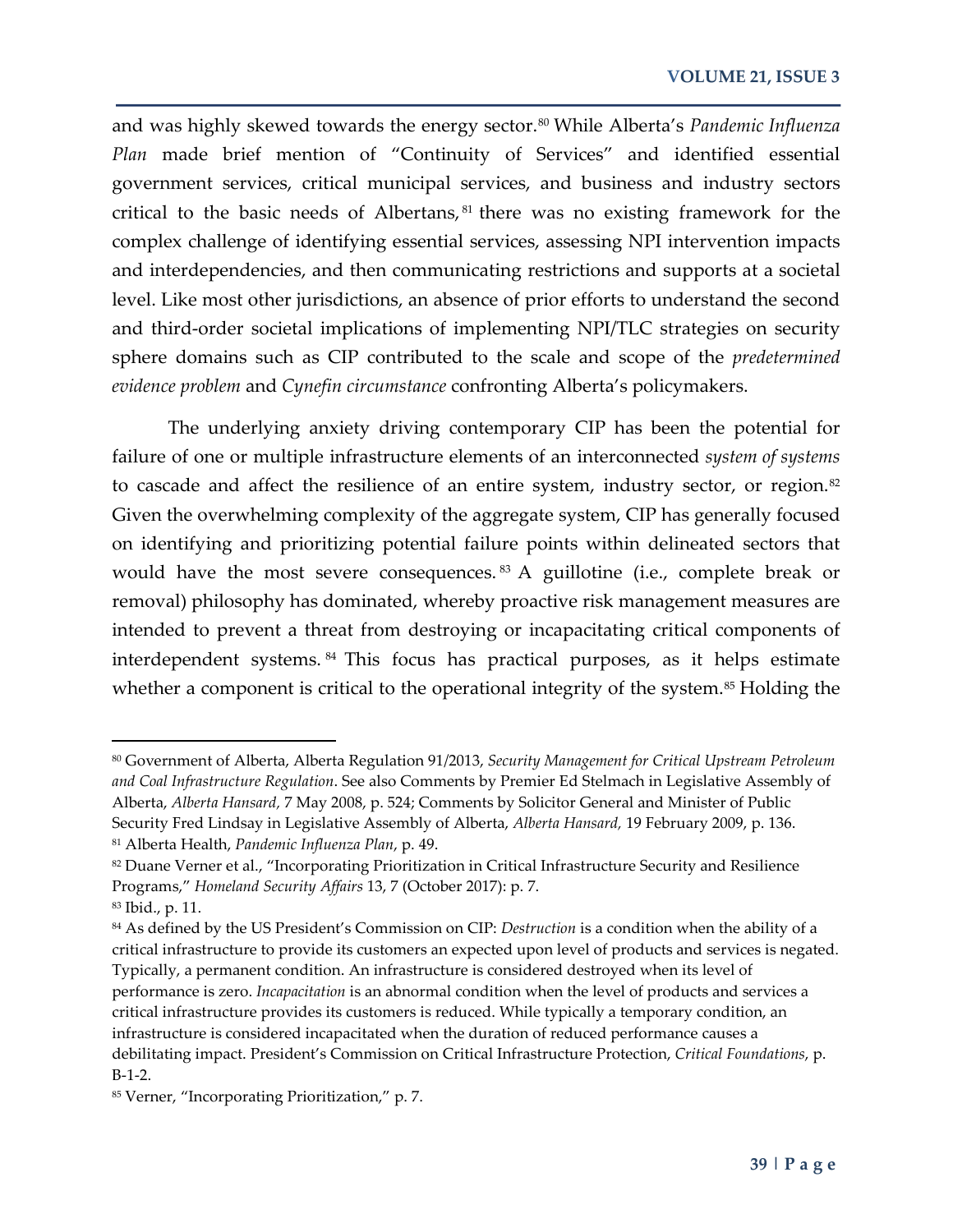and was highly skewed towards the energy sector.[80] While Alberta's *Pandemic Influenza Plan* made brief mention of "Continuity of Services" and identified essential government services, critical municipal services, and business and industry sectors critical to the basic needs of Albertans,[81] there was no existing framework for the complex challenge of identifying essential services, assessing NPI intervention impacts and interdependencies, and then communicating restrictions and supports at a societal level. Like most other jurisdictions, an absence of prior efforts to understand the second and third-order societal implications of implementing NPI/TLC strategies on security sphere domains such as CIP contributed to the scale and scope of the *predetermined evidence problem* and *Cynefin circumstance* confronting Alberta's policymakers.

The underlying anxiety driving contemporary CIP has been the potential for failure of one or multiple infrastructure elements of an interconnected *system of systems* to cascade and affect the resilience of an entire system, industry sector, or region.[82] Given the overwhelming complexity of the aggregate system, CIP has generally focused on identifying and prioritizing potential failure points within delineated sectors that would have the most severe consequences.[83] A guillotine (i.e., complete break or removal) philosophy has dominated, whereby proactive risk management measures are intended to prevent a threat from destroying or incapacitating critical components of interdependent systems.[84] This focus has practical purposes, as it helps estimate whether a component is critical to the operational integrity of the system.[85] Holding the

---

[80] Government of Alberta, Alberta Regulation 91/2013, *Security Management for Critical Upstream Petroleum and Coal Infrastructure Regulation*. See also Comments by Premier Ed Stelmach in Legislative Assembly of Alberta, *Alberta Hansard,* 7 May 2008, p. 524; Comments by Solicitor General and Minister of Public Security Fred Lindsay in Legislative Assembly of Alberta, *Alberta Hansard,* 19 February 2009, p. 136.

[81] Alberta Health, *Pandemic Influenza Plan*, p. 49.

[82] Duane Verner et al., "Incorporating Prioritization in Critical Infrastructure Security and Resilience Programs," *Homeland Security Affairs* 13, 7 (October 2017): p. 7.

[83] Ibid., p. 11.

[84] As defined by the US President's Commission on CIP: *Destruction* is a condition when the ability of a critical infrastructure to provide its customers an expected upon level of products and services is negated. Typically, a permanent condition. An infrastructure is considered destroyed when its level of performance is zero. *Incapacitation* is an abnormal condition when the level of products and services a critical infrastructure provides its customers is reduced. While typically a temporary condition, an infrastructure is considered incapacitated when the duration of reduced performance causes a debilitating impact. President's Commission on Critical Infrastructure Protection, *Critical Foundations*, p. B-1-2.

[85] Verner, "Incorporating Prioritization," p. 7.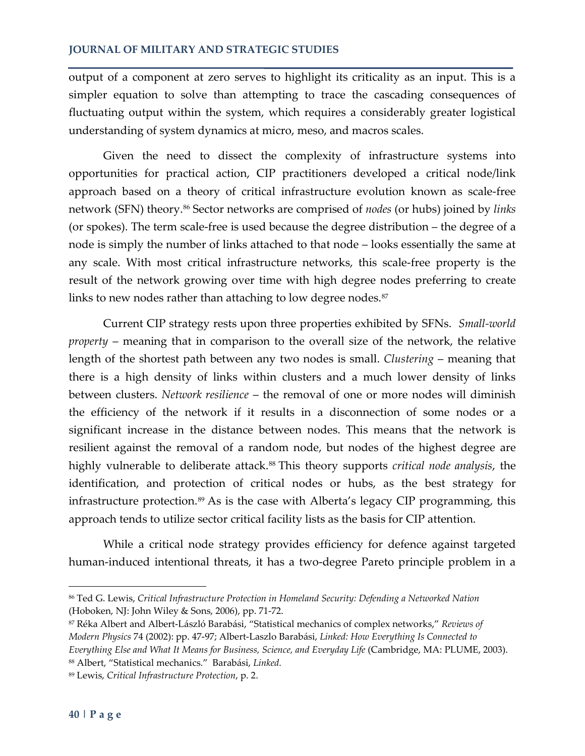output of a component at zero serves to highlight its criticality as an input. This is a simpler equation to solve than attempting to trace the cascading consequences of fluctuating output within the system, which requires a considerably greater logistical understanding of system dynamics at micro, meso, and macros scales.

Given the need to dissect the complexity of infrastructure systems into opportunities for practical action, CIP practitioners developed a critical node/link approach based on a theory of critical infrastructure evolution known as scale-free network (SFN) theory.[86] Sector networks are comprised of *nodes* (or hubs) joined by *links* (or spokes). The term scale-free is used because the degree distribution – the degree of a node is simply the number of links attached to that node – looks essentially the same at any scale. With most critical infrastructure networks, this scale-free property is the result of the network growing over time with high degree nodes preferring to create links to new nodes rather than attaching to low degree nodes.[87]

Current CIP strategy rests upon three properties exhibited by SFNs. *Small-world property* – meaning that in comparison to the overall size of the network, the relative length of the shortest path between any two nodes is small. *Clustering* – meaning that there is a high density of links within clusters and a much lower density of links between clusters. *Network resilience* – the removal of one or more nodes will diminish the efficiency of the network if it results in a disconnection of some nodes or a significant increase in the distance between nodes. This means that the network is resilient against the removal of a random node, but nodes of the highest degree are highly vulnerable to deliberate attack.[88] This theory supports *critical node analysis*, the identification, and protection of critical nodes or hubs, as the best strategy for infrastructure protection.[89] As is the case with Alberta's legacy CIP programming, this approach tends to utilize sector critical facility lists as the basis for CIP attention.

While a critical node strategy provides efficiency for defence against targeted human-induced intentional threats, it has a two-degree Pareto principle problem in a

---

[86] Ted G. Lewis, *Critical Infrastructure Protection in Homeland Security: Defending a Networked Nation* (Hoboken, NJ: John Wiley & Sons, 2006), pp. 71-72.

[87] Réka Albert and Albert-László Barabási, "Statistical mechanics of complex networks," *Reviews of Modern Physics* 74 (2002): pp. 47-97; Albert-Laszlo Barabási, *Linked: How Everything Is Connected to Everything Else and What It Means for Business, Science, and Everyday Life* (Cambridge, MA: PLUME, 2003).

[88] Albert, "Statistical mechanics." Barabási, *Linked.*

[89] Lewis, *Critical Infrastructure Protection*, p. 2.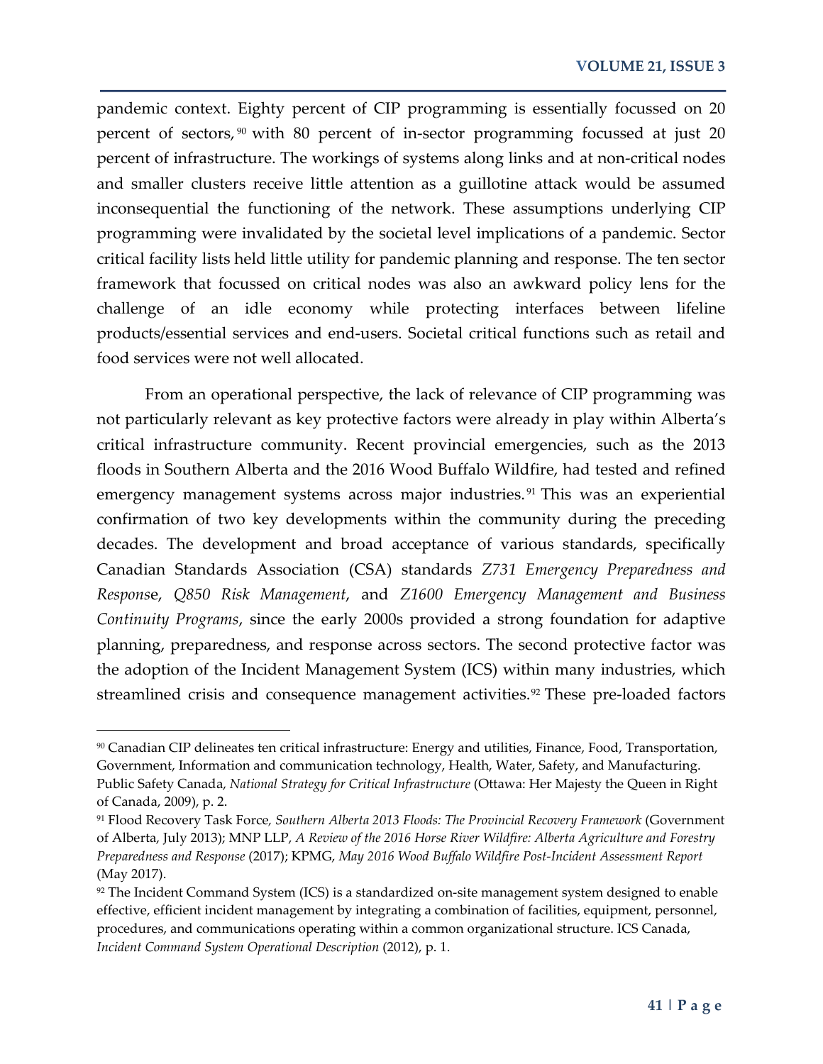pandemic context. Eighty percent of CIP programming is essentially focussed on 20 percent of sectors,[90] with 80 percent of in-sector programming focussed at just 20 percent of infrastructure. The workings of systems along links and at non-critical nodes and smaller clusters receive little attention as a guillotine attack would be assumed inconsequential the functioning of the network. These assumptions underlying CIP programming were invalidated by the societal level implications of a pandemic. Sector critical facility lists held little utility for pandemic planning and response. The ten sector framework that focussed on critical nodes was also an awkward policy lens for the challenge of an idle economy while protecting interfaces between lifeline products/essential services and end-users. Societal critical functions such as retail and food services were not well allocated.

From an operational perspective, the lack of relevance of CIP programming was not particularly relevant as key protective factors were already in play within Alberta's critical infrastructure community. Recent provincial emergencies, such as the 2013 floods in Southern Alberta and the 2016 Wood Buffalo Wildfire, had tested and refined emergency management systems across major industries.[91] This was an experiential confirmation of two key developments within the community during the preceding decades. The development and broad acceptance of various standards, specifically Canadian Standards Association (CSA) standards *Z731 Emergency Preparedness and Respons*e, *Q850 Risk Management*, and *Z1600 Emergency Management and Business Continuity Programs*, since the early 2000s provided a strong foundation for adaptive planning, preparedness, and response across sectors. The second protective factor was the adoption of the Incident Management System (ICS) within many industries, which streamlined crisis and consequence management activities.[92] These pre-loaded factors

---

[90] Canadian CIP delineates ten critical infrastructure: Energy and utilities, Finance, Food, Transportation, Government, Information and communication technology, Health, Water, Safety, and Manufacturing. Public Safety Canada, *National Strategy for Critical Infrastructure* (Ottawa: Her Majesty the Queen in Right of Canada, 2009), p. 2.

[91] Flood Recovery Task Force, *Southern Alberta 2013 Floods: The Provincial Recovery Framework* (Government of Alberta, July 2013); MNP LLP, *A Review of the 2016 Horse River Wildfire: Alberta Agriculture and Forestry Preparedness and Response* (2017); KPMG, *May 2016 Wood Buffalo Wildfire Post-Incident Assessment Report* (May 2017).

[92] The Incident Command System (ICS) is a standardized on-site management system designed to enable effective, efficient incident management by integrating a combination of facilities, equipment, personnel, procedures, and communications operating within a common organizational structure. ICS Canada, *Incident Command System Operational Description* (2012), p. 1.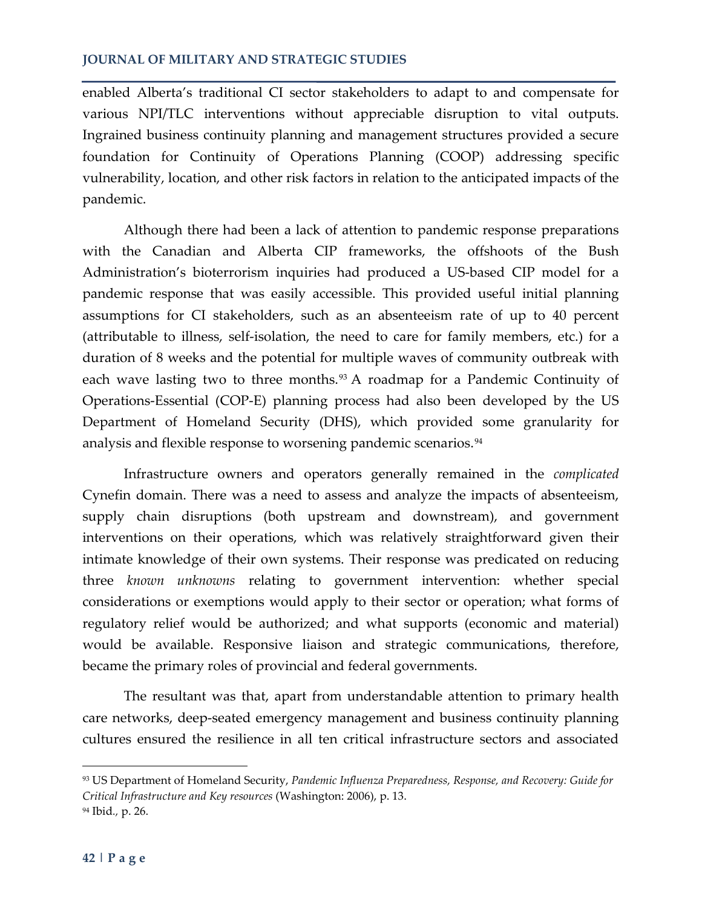enabled Alberta's traditional CI sector stakeholders to adapt to and compensate for various NPI/TLC interventions without appreciable disruption to vital outputs. Ingrained business continuity planning and management structures provided a secure foundation for Continuity of Operations Planning (COOP) addressing specific vulnerability, location, and other risk factors in relation to the anticipated impacts of the pandemic.

Although there had been a lack of attention to pandemic response preparations with the Canadian and Alberta CIP frameworks, the offshoots of the Bush Administration's bioterrorism inquiries had produced a US-based CIP model for a pandemic response that was easily accessible. This provided useful initial planning assumptions for CI stakeholders, such as an absenteeism rate of up to 40 percent (attributable to illness, self-isolation, the need to care for family members, etc.) for a duration of 8 weeks and the potential for multiple waves of community outbreak with each wave lasting two to three months.[93] A roadmap for a Pandemic Continuity of Operations-Essential (COP-E) planning process had also been developed by the US Department of Homeland Security (DHS), which provided some granularity for analysis and flexible response to worsening pandemic scenarios.[94]

Infrastructure owners and operators generally remained in the *complicated* Cynefin domain. There was a need to assess and analyze the impacts of absenteeism, supply chain disruptions (both upstream and downstream), and government interventions on their operations, which was relatively straightforward given their intimate knowledge of their own systems. Their response was predicated on reducing three *known unknowns* relating to government intervention: whether special considerations or exemptions would apply to their sector or operation; what forms of regulatory relief would be authorized; and what supports (economic and material) would be available. Responsive liaison and strategic communications, therefore, became the primary roles of provincial and federal governments.

The resultant was that, apart from understandable attention to primary health care networks, deep-seated emergency management and business continuity planning cultures ensured the resilience in all ten critical infrastructure sectors and associated

---

[93] US Department of Homeland Security, *Pandemic Influenza Preparedness, Response, and Recovery: Guide for Critical Infrastructure and Key resources* (Washington: 2006), p. 13.

[94] Ibid., p. 26.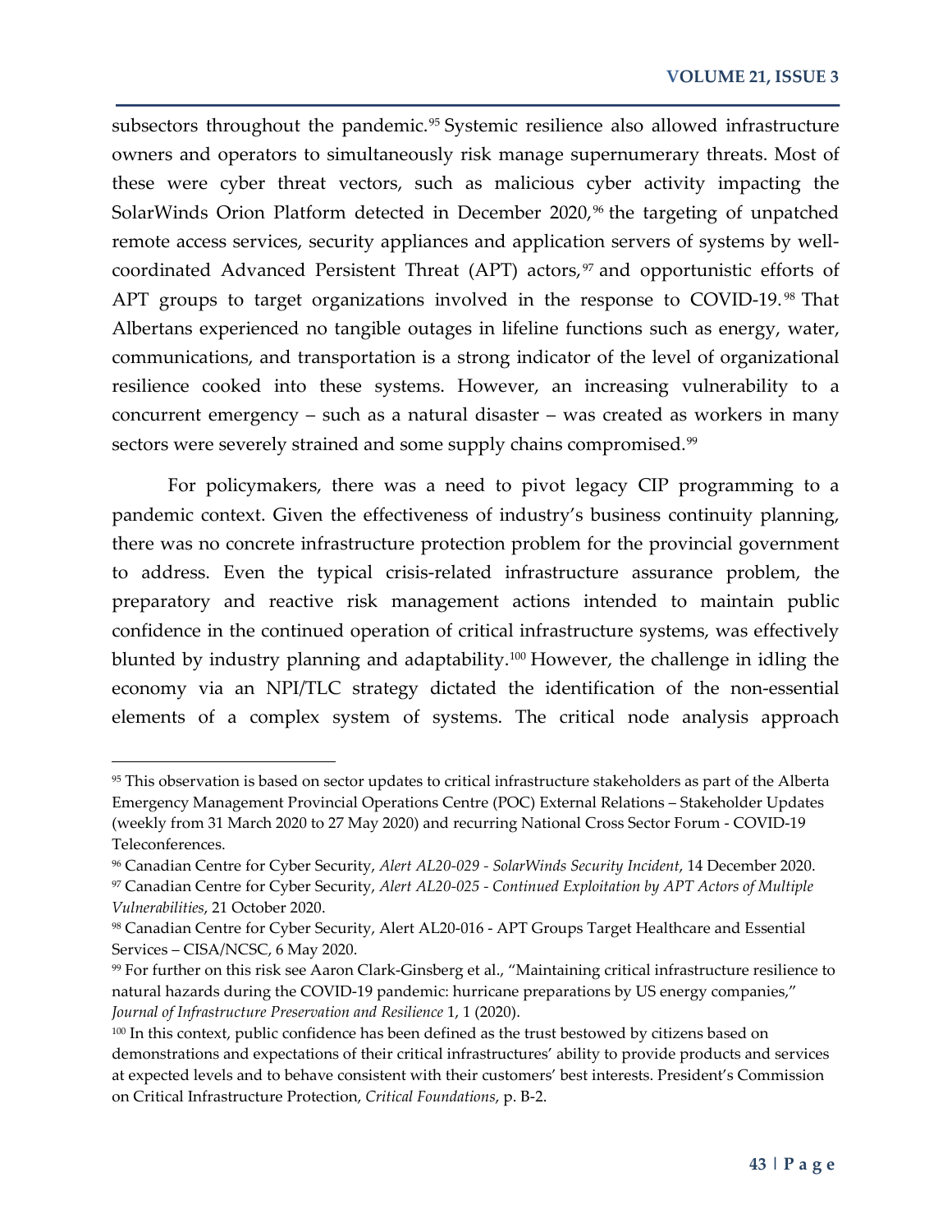subsectors throughout the pandemic.[95] Systemic resilience also allowed infrastructure owners and operators to simultaneously risk manage supernumerary threats. Most of these were cyber threat vectors, such as malicious cyber activity impacting the SolarWinds Orion Platform detected in December 2020,[96] the targeting of unpatched remote access services, security appliances and application servers of systems by well-coordinated Advanced Persistent Threat (APT) actors,[97] and opportunistic efforts of APT groups to target organizations involved in the response to COVID-19.[98] That Albertans experienced no tangible outages in lifeline functions such as energy, water, communications, and transportation is a strong indicator of the level of organizational resilience cooked into these systems. However, an increasing vulnerability to a concurrent emergency – such as a natural disaster – was created as workers in many sectors were severely strained and some supply chains compromised.[99]

For policymakers, there was a need to pivot legacy CIP programming to a pandemic context. Given the effectiveness of industry's business continuity planning, there was no concrete infrastructure protection problem for the provincial government to address. Even the typical crisis-related infrastructure assurance problem, the preparatory and reactive risk management actions intended to maintain public confidence in the continued operation of critical infrastructure systems, was effectively blunted by industry planning and adaptability.[100] However, the challenge in idling the economy via an NPI/TLC strategy dictated the identification of the non-essential elements of a complex system of systems. The critical node analysis approach

---

[95] This observation is based on sector updates to critical infrastructure stakeholders as part of the Alberta Emergency Management Provincial Operations Centre (POC) External Relations – Stakeholder Updates (weekly from 31 March 2020 to 27 May 2020) and recurring National Cross Sector Forum - COVID-19 Teleconferences.

[96] Canadian Centre for Cyber Security, *Alert AL20-029 - SolarWinds Security Incident*, 14 December 2020.

[97] Canadian Centre for Cyber Security, *Alert AL20-025 - Continued Exploitation by APT Actors of Multiple Vulnerabilities*, 21 October 2020.

[98] Canadian Centre for Cyber Security, Alert AL20-016 - APT Groups Target Healthcare and Essential Services – CISA/NCSC, 6 May 2020.

[99] For further on this risk see Aaron Clark-Ginsberg et al., "Maintaining critical infrastructure resilience to natural hazards during the COVID-19 pandemic: hurricane preparations by US energy companies," *Journal of Infrastructure Preservation and Resilience* 1, 1 (2020).

[100] In this context, public confidence has been defined as the trust bestowed by citizens based on demonstrations and expectations of their critical infrastructures' ability to provide products and services at expected levels and to behave consistent with their customers' best interests. President's Commission on Critical Infrastructure Protection, *Critical Foundations*, p. B-2.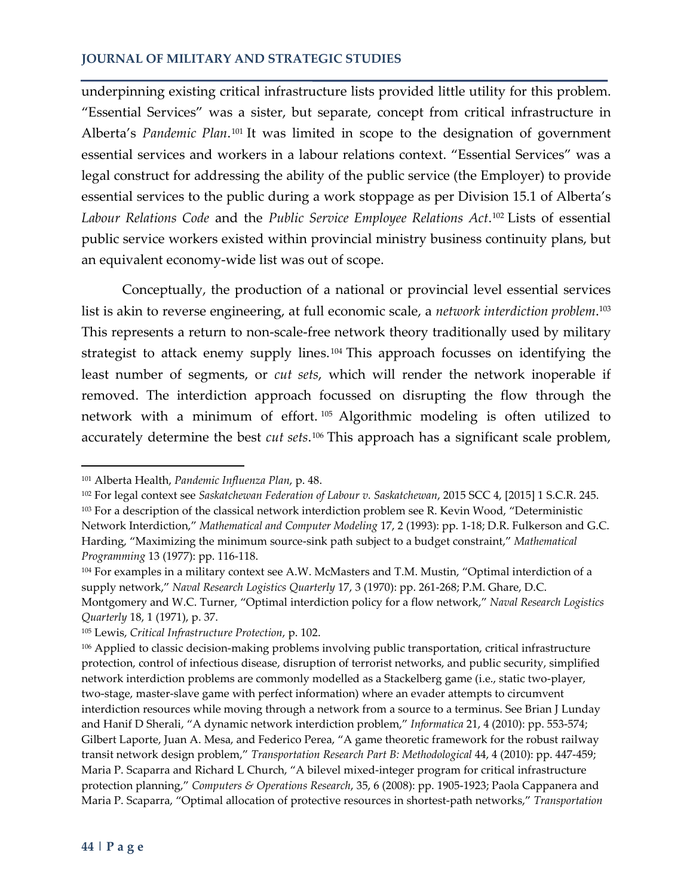underpinning existing critical infrastructure lists provided little utility for this problem. "Essential Services" was a sister, but separate, concept from critical infrastructure in Alberta's *Pandemic Plan*.[101] It was limited in scope to the designation of government essential services and workers in a labour relations context. "Essential Services" was a legal construct for addressing the ability of the public service (the Employer) to provide essential services to the public during a work stoppage as per Division 15.1 of Alberta's *Labour Relations Code* and the *Public Service Employee Relations Act*.[102] Lists of essential public service workers existed within provincial ministry business continuity plans, but an equivalent economy-wide list was out of scope.

Conceptually, the production of a national or provincial level essential services list is akin to reverse engineering, at full economic scale, a *network interdiction problem*.[103] This represents a return to non-scale-free network theory traditionally used by military strategist to attack enemy supply lines.[104] This approach focusses on identifying the least number of segments, or *cut sets*, which will render the network inoperable if removed. The interdiction approach focussed on disrupting the flow through the network with a minimum of effort.[105] Algorithmic modeling is often utilized to accurately determine the best *cut sets*.[106] This approach has a significant scale problem,

---

[101] Alberta Health, *Pandemic Influenza Plan*, p. 48.

[102] For legal context see *Saskatchewan Federation of Labour v. Saskatchewan*, 2015 SCC 4, [2015] 1 S.C.R. 245.

[103] For a description of the classical network interdiction problem see R. Kevin Wood, "Deterministic Network Interdiction," *Mathematical and Computer Modeling* 17, 2 (1993): pp. 1-18; D.R. Fulkerson and G.C. Harding, "Maximizing the minimum source-sink path subject to a budget constraint," *Mathematical Programming* 13 (1977): pp. 116-118.

[104] For examples in a military context see A.W. McMasters and T.M. Mustin, "Optimal interdiction of a supply network," *Naval Research Logistics Quarterly* 17, 3 (1970): pp. 261-268; P.M. Ghare, D.C. Montgomery and W.C. Turner, "Optimal interdiction policy for a flow network," *Naval Research Logistics Quarterly* 18, 1 (1971), p. 37.

[105] Lewis, *Critical Infrastructure Protection*, p. 102.

[106] Applied to classic decision-making problems involving public transportation, critical infrastructure protection, control of infectious disease, disruption of terrorist networks, and public security, simplified network interdiction problems are commonly modelled as a Stackelberg game (i.e., static two-player, two-stage, master-slave game with perfect information) where an evader attempts to circumvent interdiction resources while moving through a network from a source to a terminus. See Brian J Lunday and Hanif D Sherali, "A dynamic network interdiction problem," *Informatica* 21, 4 (2010): pp. 553-574; Gilbert Laporte, Juan A. Mesa, and Federico Perea, "A game theoretic framework for the robust railway transit network design problem," *Transportation Research Part B: Methodological* 44, 4 (2010): pp. 447-459; Maria P. Scaparra and Richard L Church, "A bilevel mixed-integer program for critical infrastructure protection planning," *Computers & Operations Research*, 35, 6 (2008): pp. 1905-1923; Paola Cappanera and Maria P. Scaparra, "Optimal allocation of protective resources in shortest-path networks," *Transportation*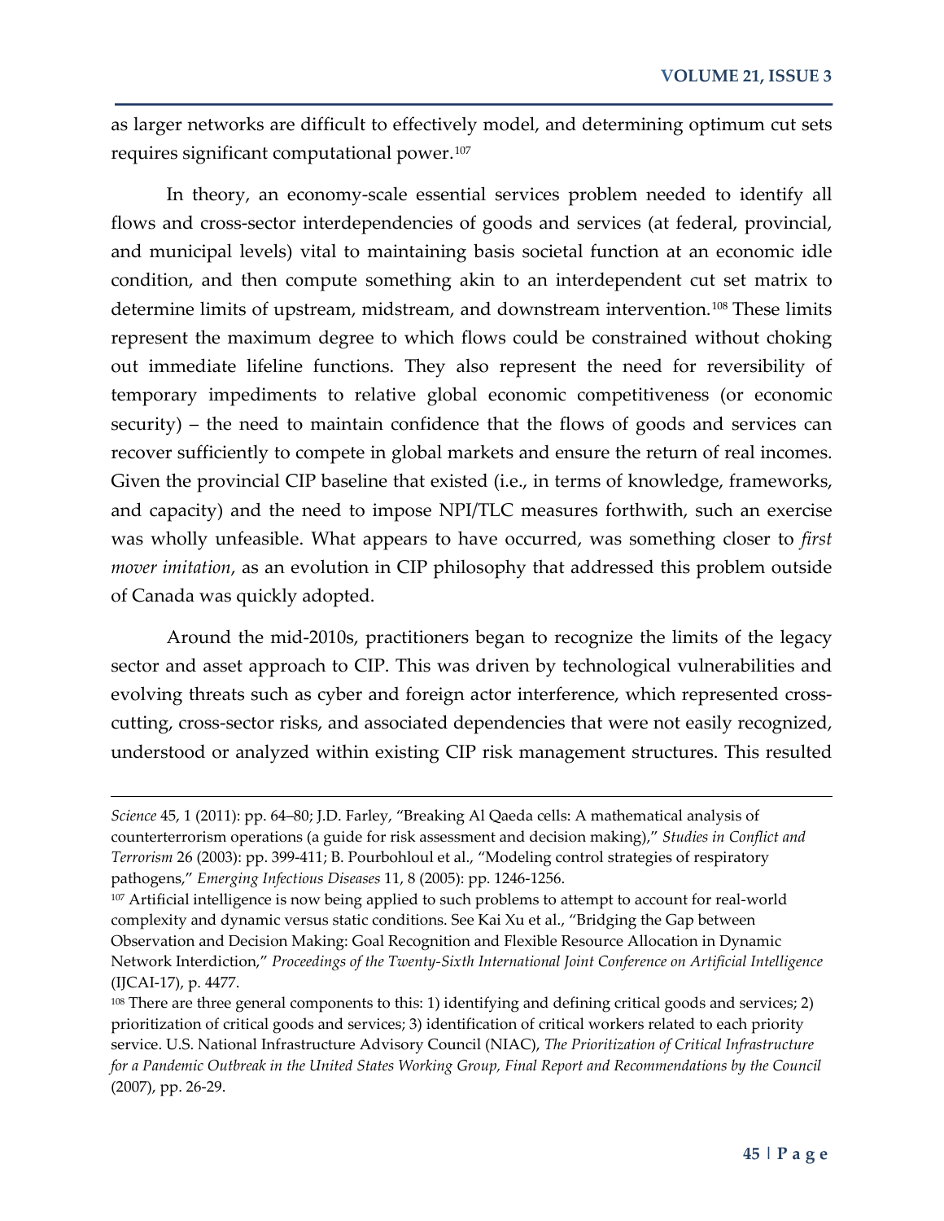as larger networks are difficult to effectively model, and determining optimum cut sets requires significant computational power.[107]

In theory, an economy-scale essential services problem needed to identify all flows and cross-sector interdependencies of goods and services (at federal, provincial, and municipal levels) vital to maintaining basis societal function at an economic idle condition, and then compute something akin to an interdependent cut set matrix to determine limits of upstream, midstream, and downstream intervention.[108] These limits represent the maximum degree to which flows could be constrained without choking out immediate lifeline functions. They also represent the need for reversibility of temporary impediments to relative global economic competitiveness (or economic security) – the need to maintain confidence that the flows of goods and services can recover sufficiently to compete in global markets and ensure the return of real incomes. Given the provincial CIP baseline that existed (i.e., in terms of knowledge, frameworks, and capacity) and the need to impose NPI/TLC measures forthwith, such an exercise was wholly unfeasible. What appears to have occurred, was something closer to *first mover imitation*, as an evolution in CIP philosophy that addressed this problem outside of Canada was quickly adopted.

Around the mid-2010s, practitioners began to recognize the limits of the legacy sector and asset approach to CIP. This was driven by technological vulnerabilities and evolving threats such as cyber and foreign actor interference, which represented cross-cutting, cross-sector risks, and associated dependencies that were not easily recognized, understood or analyzed within existing CIP risk management structures. This resulted

---

*Science* 45, 1 (2011): pp. 64–80; J.D. Farley, "Breaking Al Qaeda cells: A mathematical analysis of counterterrorism operations (a guide for risk assessment and decision making)," *Studies in Conflict and Terrorism* 26 (2003): pp. 399-411; B. Pourbohloul et al., "Modeling control strategies of respiratory pathogens," *Emerging Infectious Diseases* 11, 8 (2005): pp. 1246-1256.

[107] Artificial intelligence is now being applied to such problems to attempt to account for real-world complexity and dynamic versus static conditions. See Kai Xu et al., "Bridging the Gap between Observation and Decision Making: Goal Recognition and Flexible Resource Allocation in Dynamic Network Interdiction," *Proceedings of the Twenty-Sixth International Joint Conference on Artificial Intelligence* (IJCAI-17), p. 4477.

[108] There are three general components to this: 1) identifying and defining critical goods and services; 2) prioritization of critical goods and services; 3) identification of critical workers related to each priority service. U.S. National Infrastructure Advisory Council (NIAC), *The Prioritization of Critical Infrastructure for a Pandemic Outbreak in the United States Working Group, Final Report and Recommendations by the Council* (2007), pp. 26-29.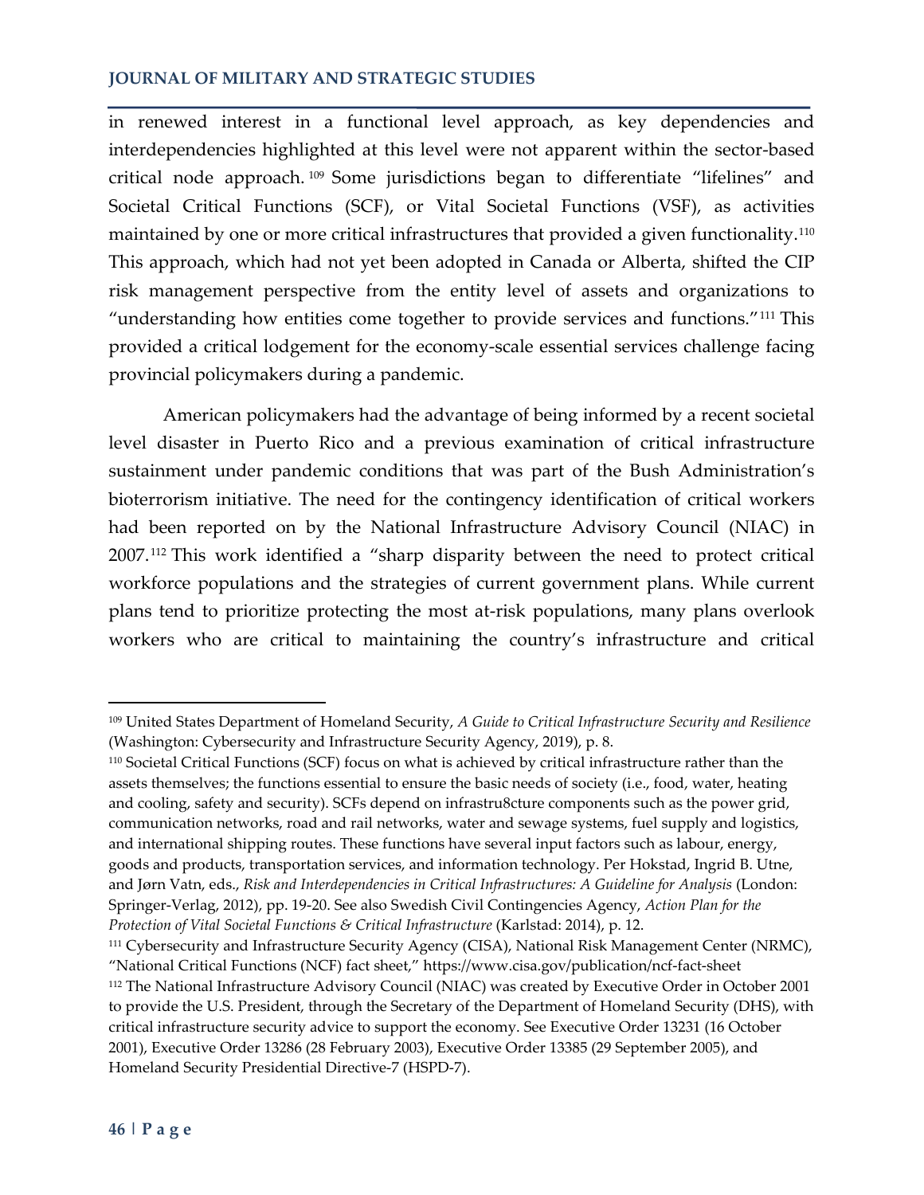in renewed interest in a functional level approach, as key dependencies and interdependencies highlighted at this level were not apparent within the sector-based critical node approach.[109] Some jurisdictions began to differentiate "lifelines" and Societal Critical Functions (SCF), or Vital Societal Functions (VSF), as activities maintained by one or more critical infrastructures that provided a given functionality.[110] This approach, which had not yet been adopted in Canada or Alberta, shifted the CIP risk management perspective from the entity level of assets and organizations to "understanding how entities come together to provide services and functions."[111] This provided a critical lodgement for the economy-scale essential services challenge facing provincial policymakers during a pandemic.

American policymakers had the advantage of being informed by a recent societal level disaster in Puerto Rico and a previous examination of critical infrastructure sustainment under pandemic conditions that was part of the Bush Administration's bioterrorism initiative. The need for the contingency identification of critical workers had been reported on by the National Infrastructure Advisory Council (NIAC) in 2007.[112] This work identified a "sharp disparity between the need to protect critical workforce populations and the strategies of current government plans. While current plans tend to prioritize protecting the most at-risk populations, many plans overlook workers who are critical to maintaining the country's infrastructure and critical

---

[109] United States Department of Homeland Security, *A Guide to Critical Infrastructure Security and Resilience* (Washington: Cybersecurity and Infrastructure Security Agency, 2019), p. 8.

[110] Societal Critical Functions (SCF) focus on what is achieved by critical infrastructure rather than the assets themselves; the functions essential to ensure the basic needs of society (i.e., food, water, heating and cooling, safety and security). SCFs depend on infrastru8cture components such as the power grid, communication networks, road and rail networks, water and sewage systems, fuel supply and logistics, and international shipping routes. These functions have several input factors such as labour, energy, goods and products, transportation services, and information technology. Per Hokstad, Ingrid B. Utne, and Jørn Vatn, eds., *Risk and Interdependencies in Critical Infrastructures: A Guideline for Analysis* (London: Springer-Verlag, 2012), pp. 19-20. See also Swedish Civil Contingencies Agency, *Action Plan for the Protection of Vital Societal Functions & Critical Infrastructure* (Karlstad: 2014), p. 12.

[111] Cybersecurity and Infrastructure Security Agency (CISA), National Risk Management Center (NRMC), "National Critical Functions (NCF) fact sheet," https://www.cisa.gov/publication/ncf-fact-sheet

[112] The National Infrastructure Advisory Council (NIAC) was created by Executive Order in October 2001 to provide the U.S. President, through the Secretary of the Department of Homeland Security (DHS), with critical infrastructure security advice to support the economy. See Executive Order 13231 (16 October 2001), Executive Order 13286 (28 February 2003), Executive Order 13385 (29 September 2005), and Homeland Security Presidential Directive-7 (HSPD-7).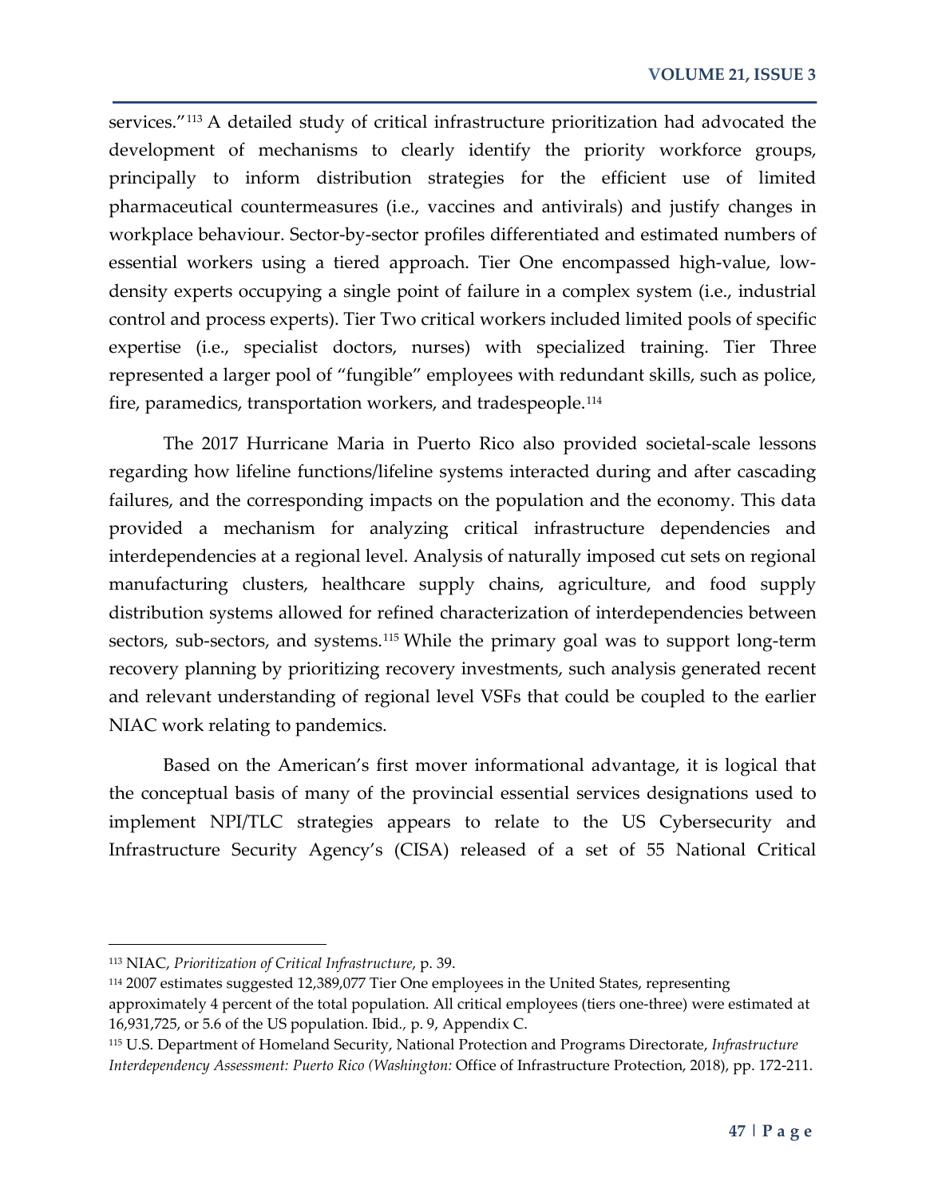services."[113] A detailed study of critical infrastructure prioritization had advocated the development of mechanisms to clearly identify the priority workforce groups, principally to inform distribution strategies for the efficient use of limited pharmaceutical countermeasures (i.e., vaccines and antivirals) and justify changes in workplace behaviour. Sector-by-sector profiles differentiated and estimated numbers of essential workers using a tiered approach. Tier One encompassed high-value, low-density experts occupying a single point of failure in a complex system (i.e., industrial control and process experts). Tier Two critical workers included limited pools of specific expertise (i.e., specialist doctors, nurses) with specialized training. Tier Three represented a larger pool of "fungible" employees with redundant skills, such as police, fire, paramedics, transportation workers, and tradespeople.[114]

The 2017 Hurricane Maria in Puerto Rico also provided societal-scale lessons regarding how lifeline functions/lifeline systems interacted during and after cascading failures, and the corresponding impacts on the population and the economy. This data provided a mechanism for analyzing critical infrastructure dependencies and interdependencies at a regional level. Analysis of naturally imposed cut sets on regional manufacturing clusters, healthcare supply chains, agriculture, and food supply distribution systems allowed for refined characterization of interdependencies between sectors, sub-sectors, and systems.[115] While the primary goal was to support long-term recovery planning by prioritizing recovery investments, such analysis generated recent and relevant understanding of regional level VSFs that could be coupled to the earlier NIAC work relating to pandemics.

Based on the American's first mover informational advantage, it is logical that the conceptual basis of many of the provincial essential services designations used to implement NPI/TLC strategies appears to relate to the US Cybersecurity and Infrastructure Security Agency's (CISA) released of a set of 55 National Critical

---

[113] NIAC, *Prioritization of Critical Infrastructure*, p. 39.

[114] 2007 estimates suggested 12,389,077 Tier One employees in the United States, representing approximately 4 percent of the total population. All critical employees (tiers one-three) were estimated at 16,931,725, or 5.6 of the US population. Ibid., p. 9, Appendix C.

[115] U.S. Department of Homeland Security, National Protection and Programs Directorate, *Infrastructure Interdependency Assessment: Puerto Rico (Washington:* Office of Infrastructure Protection, 2018), pp. 172-211.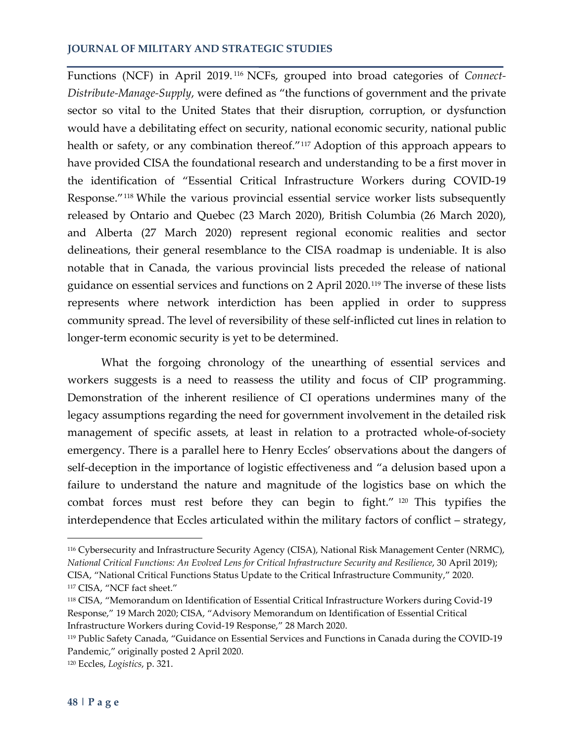Functions (NCF) in April 2019.[116] NCFs, grouped into broad categories of *Connect-Distribute-Manage-Supply*, were defined as "the functions of government and the private sector so vital to the United States that their disruption, corruption, or dysfunction would have a debilitating effect on security, national economic security, national public health or safety, or any combination thereof."[117] Adoption of this approach appears to have provided CISA the foundational research and understanding to be a first mover in the identification of "Essential Critical Infrastructure Workers during COVID-19 Response."[118] While the various provincial essential service worker lists subsequently released by Ontario and Quebec (23 March 2020), British Columbia (26 March 2020), and Alberta (27 March 2020) represent regional economic realities and sector delineations, their general resemblance to the CISA roadmap is undeniable. It is also notable that in Canada, the various provincial lists preceded the release of national guidance on essential services and functions on 2 April 2020.[119] The inverse of these lists represents where network interdiction has been applied in order to suppress community spread. The level of reversibility of these self-inflicted cut lines in relation to longer-term economic security is yet to be determined.

What the forgoing chronology of the unearthing of essential services and workers suggests is a need to reassess the utility and focus of CIP programming. Demonstration of the inherent resilience of CI operations undermines many of the legacy assumptions regarding the need for government involvement in the detailed risk management of specific assets, at least in relation to a protracted whole-of-society emergency. There is a parallel here to Henry Eccles' observations about the dangers of self-deception in the importance of logistic effectiveness and "a delusion based upon a failure to understand the nature and magnitude of the logistics base on which the combat forces must rest before they can begin to fight."[120] This typifies the interdependence that Eccles articulated within the military factors of conflict – strategy,

---

[116] Cybersecurity and Infrastructure Security Agency (CISA), National Risk Management Center (NRMC), *National Critical Functions: An Evolved Lens for Critical Infrastructure Security and Resilience*, 30 April 2019); CISA, "National Critical Functions Status Update to the Critical Infrastructure Community," 2020.

[117] CISA, "NCF fact sheet."

[118] CISA, "Memorandum on Identification of Essential Critical Infrastructure Workers during Covid-19 Response," 19 March 2020; CISA, "Advisory Memorandum on Identification of Essential Critical Infrastructure Workers during Covid-19 Response," 28 March 2020.

[119] Public Safety Canada, "Guidance on Essential Services and Functions in Canada during the COVID-19 Pandemic," originally posted 2 April 2020.

[120] Eccles, *Logistics*, p. 321.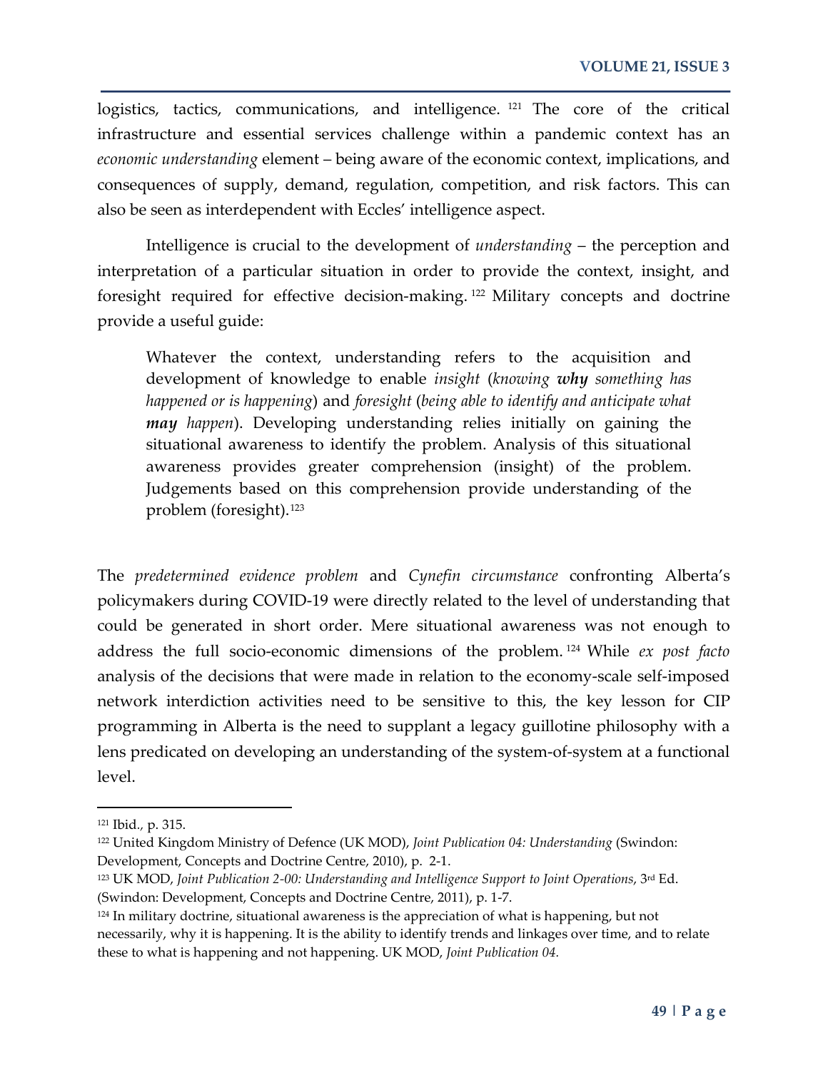logistics, tactics, communications, and intelligence.[121] The core of the critical infrastructure and essential services challenge within a pandemic context has an *economic understanding* element – being aware of the economic context, implications, and consequences of supply, demand, regulation, competition, and risk factors. This can also be seen as interdependent with Eccles' intelligence aspect.

Intelligence is crucial to the development of *understanding* – the perception and interpretation of a particular situation in order to provide the context, insight, and foresight required for effective decision-making.[122] Military concepts and doctrine provide a useful guide:

> Whatever the context, understanding refers to the acquisition and development of knowledge to enable *insight* (*knowing **why** something has happened or is happening*) and *foresight* (*being able to identify and anticipate what **may** happen*). Developing understanding relies initially on gaining the situational awareness to identify the problem. Analysis of this situational awareness provides greater comprehension (insight) of the problem. Judgements based on this comprehension provide understanding of the problem (foresight).[123]

The *predetermined evidence problem* and *Cynefin circumstance* confronting Alberta's policymakers during COVID-19 were directly related to the level of understanding that could be generated in short order. Mere situational awareness was not enough to address the full socio-economic dimensions of the problem.[124] While *ex post facto* analysis of the decisions that were made in relation to the economy-scale self-imposed network interdiction activities need to be sensitive to this, the key lesson for CIP programming in Alberta is the need to supplant a legacy guillotine philosophy with a lens predicated on developing an understanding of the system-of-system at a functional level.

---

[121] Ibid., p. 315.

[122] United Kingdom Ministry of Defence (UK MOD), *Joint Publication 04: Understanding* (Swindon: Development, Concepts and Doctrine Centre, 2010), p. 2-1.

[123] UK MOD, *Joint Publication 2-00: Understanding and Intelligence Support to Joint Operations*, 3rd Ed. (Swindon: Development, Concepts and Doctrine Centre, 2011), p. 1-7.

[124] In military doctrine, situational awareness is the appreciation of what is happening, but not necessarily, why it is happening. It is the ability to identify trends and linkages over time, and to relate these to what is happening and not happening. UK MOD, *Joint Publication 04.*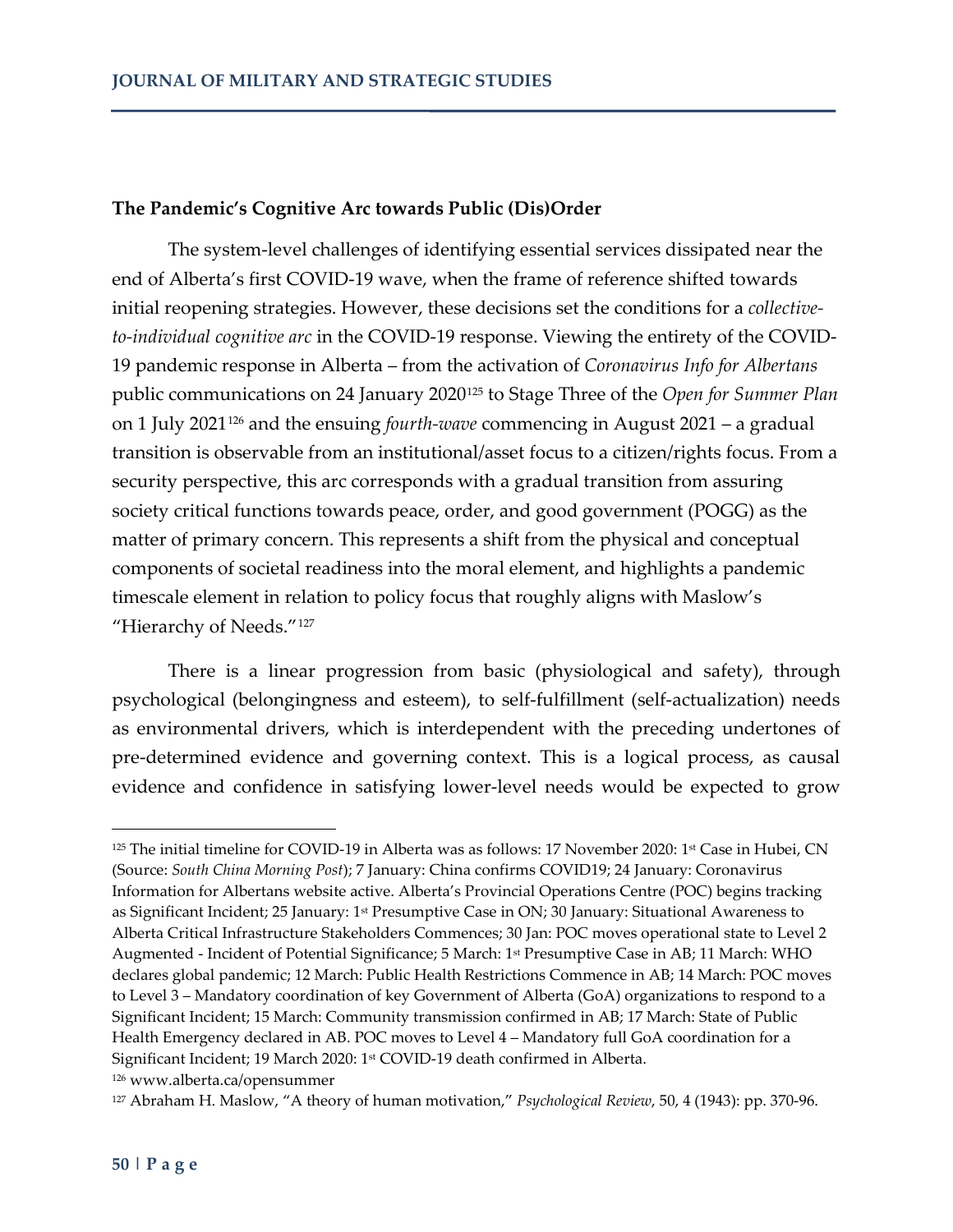**The Pandemic's Cognitive Arc towards Public (Dis)Order**

The system-level challenges of identifying essential services dissipated near the end of Alberta's first COVID-19 wave, when the frame of reference shifted towards initial reopening strategies. However, these decisions set the conditions for a *collective-to-individual cognitive arc* in the COVID-19 response. Viewing the entirety of the COVID-19 pandemic response in Alberta – from the activation of *Coronavirus Info for Albertans* public communications on 24 January 2020[125] to Stage Three of the *Open for Summer Plan* on 1 July 2021[126] and the ensuing *fourth-wave* commencing in August 2021 – a gradual transition is observable from an institutional/asset focus to a citizen/rights focus. From a security perspective, this arc corresponds with a gradual transition from assuring society critical functions towards peace, order, and good government (POGG) as the matter of primary concern. This represents a shift from the physical and conceptual components of societal readiness into the moral element, and highlights a pandemic timescale element in relation to policy focus that roughly aligns with Maslow's "Hierarchy of Needs."[127]

There is a linear progression from basic (physiological and safety), through psychological (belongingness and esteem), to self-fulfillment (self-actualization) needs as environmental drivers, which is interdependent with the preceding undertones of pre-determined evidence and governing context. This is a logical process, as causal evidence and confidence in satisfying lower-level needs would be expected to grow

---

[125] The initial timeline for COVID-19 in Alberta was as follows: 17 November 2020: 1st Case in Hubei, CN (Source: *South China Morning Post*); 7 January: China confirms COVID19; 24 January: Coronavirus Information for Albertans website active. Alberta's Provincial Operations Centre (POC) begins tracking as Significant Incident; 25 January: 1st Presumptive Case in ON; 30 January: Situational Awareness to Alberta Critical Infrastructure Stakeholders Commences; 30 Jan: POC moves operational state to Level 2 Augmented - Incident of Potential Significance; 5 March: 1st Presumptive Case in AB; 11 March: WHO declares global pandemic; 12 March: Public Health Restrictions Commence in AB; 14 March: POC moves to Level 3 – Mandatory coordination of key Government of Alberta (GoA) organizations to respond to a Significant Incident; 15 March: Community transmission confirmed in AB; 17 March: State of Public Health Emergency declared in AB. POC moves to Level 4 – Mandatory full GoA coordination for a Significant Incident; 19 March 2020: 1st COVID-19 death confirmed in Alberta.

[126] www.alberta.ca/opensummer

[127] Abraham H. Maslow, "A theory of human motivation," *Psychological Review*, 50, 4 (1943): pp. 370-96.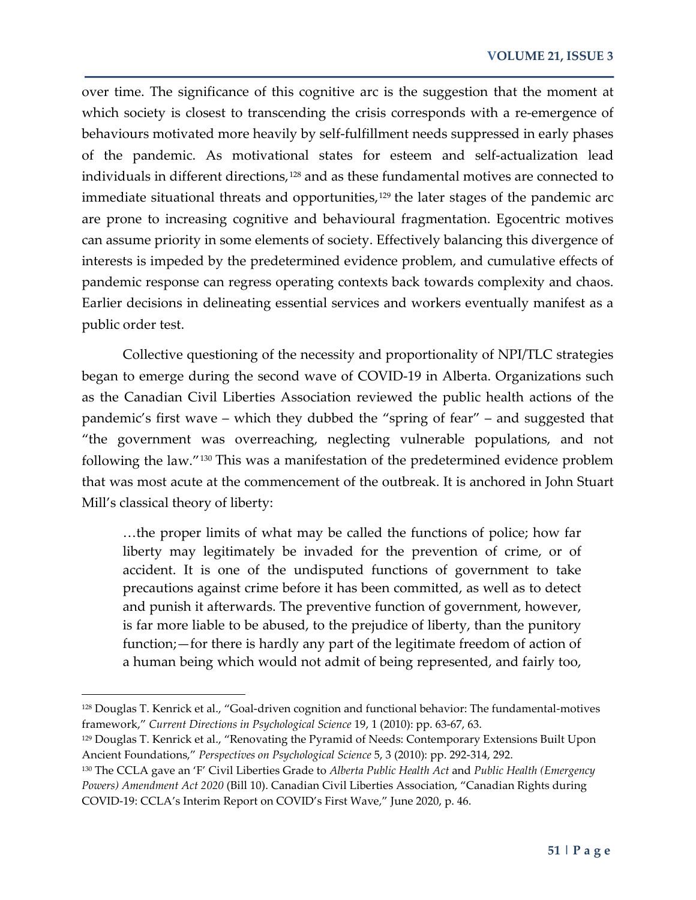over time. The significance of this cognitive arc is the suggestion that the moment at which society is closest to transcending the crisis corresponds with a re-emergence of behaviours motivated more heavily by self-fulfillment needs suppressed in early phases of the pandemic. As motivational states for esteem and self-actualization lead individuals in different directions,[128] and as these fundamental motives are connected to immediate situational threats and opportunities,[129] the later stages of the pandemic arc are prone to increasing cognitive and behavioural fragmentation. Egocentric motives can assume priority in some elements of society. Effectively balancing this divergence of interests is impeded by the predetermined evidence problem, and cumulative effects of pandemic response can regress operating contexts back towards complexity and chaos. Earlier decisions in delineating essential services and workers eventually manifest as a public order test.

Collective questioning of the necessity and proportionality of NPI/TLC strategies began to emerge during the second wave of COVID-19 in Alberta. Organizations such as the Canadian Civil Liberties Association reviewed the public health actions of the pandemic's first wave – which they dubbed the "spring of fear" – and suggested that "the government was overreaching, neglecting vulnerable populations, and not following the law."[130] This was a manifestation of the predetermined evidence problem that was most acute at the commencement of the outbreak. It is anchored in John Stuart Mill's classical theory of liberty:

> …the proper limits of what may be called the functions of police; how far liberty may legitimately be invaded for the prevention of crime, or of accident. It is one of the undisputed functions of government to take precautions against crime before it has been committed, as well as to detect and punish it afterwards. The preventive function of government, however, is far more liable to be abused, to the prejudice of liberty, than the punitory function;—for there is hardly any part of the legitimate freedom of action of a human being which would not admit of being represented, and fairly too,

---

[128] Douglas T. Kenrick et al., "Goal-driven cognition and functional behavior: The fundamental-motives framework," *Current Directions in Psychological Science* 19, 1 (2010): pp. 63-67, 63.

[129] Douglas T. Kenrick et al., "Renovating the Pyramid of Needs: Contemporary Extensions Built Upon Ancient Foundations," *Perspectives on Psychological Science* 5, 3 (2010): pp. 292-314, 292.

[130] The CCLA gave an 'F' Civil Liberties Grade to *Alberta Public Health Act* and *Public Health (Emergency Powers) Amendment Act 2020* (Bill 10). Canadian Civil Liberties Association, "Canadian Rights during COVID-19: CCLA's Interim Report on COVID's First Wave," June 2020, p. 46.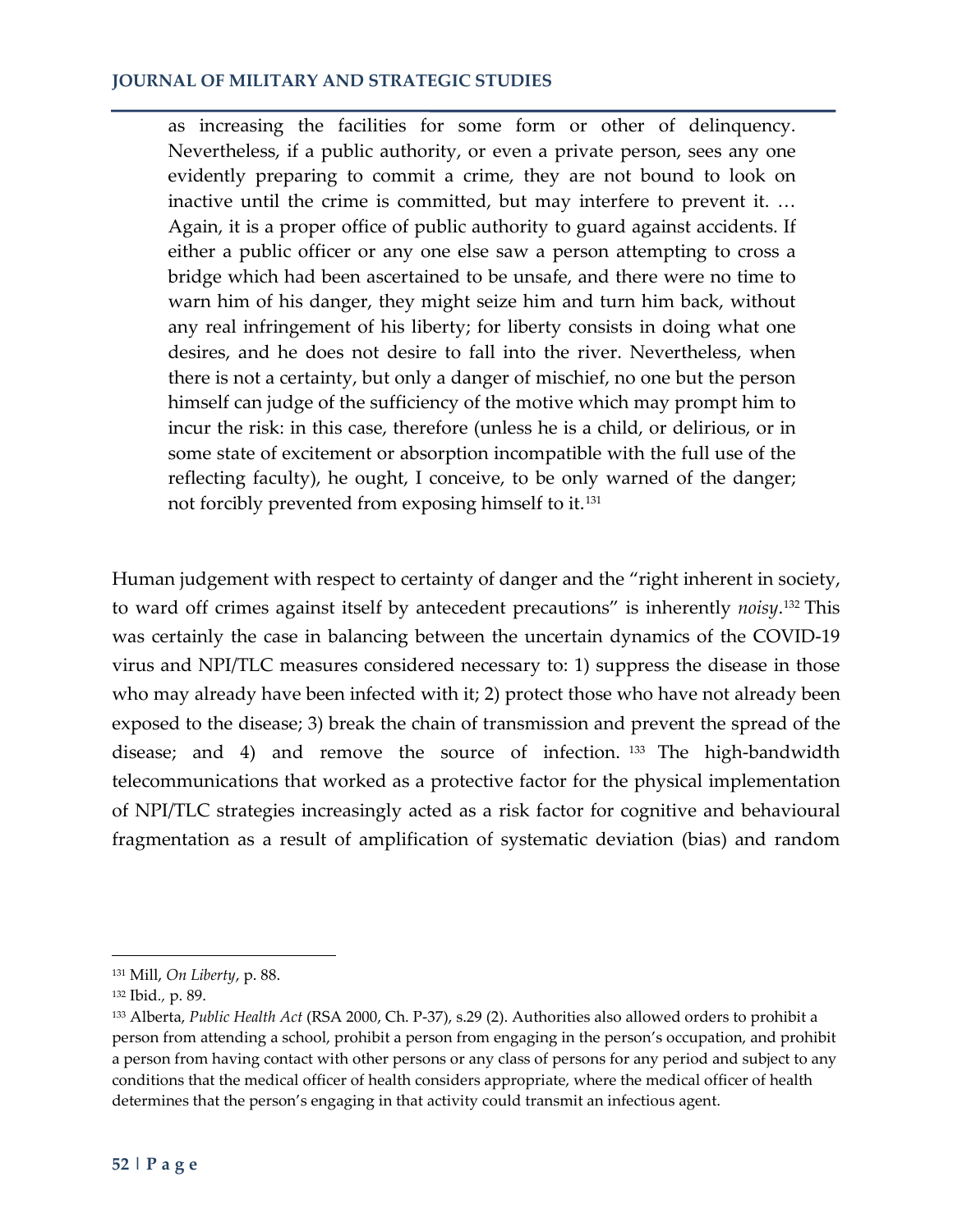> as increasing the facilities for some form or other of delinquency. Nevertheless, if a public authority, or even a private person, sees any one evidently preparing to commit a crime, they are not bound to look on inactive until the crime is committed, but may interfere to prevent it. … Again, it is a proper office of public authority to guard against accidents. If either a public officer or any one else saw a person attempting to cross a bridge which had been ascertained to be unsafe, and there were no time to warn him of his danger, they might seize him and turn him back, without any real infringement of his liberty; for liberty consists in doing what one desires, and he does not desire to fall into the river. Nevertheless, when there is not a certainty, but only a danger of mischief, no one but the person himself can judge of the sufficiency of the motive which may prompt him to incur the risk: in this case, therefore (unless he is a child, or delirious, or in some state of excitement or absorption incompatible with the full use of the reflecting faculty), he ought, I conceive, to be only warned of the danger; not forcibly prevented from exposing himself to it.[131]

Human judgement with respect to certainty of danger and the "right inherent in society, to ward off crimes against itself by antecedent precautions" is inherently *noisy*.[132] This was certainly the case in balancing between the uncertain dynamics of the COVID-19 virus and NPI/TLC measures considered necessary to: 1) suppress the disease in those who may already have been infected with it; 2) protect those who have not already been exposed to the disease; 3) break the chain of transmission and prevent the spread of the disease; and 4) and remove the source of infection.[133] The high-bandwidth telecommunications that worked as a protective factor for the physical implementation of NPI/TLC strategies increasingly acted as a risk factor for cognitive and behavioural fragmentation as a result of amplification of systematic deviation (bias) and random

---

[131] Mill, *On Liberty*, p. 88.

[132] Ibid., p. 89.

[133] Alberta, *Public Health Act* (RSA 2000, Ch. P-37), s.29 (2). Authorities also allowed orders to prohibit a person from attending a school, prohibit a person from engaging in the person's occupation, and prohibit a person from having contact with other persons or any class of persons for any period and subject to any conditions that the medical officer of health considers appropriate, where the medical officer of health determines that the person's engaging in that activity could transmit an infectious agent.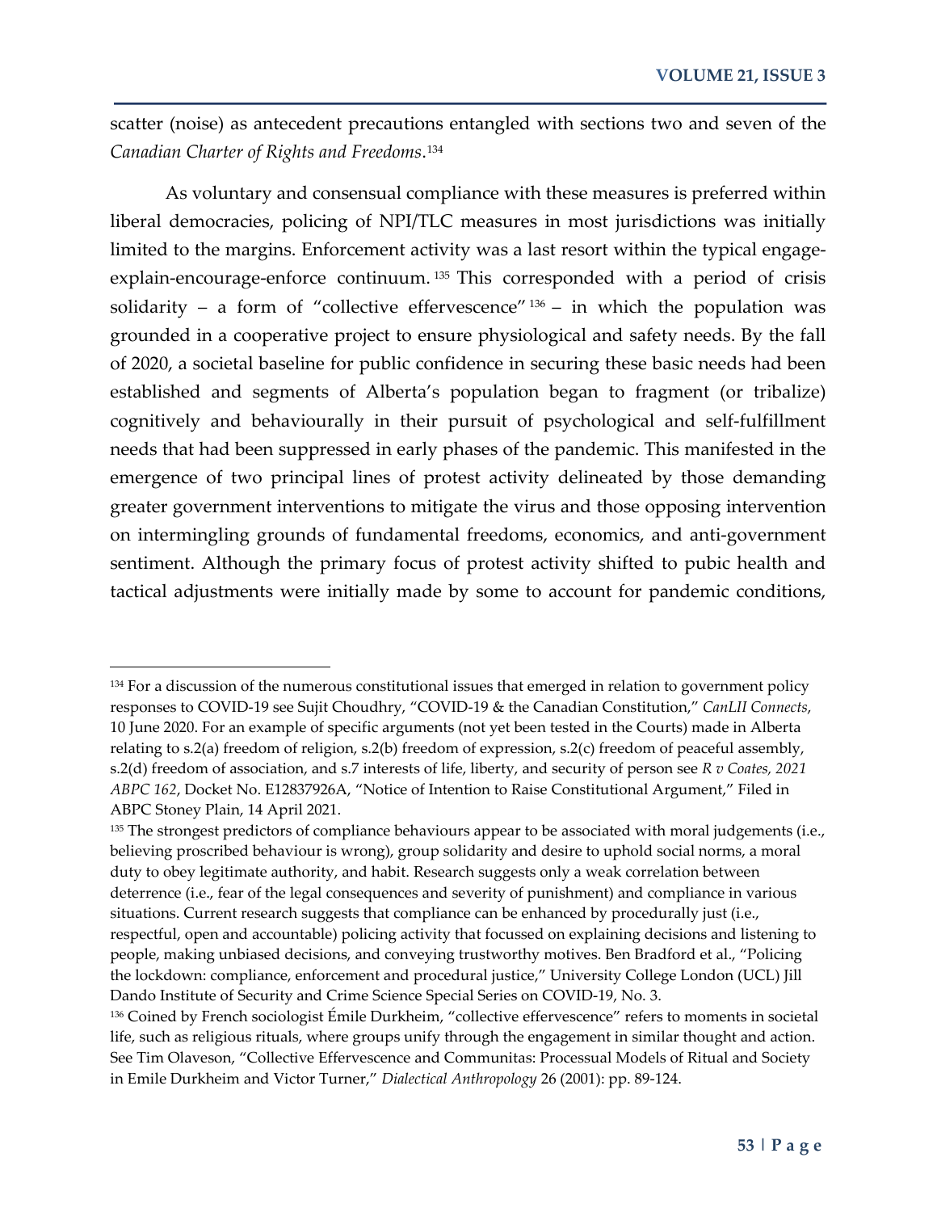scatter (noise) as antecedent precautions entangled with sections two and seven of the *Canadian Charter of Rights and Freedoms*.[134]

As voluntary and consensual compliance with these measures is preferred within liberal democracies, policing of NPI/TLC measures in most jurisdictions was initially limited to the margins. Enforcement activity was a last resort within the typical engage-explain-encourage-enforce continuum.[135] This corresponded with a period of crisis solidarity – a form of "collective effervescence"[136] – in which the population was grounded in a cooperative project to ensure physiological and safety needs. By the fall of 2020, a societal baseline for public confidence in securing these basic needs had been established and segments of Alberta's population began to fragment (or tribalize) cognitively and behaviourally in their pursuit of psychological and self-fulfillment needs that had been suppressed in early phases of the pandemic. This manifested in the emergence of two principal lines of protest activity delineated by those demanding greater government interventions to mitigate the virus and those opposing intervention on intermingling grounds of fundamental freedoms, economics, and anti-government sentiment. Although the primary focus of protest activity shifted to pubic health and tactical adjustments were initially made by some to account for pandemic conditions,

---

[134] For a discussion of the numerous constitutional issues that emerged in relation to government policy responses to COVID-19 see Sujit Choudhry, "COVID-19 & the Canadian Constitution," *CanLII Connects*, 10 June 2020. For an example of specific arguments (not yet been tested in the Courts) made in Alberta relating to s.2(a) freedom of religion, s.2(b) freedom of expression, s.2(c) freedom of peaceful assembly, s.2(d) freedom of association, and s.7 interests of life, liberty, and security of person see *R v Coates, 2021 ABPC 162*, Docket No. E12837926A, "Notice of Intention to Raise Constitutional Argument," Filed in ABPC Stoney Plain, 14 April 2021.

[135] The strongest predictors of compliance behaviours appear to be associated with moral judgements (i.e., believing proscribed behaviour is wrong), group solidarity and desire to uphold social norms, a moral duty to obey legitimate authority, and habit. Research suggests only a weak correlation between deterrence (i.e., fear of the legal consequences and severity of punishment) and compliance in various situations. Current research suggests that compliance can be enhanced by procedurally just (i.e., respectful, open and accountable) policing activity that focussed on explaining decisions and listening to people, making unbiased decisions, and conveying trustworthy motives. Ben Bradford et al., "Policing the lockdown: compliance, enforcement and procedural justice," University College London (UCL) Jill Dando Institute of Security and Crime Science Special Series on COVID-19, No. 3.

[136] Coined by French sociologist Émile Durkheim, "collective effervescence" refers to moments in societal life, such as religious rituals, where groups unify through the engagement in similar thought and action. See Tim Olaveson, "Collective Effervescence and Communitas: Processual Models of Ritual and Society in Emile Durkheim and Victor Turner," *Dialectical Anthropology* 26 (2001): pp. 89-124.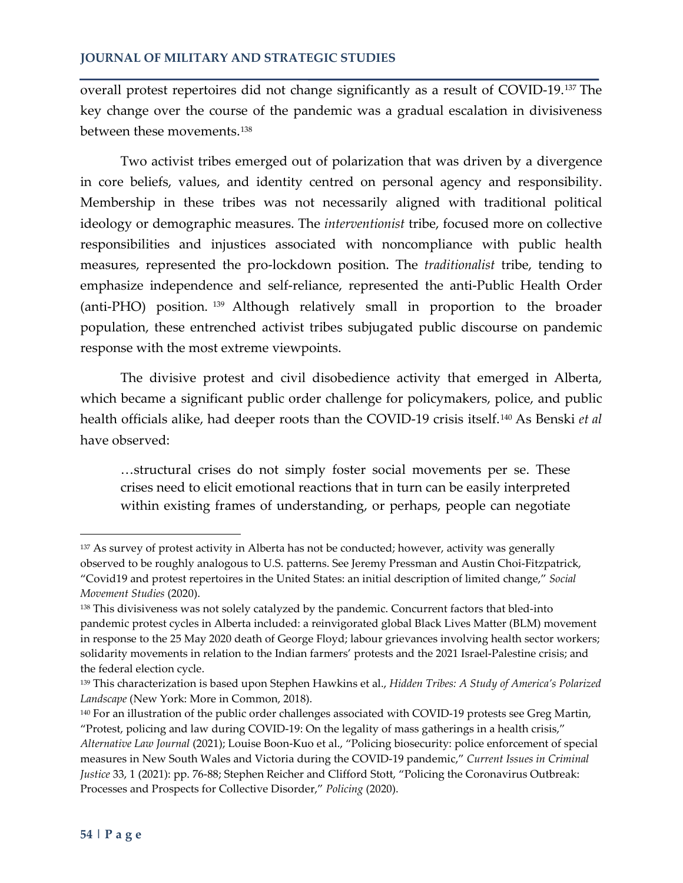overall protest repertoires did not change significantly as a result of COVID-19.[137] The key change over the course of the pandemic was a gradual escalation in divisiveness between these movements.[138]

Two activist tribes emerged out of polarization that was driven by a divergence in core beliefs, values, and identity centred on personal agency and responsibility. Membership in these tribes was not necessarily aligned with traditional political ideology or demographic measures. The *interventionist* tribe, focused more on collective responsibilities and injustices associated with noncompliance with public health measures, represented the pro-lockdown position. The *traditionalist* tribe, tending to emphasize independence and self-reliance, represented the anti-Public Health Order (anti-PHO) position.[139] Although relatively small in proportion to the broader population, these entrenched activist tribes subjugated public discourse on pandemic response with the most extreme viewpoints.

The divisive protest and civil disobedience activity that emerged in Alberta, which became a significant public order challenge for policymakers, police, and public health officials alike, had deeper roots than the COVID-19 crisis itself.[140] As Benski *et al* have observed:

> …structural crises do not simply foster social movements per se. These crises need to elicit emotional reactions that in turn can be easily interpreted within existing frames of understanding, or perhaps, people can negotiate

---

[137] As survey of protest activity in Alberta has not be conducted; however, activity was generally observed to be roughly analogous to U.S. patterns. See Jeremy Pressman and Austin Choi-Fitzpatrick, "Covid19 and protest repertoires in the United States: an initial description of limited change," *Social Movement Studies* (2020).

[138] This divisiveness was not solely catalyzed by the pandemic. Concurrent factors that bled-into pandemic protest cycles in Alberta included: a reinvigorated global Black Lives Matter (BLM) movement in response to the 25 May 2020 death of George Floyd; labour grievances involving health sector workers; solidarity movements in relation to the Indian farmers' protests and the 2021 Israel-Palestine crisis; and the federal election cycle.

[139] This characterization is based upon Stephen Hawkins et al., *Hidden Tribes: A Study of America's Polarized Landscape* (New York: More in Common, 2018).

[140] For an illustration of the public order challenges associated with COVID-19 protests see Greg Martin, "Protest, policing and law during COVID-19: On the legality of mass gatherings in a health crisis," *Alternative Law Journal* (2021); Louise Boon-Kuo et al., "Policing biosecurity: police enforcement of special measures in New South Wales and Victoria during the COVID-19 pandemic," *Current Issues in Criminal Justice* 33, 1 (2021): pp. 76-88; Stephen Reicher and Clifford Stott, "Policing the Coronavirus Outbreak: Processes and Prospects for Collective Disorder," *Policing* (2020).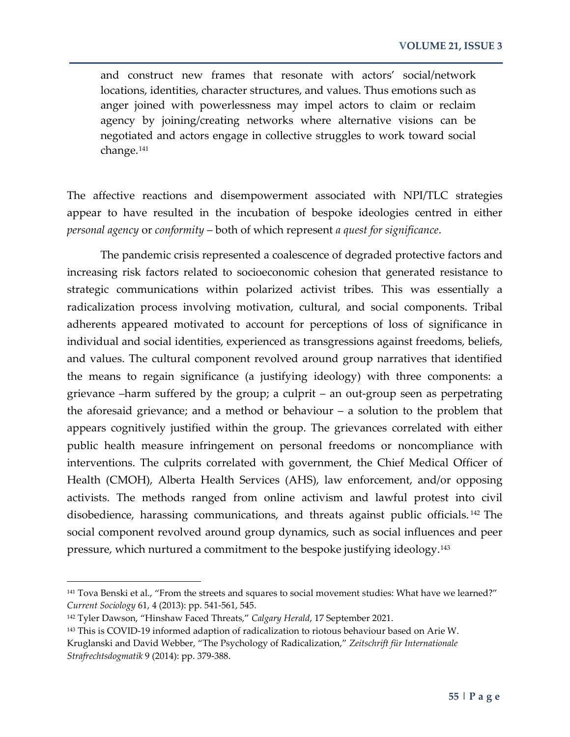> and construct new frames that resonate with actors' social/network locations, identities, character structures, and values. Thus emotions such as anger joined with powerlessness may impel actors to claim or reclaim agency by joining/creating networks where alternative visions can be negotiated and actors engage in collective struggles to work toward social change.[141]

The affective reactions and disempowerment associated with NPI/TLC strategies appear to have resulted in the incubation of bespoke ideologies centred in either *personal agency* or *conformity* – both of which represent *a quest for significance*.

The pandemic crisis represented a coalescence of degraded protective factors and increasing risk factors related to socioeconomic cohesion that generated resistance to strategic communications within polarized activist tribes. This was essentially a radicalization process involving motivation, cultural, and social components. Tribal adherents appeared motivated to account for perceptions of loss of significance in individual and social identities, experienced as transgressions against freedoms, beliefs, and values. The cultural component revolved around group narratives that identified the means to regain significance (a justifying ideology) with three components: a grievance –harm suffered by the group; a culprit – an out-group seen as perpetrating the aforesaid grievance; and a method or behaviour – a solution to the problem that appears cognitively justified within the group. The grievances correlated with either public health measure infringement on personal freedoms or noncompliance with interventions. The culprits correlated with government, the Chief Medical Officer of Health (CMOH), Alberta Health Services (AHS), law enforcement, and/or opposing activists. The methods ranged from online activism and lawful protest into civil disobedience, harassing communications, and threats against public officials.[142] The social component revolved around group dynamics, such as social influences and peer pressure, which nurtured a commitment to the bespoke justifying ideology.[143]

---

[141] Tova Benski et al., "From the streets and squares to social movement studies: What have we learned?" *Current Sociology* 61, 4 (2013): pp. 541-561, 545.

[142] Tyler Dawson, "Hinshaw Faced Threats," *Calgary Herald*, 17 September 2021.

[143] This is COVID-19 informed adaption of radicalization to riotous behaviour based on Arie W. Kruglanski and David Webber, "The Psychology of Radicalization," *Zeitschrift für Internationale Strafrechtsdogmatik* 9 (2014): pp. 379-388.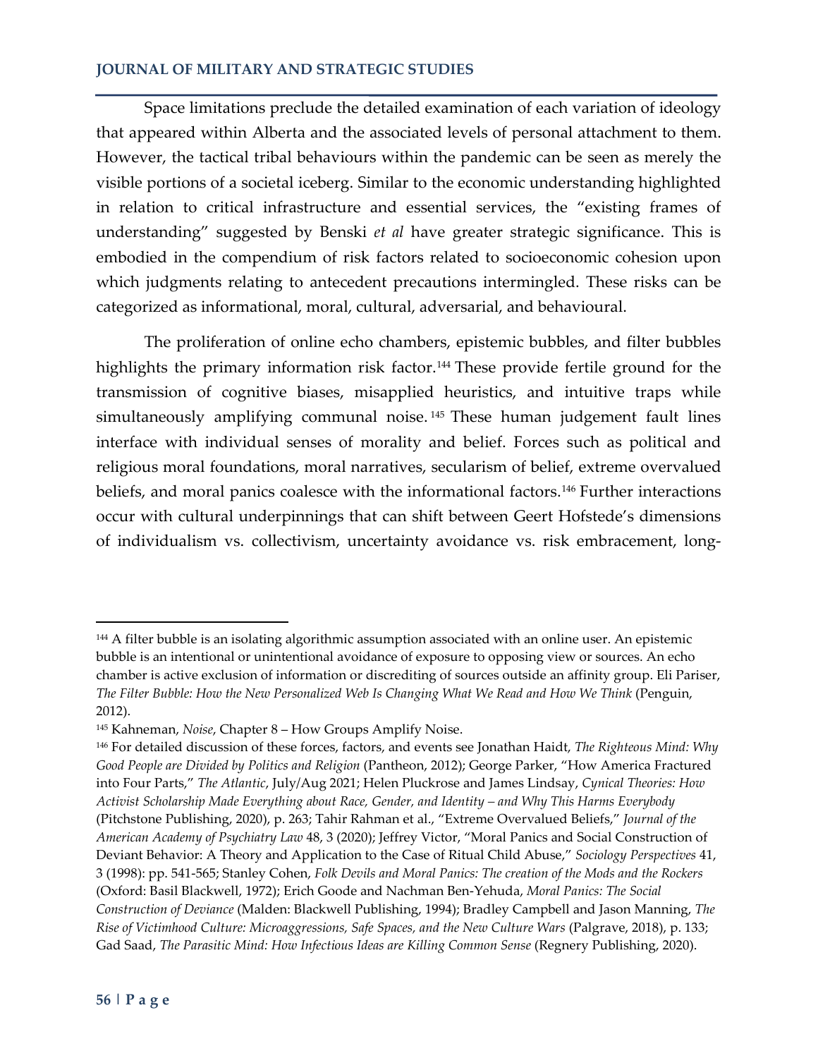Space limitations preclude the detailed examination of each variation of ideology that appeared within Alberta and the associated levels of personal attachment to them. However, the tactical tribal behaviours within the pandemic can be seen as merely the visible portions of a societal iceberg. Similar to the economic understanding highlighted in relation to critical infrastructure and essential services, the "existing frames of understanding" suggested by Benski *et al* have greater strategic significance. This is embodied in the compendium of risk factors related to socioeconomic cohesion upon which judgments relating to antecedent precautions intermingled. These risks can be categorized as informational, moral, cultural, adversarial, and behavioural.

The proliferation of online echo chambers, epistemic bubbles, and filter bubbles highlights the primary information risk factor.[144] These provide fertile ground for the transmission of cognitive biases, misapplied heuristics, and intuitive traps while simultaneously amplifying communal noise.[145] These human judgement fault lines interface with individual senses of morality and belief. Forces such as political and religious moral foundations, moral narratives, secularism of belief, extreme overvalued beliefs, and moral panics coalesce with the informational factors.[146] Further interactions occur with cultural underpinnings that can shift between Geert Hofstede's dimensions of individualism vs. collectivism, uncertainty avoidance vs. risk embracement, long-

---

[144] A filter bubble is an isolating algorithmic assumption associated with an online user. An epistemic bubble is an intentional or unintentional avoidance of exposure to opposing view or sources. An echo chamber is active exclusion of information or discrediting of sources outside an affinity group. Eli Pariser, *The Filter Bubble: How the New Personalized Web Is Changing What We Read and How We Think* (Penguin, 2012).

[145] Kahneman, *Noise*, Chapter 8 – How Groups Amplify Noise.

[146] For detailed discussion of these forces, factors, and events see Jonathan Haidt, *The Righteous Mind: Why Good People are Divided by Politics and Religion* (Pantheon, 2012); George Parker, "How America Fractured into Four Parts," *The Atlantic*, July/Aug 2021; Helen Pluckrose and James Lindsay, *Cynical Theories: How Activist Scholarship Made Everything about Race, Gender, and Identity – and Why This Harms Everybody* (Pitchstone Publishing, 2020), p. 263; Tahir Rahman et al., "Extreme Overvalued Beliefs," *Journal of the American Academy of Psychiatry Law* 48, 3 (2020); Jeffrey Victor, "Moral Panics and Social Construction of Deviant Behavior: A Theory and Application to the Case of Ritual Child Abuse," *Sociology Perspectives* 41, 3 (1998): pp. 541-565; Stanley Cohen, *Folk Devils and Moral Panics: The creation of the Mods and the Rockers* (Oxford: Basil Blackwell, 1972); Erich Goode and Nachman Ben-Yehuda, *Moral Panics: The Social Construction of Deviance* (Malden: Blackwell Publishing, 1994); Bradley Campbell and Jason Manning, *The Rise of Victimhood Culture: Microaggressions, Safe Spaces, and the New Culture Wars* (Palgrave, 2018), p. 133; Gad Saad, *The Parasitic Mind: How Infectious Ideas are Killing Common Sense* (Regnery Publishing, 2020).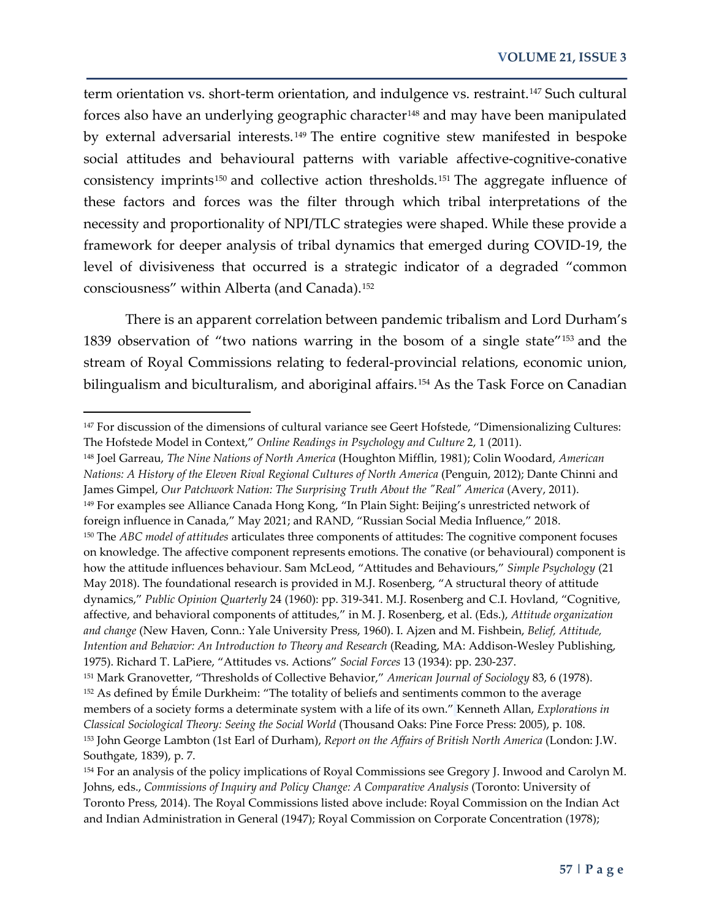term orientation vs. short-term orientation, and indulgence vs. restraint.[147] Such cultural forces also have an underlying geographic character[148] and may have been manipulated by external adversarial interests.[149] The entire cognitive stew manifested in bespoke social attitudes and behavioural patterns with variable affective-cognitive-conative consistency imprints[150] and collective action thresholds.[151] The aggregate influence of these factors and forces was the filter through which tribal interpretations of the necessity and proportionality of NPI/TLC strategies were shaped. While these provide a framework for deeper analysis of tribal dynamics that emerged during COVID-19, the level of divisiveness that occurred is a strategic indicator of a degraded "common consciousness" within Alberta (and Canada).[152]

There is an apparent correlation between pandemic tribalism and Lord Durham's 1839 observation of "two nations warring in the bosom of a single state"[153] and the stream of Royal Commissions relating to federal-provincial relations, economic union, bilingualism and biculturalism, and aboriginal affairs.[154] As the Task Force on Canadian

---

[147] For discussion of the dimensions of cultural variance see Geert Hofstede, "Dimensionalizing Cultures: The Hofstede Model in Context," *Online Readings in Psychology and Culture* 2, 1 (2011).

[148] Joel Garreau, *The Nine Nations of North America* (Houghton Mifflin, 1981); Colin Woodard, *American Nations: A History of the Eleven Rival Regional Cultures of North America* (Penguin, 2012); Dante Chinni and James Gimpel, *Our Patchwork Nation: The Surprising Truth About the "Real" America* (Avery, 2011).

[149] For examples see Alliance Canada Hong Kong, "In Plain Sight: Beijing's unrestricted network of foreign influence in Canada," May 2021; and RAND, "Russian Social Media Influence," 2018.

[150] The *ABC model of attitudes* articulates three components of attitudes: The cognitive component focuses on knowledge. The affective component represents emotions. The conative (or behavioural) component is how the attitude influences behaviour. Sam McLeod, "Attitudes and Behaviours," *Simple Psychology* (21 May 2018). The foundational research is provided in M.J. Rosenberg, "A structural theory of attitude dynamics," *Public Opinion Quarterly* 24 (1960): pp. 319-341. M.J. Rosenberg and C.I. Hovland, "Cognitive, affective, and behavioral components of attitudes," in M. J. Rosenberg, et al. (Eds.), *Attitude organization and change* (New Haven, Conn.: Yale University Press, 1960). I. Ajzen and M. Fishbein, *Belief, Attitude, Intention and Behavior: An Introduction to Theory and Research* (Reading, MA: Addison-Wesley Publishing, 1975). Richard T. LaPiere, "Attitudes vs. Actions" *Social Forces* 13 (1934): pp. 230-237.

[151] Mark Granovetter, "Thresholds of Collective Behavior," *American Journal of Sociology* 83, 6 (1978).

[152] As defined by Émile Durkheim: "The totality of beliefs and sentiments common to the average members of a society forms a determinate system with a life of its own." Kenneth Allan, *Explorations in Classical Sociological Theory: Seeing the Social World* (Thousand Oaks: Pine Force Press: 2005), p. 108.

[153] John George Lambton (1st Earl of Durham), *Report on the Affairs of British North America* (London: J.W. Southgate, 1839), p. 7.

[154] For an analysis of the policy implications of Royal Commissions see Gregory J. Inwood and Carolyn M. Johns, eds., *Commissions of Inquiry and Policy Change: A Comparative Analysis* (Toronto: University of Toronto Press, 2014). The Royal Commissions listed above include: Royal Commission on the Indian Act and Indian Administration in General (1947); Royal Commission on Corporate Concentration (1978);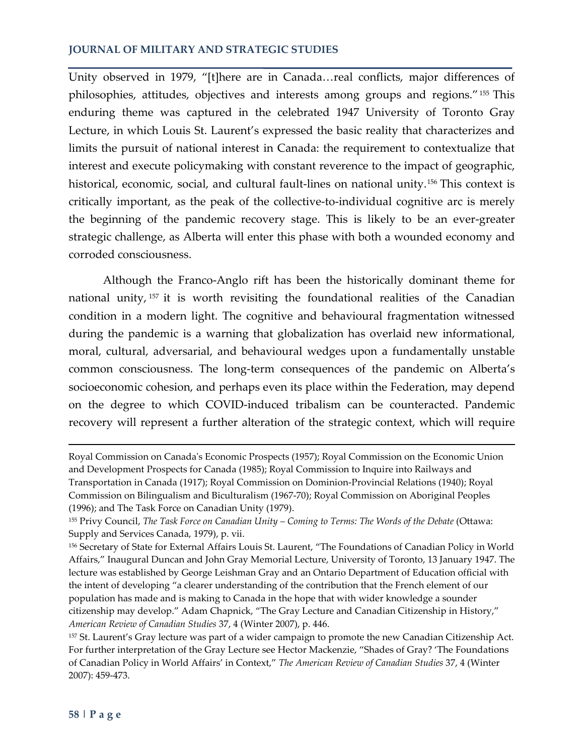Unity observed in 1979, "[t]here are in Canada…real conflicts, major differences of philosophies, attitudes, objectives and interests among groups and regions."[155] This enduring theme was captured in the celebrated 1947 University of Toronto Gray Lecture, in which Louis St. Laurent's expressed the basic reality that characterizes and limits the pursuit of national interest in Canada: the requirement to contextualize that interest and execute policymaking with constant reverence to the impact of geographic, historical, economic, social, and cultural fault-lines on national unity.[156] This context is critically important, as the peak of the collective-to-individual cognitive arc is merely the beginning of the pandemic recovery stage. This is likely to be an ever-greater strategic challenge, as Alberta will enter this phase with both a wounded economy and corroded consciousness.

Although the Franco-Anglo rift has been the historically dominant theme for national unity,[157] it is worth revisiting the foundational realities of the Canadian condition in a modern light. The cognitive and behavioural fragmentation witnessed during the pandemic is a warning that globalization has overlaid new informational, moral, cultural, adversarial, and behavioural wedges upon a fundamentally unstable common consciousness. The long-term consequences of the pandemic on Alberta's socioeconomic cohesion, and perhaps even its place within the Federation, may depend on the degree to which COVID-induced tribalism can be counteracted. Pandemic recovery will represent a further alteration of the strategic context, which will require

---

Royal Commission on Canada's Economic Prospects (1957); Royal Commission on the Economic Union and Development Prospects for Canada (1985); Royal Commission to Inquire into Railways and Transportation in Canada (1917); Royal Commission on Dominion-Provincial Relations (1940); Royal Commission on Bilingualism and Biculturalism (1967-70); Royal Commission on Aboriginal Peoples (1996); and The Task Force on Canadian Unity (1979).

[155] Privy Council, *The Task Force on Canadian Unity – Coming to Terms: The Words of the Debate* (Ottawa: Supply and Services Canada, 1979), p. vii.

[156] Secretary of State for External Affairs Louis St. Laurent, "The Foundations of Canadian Policy in World Affairs," Inaugural Duncan and John Gray Memorial Lecture, University of Toronto, 13 January 1947. The lecture was established by George Leishman Gray and an Ontario Department of Education official with the intent of developing "a clearer understanding of the contribution that the French element of our population has made and is making to Canada in the hope that with wider knowledge a sounder citizenship may develop." Adam Chapnick, "The Gray Lecture and Canadian Citizenship in History," *American Review of Canadian Studies* 37, 4 (Winter 2007), p. 446.

[157] St. Laurent's Gray lecture was part of a wider campaign to promote the new Canadian Citizenship Act. For further interpretation of the Gray Lecture see Hector Mackenzie, "Shades of Gray? 'The Foundations of Canadian Policy in World Affairs' in Context," *The American Review of Canadian Studies* 37, 4 (Winter 2007): 459-473.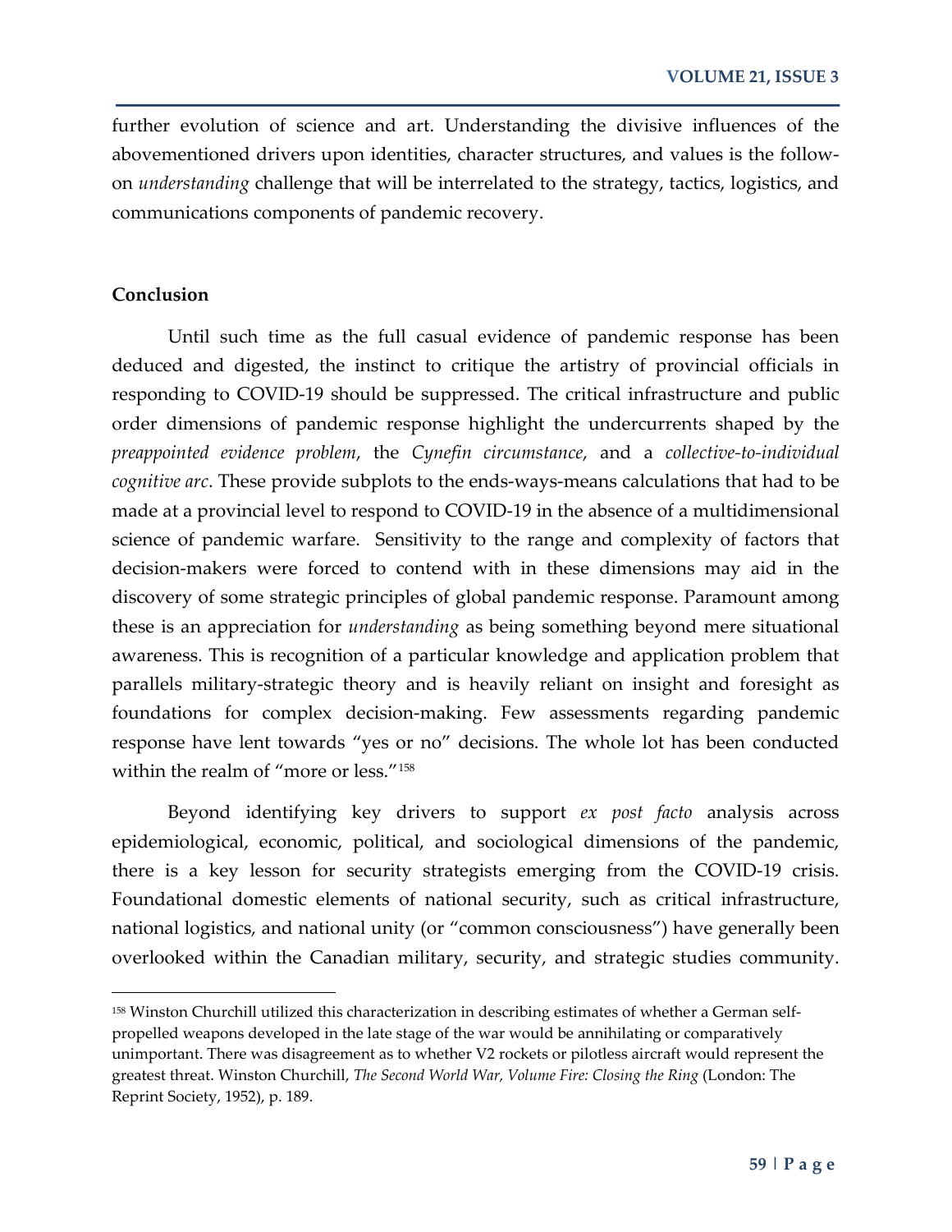further evolution of science and art. Understanding the divisive influences of the abovementioned drivers upon identities, character structures, and values is the follow-on *understanding* challenge that will be interrelated to the strategy, tactics, logistics, and communications components of pandemic recovery.

## Conclusion

Until such time as the full casual evidence of pandemic response has been deduced and digested, the instinct to critique the artistry of provincial officials in responding to COVID-19 should be suppressed. The critical infrastructure and public order dimensions of pandemic response highlight the undercurrents shaped by the *preappointed evidence problem*, the *Cynefin circumstance*, and a *collective-to-individual cognitive arc*. These provide subplots to the ends-ways-means calculations that had to be made at a provincial level to respond to COVID-19 in the absence of a multidimensional science of pandemic warfare. Sensitivity to the range and complexity of factors that decision-makers were forced to contend with in these dimensions may aid in the discovery of some strategic principles of global pandemic response. Paramount among these is an appreciation for *understanding* as being something beyond mere situational awareness. This is recognition of a particular knowledge and application problem that parallels military-strategic theory and is heavily reliant on insight and foresight as foundations for complex decision-making. Few assessments regarding pandemic response have lent towards "yes or no" decisions. The whole lot has been conducted within the realm of "more or less."[158]

Beyond identifying key drivers to support *ex post facto* analysis across epidemiological, economic, political, and sociological dimensions of the pandemic, there is a key lesson for security strategists emerging from the COVID-19 crisis. Foundational domestic elements of national security, such as critical infrastructure, national logistics, and national unity (or "common consciousness") have generally been overlooked within the Canadian military, security, and strategic studies community.

---

[158] Winston Churchill utilized this characterization in describing estimates of whether a German self-propelled weapons developed in the late stage of the war would be annihilating or comparatively unimportant. There was disagreement as to whether V2 rockets or pilotless aircraft would represent the greatest threat. Winston Churchill, *The Second World War, Volume Fire: Closing the Ring* (London: The Reprint Society, 1952), p. 189.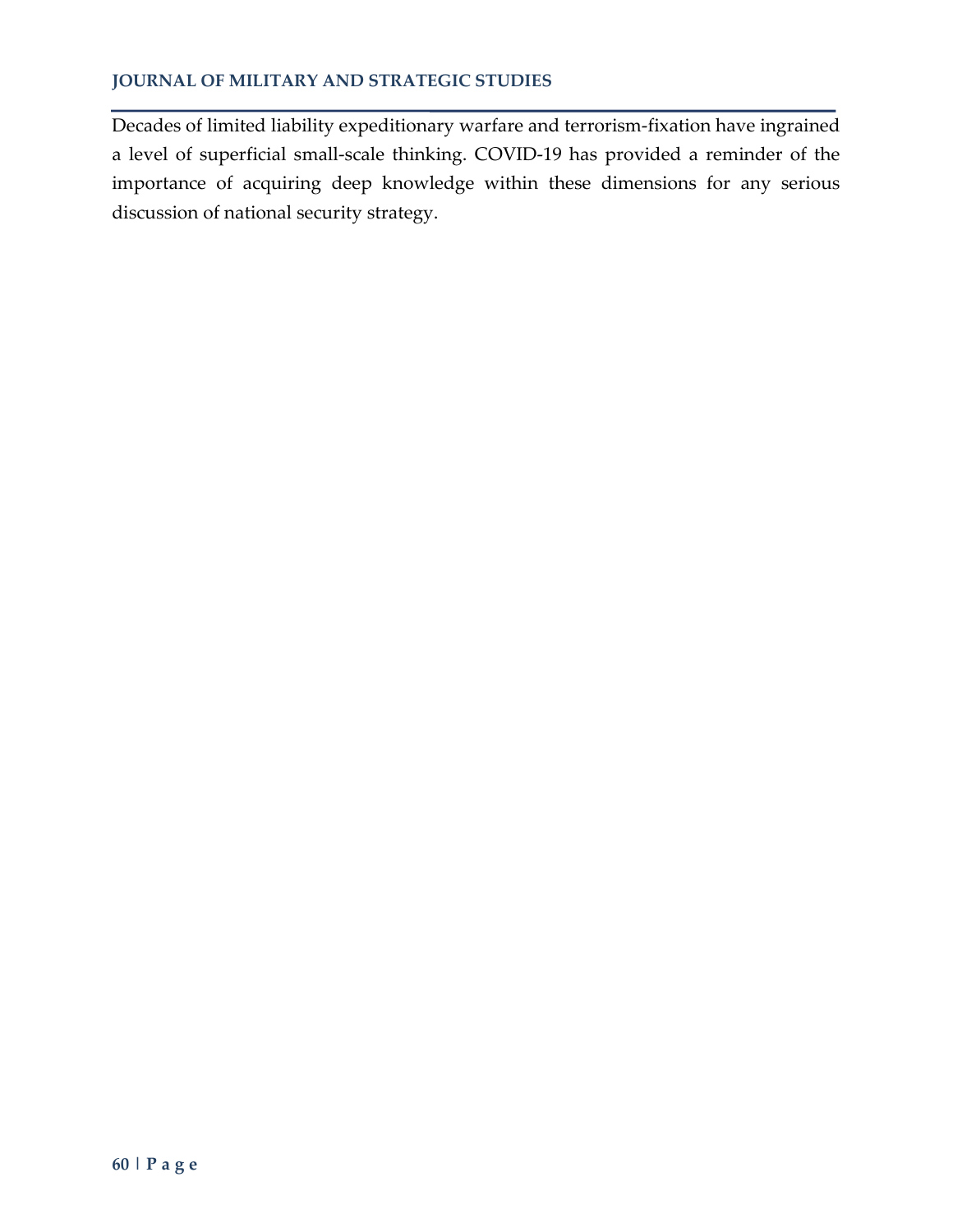Decades of limited liability expeditionary warfare and terrorism-fixation have ingrained a level of superficial small-scale thinking. COVID-19 has provided a reminder of the importance of acquiring deep knowledge within these dimensions for any serious discussion of national security strategy.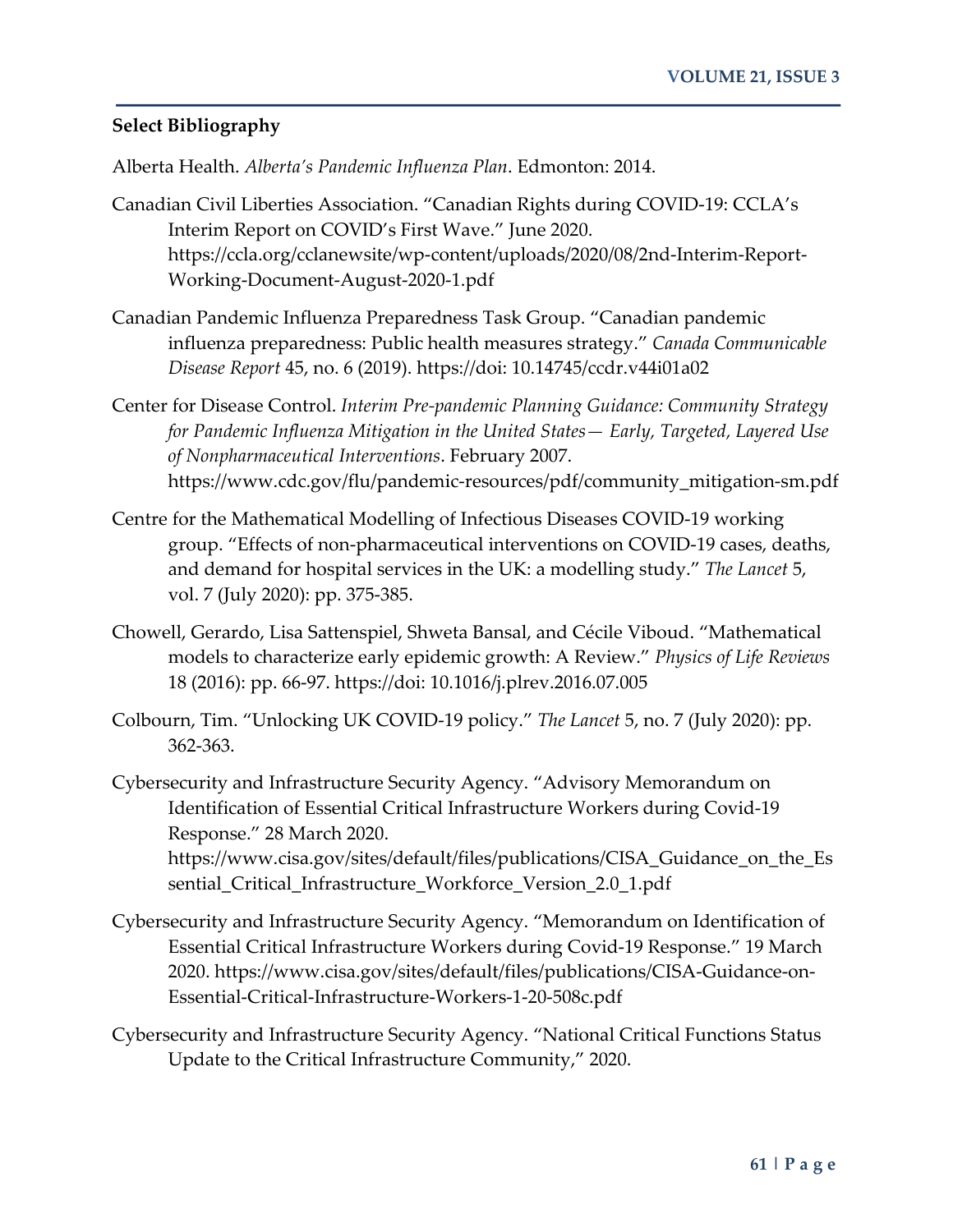**Select Bibliography**

Alberta Health. *Alberta's Pandemic Influenza Plan*. Edmonton: 2014.

Canadian Civil Liberties Association. "Canadian Rights during COVID-19: CCLA's Interim Report on COVID's First Wave." June 2020. https://ccla.org/cclanewsite/wp-content/uploads/2020/08/2nd-Interim-Report-Working-Document-August-2020-1.pdf

Canadian Pandemic Influenza Preparedness Task Group. "Canadian pandemic influenza preparedness: Public health measures strategy." *Canada Communicable Disease Report* 45, no. 6 (2019). https://doi: 10.14745/ccdr.v44i01a02

Center for Disease Control. *Interim Pre-pandemic Planning Guidance: Community Strategy for Pandemic Influenza Mitigation in the United States— Early, Targeted, Layered Use of Nonpharmaceutical Interventions*. February 2007. https://www.cdc.gov/flu/pandemic-resources/pdf/community_mitigation-sm.pdf

Centre for the Mathematical Modelling of Infectious Diseases COVID-19 working group. "Effects of non-pharmaceutical interventions on COVID-19 cases, deaths, and demand for hospital services in the UK: a modelling study." *The Lancet* 5, vol. 7 (July 2020): pp. 375-385.

Chowell, Gerardo, Lisa Sattenspiel, Shweta Bansal, and Cécile Viboud. "Mathematical models to characterize early epidemic growth: A Review." *Physics of Life Reviews* 18 (2016): pp. 66-97. https://doi: 10.1016/j.plrev.2016.07.005

Colbourn, Tim. "Unlocking UK COVID-19 policy." *The Lancet* 5, no. 7 (July 2020): pp. 362-363.

Cybersecurity and Infrastructure Security Agency. "Advisory Memorandum on Identification of Essential Critical Infrastructure Workers during Covid-19 Response." 28 March 2020. https://www.cisa.gov/sites/default/files/publications/CISA_Guidance_on_the_Essential_Critical_Infrastructure_Workforce_Version_2.0_1.pdf

Cybersecurity and Infrastructure Security Agency. "Memorandum on Identification of Essential Critical Infrastructure Workers during Covid-19 Response." 19 March 2020. https://www.cisa.gov/sites/default/files/publications/CISA-Guidance-on-Essential-Critical-Infrastructure-Workers-1-20-508c.pdf

Cybersecurity and Infrastructure Security Agency. "National Critical Functions Status Update to the Critical Infrastructure Community," 2020.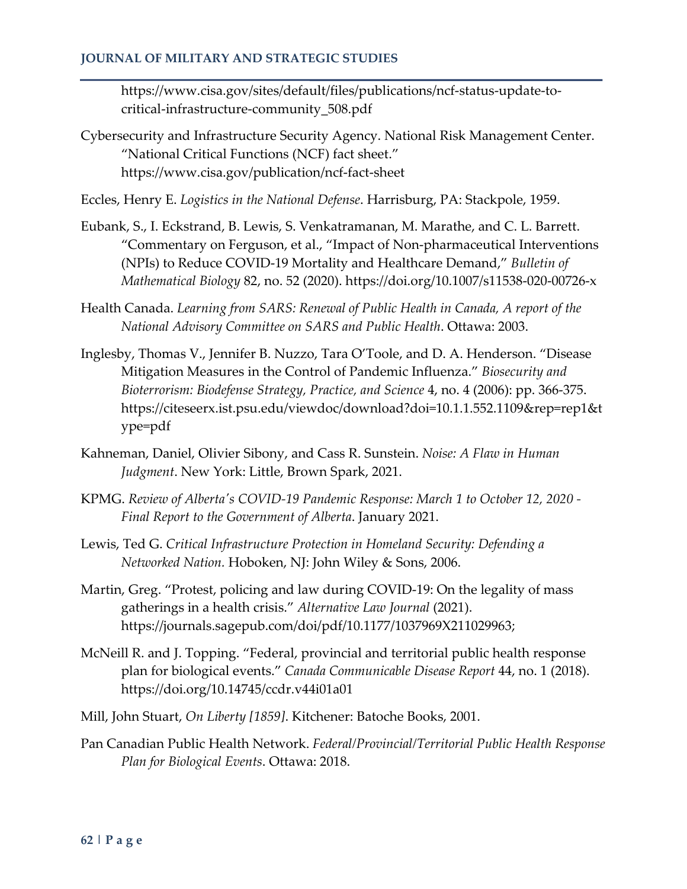https://www.cisa.gov/sites/default/files/publications/ncf-status-update-to-critical-infrastructure-community_508.pdf

Cybersecurity and Infrastructure Security Agency. National Risk Management Center. "National Critical Functions (NCF) fact sheet." https://www.cisa.gov/publication/ncf-fact-sheet

Eccles, Henry E. *Logistics in the National Defense*. Harrisburg, PA: Stackpole, 1959.

Eubank, S., I. Eckstrand, B. Lewis, S. Venkatramanan, M. Marathe, and C. L. Barrett. "Commentary on Ferguson, et al., "Impact of Non-pharmaceutical Interventions (NPIs) to Reduce COVID-19 Mortality and Healthcare Demand," *Bulletin of Mathematical Biology* 82, no. 52 (2020). https://doi.org/10.1007/s11538-020-00726-x

Health Canada. *Learning from SARS: Renewal of Public Health in Canada, A report of the National Advisory Committee on SARS and Public Health*. Ottawa: 2003.

Inglesby, Thomas V., Jennifer B. Nuzzo, Tara O'Toole, and D. A. Henderson. "Disease Mitigation Measures in the Control of Pandemic Influenza." *Biosecurity and Bioterrorism: Biodefense Strategy, Practice, and Science* 4, no. 4 (2006): pp. 366-375. https://citeseerx.ist.psu.edu/viewdoc/download?doi=10.1.1.552.1109&rep=rep1&type=pdf

Kahneman, Daniel, Olivier Sibony, and Cass R. Sunstein. *Noise: A Flaw in Human Judgment*. New York: Little, Brown Spark, 2021.

KPMG. *Review of Alberta's COVID-19 Pandemic Response: March 1 to October 12, 2020 - Final Report to the Government of Alberta*. January 2021.

Lewis, Ted G. *Critical Infrastructure Protection in Homeland Security: Defending a Networked Nation.* Hoboken, NJ: John Wiley & Sons, 2006.

Martin, Greg. "Protest, policing and law during COVID-19: On the legality of mass gatherings in a health crisis." *Alternative Law Journal* (2021). https://journals.sagepub.com/doi/pdf/10.1177/1037969X211029963;

McNeill R. and J. Topping. "Federal, provincial and territorial public health response plan for biological events." *Canada Communicable Disease Report* 44, no. 1 (2018). https://doi.org/10.14745/ccdr.v44i01a01

Mill, John Stuart, *On Liberty [1859]*. Kitchener: Batoche Books, 2001.

Pan Canadian Public Health Network. *Federal/Provincial/Territorial Public Health Response Plan for Biological Events*. Ottawa: 2018.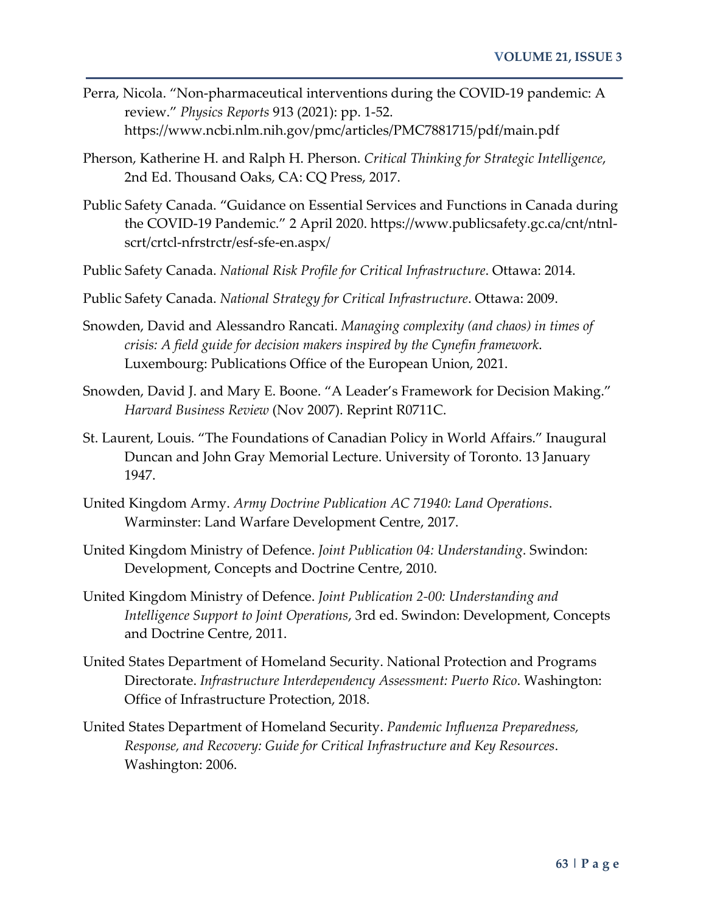Perra, Nicola. "Non-pharmaceutical interventions during the COVID-19 pandemic: A review." *Physics Reports* 913 (2021): pp. 1-52. https://www.ncbi.nlm.nih.gov/pmc/articles/PMC7881715/pdf/main.pdf

Pherson, Katherine H. and Ralph H. Pherson. *Critical Thinking for Strategic Intelligence*, 2nd Ed. Thousand Oaks, CA: CQ Press, 2017.

Public Safety Canada. "Guidance on Essential Services and Functions in Canada during the COVID-19 Pandemic." 2 April 2020. https://www.publicsafety.gc.ca/cnt/ntnl-scrt/crtcl-nfrstrctr/esf-sfe-en.aspx/

Public Safety Canada. *National Risk Profile for Critical Infrastructure*. Ottawa: 2014.

Public Safety Canada. *National Strategy for Critical Infrastructure*. Ottawa: 2009.

Snowden, David and Alessandro Rancati. *Managing complexity (and chaos) in times of crisis: A field guide for decision makers inspired by the Cynefin framework*. Luxembourg: Publications Office of the European Union, 2021.

Snowden, David J. and Mary E. Boone. "A Leader's Framework for Decision Making." *Harvard Business Review* (Nov 2007). Reprint R0711C.

St. Laurent, Louis. "The Foundations of Canadian Policy in World Affairs." Inaugural Duncan and John Gray Memorial Lecture. University of Toronto. 13 January 1947.

United Kingdom Army. *Army Doctrine Publication AC 71940: Land Operations*. Warminster: Land Warfare Development Centre, 2017.

United Kingdom Ministry of Defence. *Joint Publication 04: Understanding*. Swindon: Development, Concepts and Doctrine Centre, 2010.

United Kingdom Ministry of Defence. *Joint Publication 2-00: Understanding and Intelligence Support to Joint Operations*, 3rd ed. Swindon: Development, Concepts and Doctrine Centre, 2011.

United States Department of Homeland Security. National Protection and Programs Directorate. *Infrastructure Interdependency Assessment: Puerto Rico*. Washington: Office of Infrastructure Protection, 2018.

United States Department of Homeland Security. *Pandemic Influenza Preparedness, Response, and Recovery: Guide for Critical Infrastructure and Key Resources*. Washington: 2006.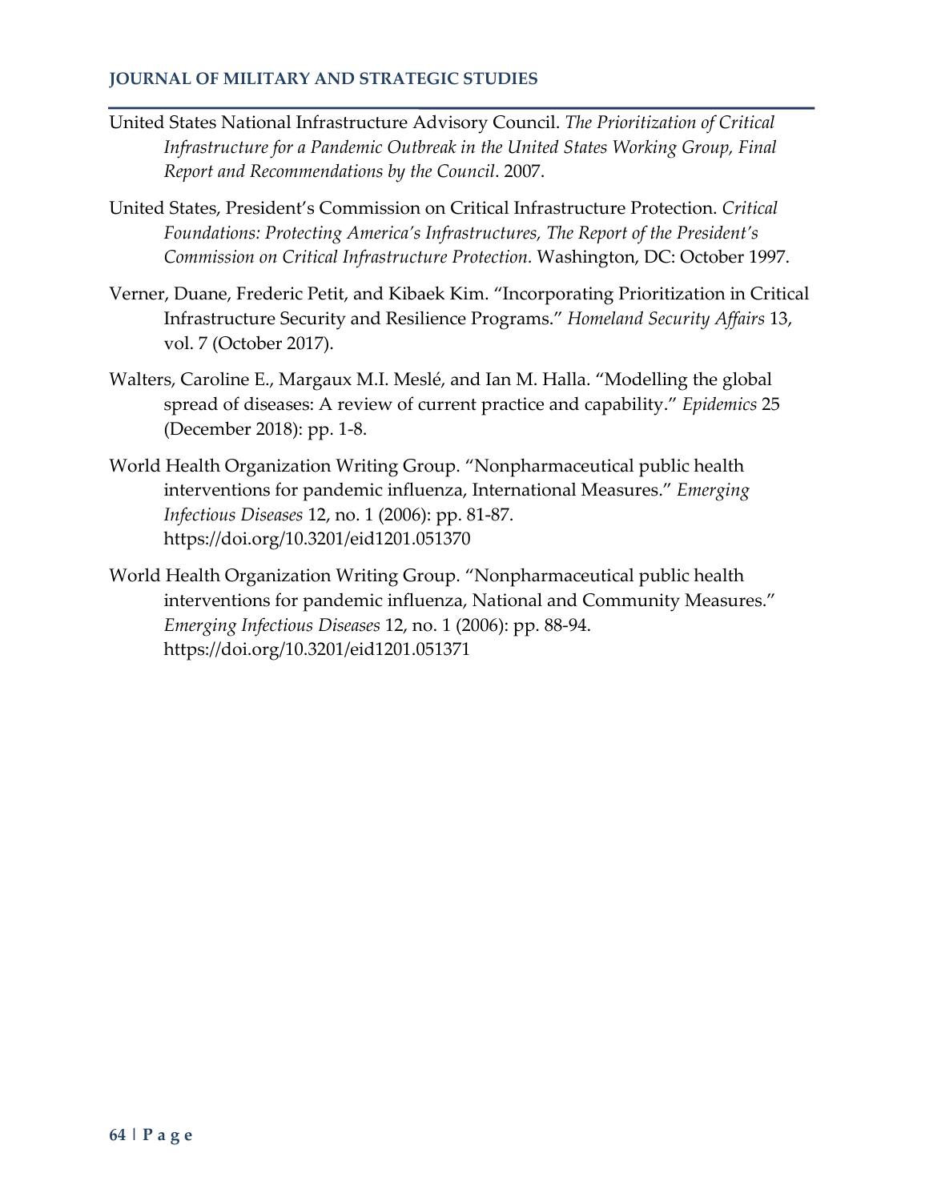United States National Infrastructure Advisory Council. *The Prioritization of Critical Infrastructure for a Pandemic Outbreak in the United States Working Group, Final Report and Recommendations by the Council*. 2007.

United States, President's Commission on Critical Infrastructure Protection. *Critical Foundations: Protecting America's Infrastructures, The Report of the President's Commission on Critical Infrastructure Protection.* Washington, DC: October 1997.

Verner, Duane, Frederic Petit, and Kibaek Kim. "Incorporating Prioritization in Critical Infrastructure Security and Resilience Programs." *Homeland Security Affairs* 13, vol. 7 (October 2017).

Walters, Caroline E., Margaux M.I. Meslé, and Ian M. Halla. "Modelling the global spread of diseases: A review of current practice and capability." *Epidemics* 25 (December 2018): pp. 1-8.

World Health Organization Writing Group. "Nonpharmaceutical public health interventions for pandemic influenza, International Measures." *Emerging Infectious Diseases* 12, no. 1 (2006): pp. 81-87. https://doi.org/10.3201/eid1201.051370

World Health Organization Writing Group. "Nonpharmaceutical public health interventions for pandemic influenza, National and Community Measures." *Emerging Infectious Diseases* 12, no. 1 (2006): pp. 88-94. https://doi.org/10.3201/eid1201.051371